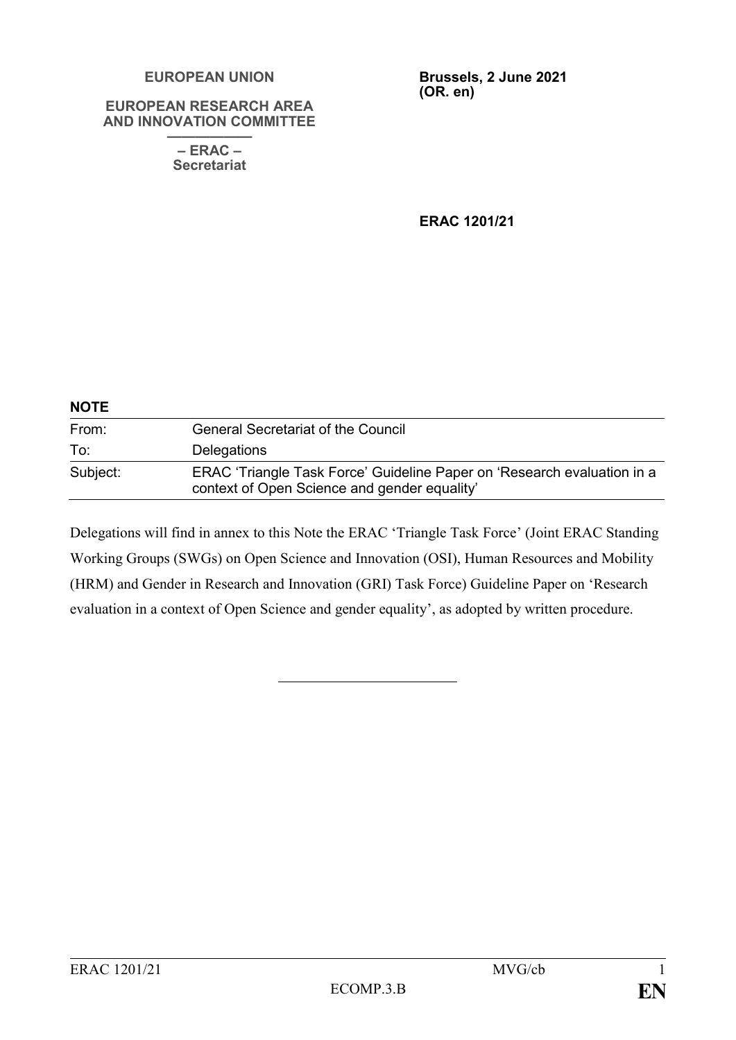**EUROPEAN UNION**

**EUROPEAN RESEARCH AREA AND INNOVATION COMMITTEE**

**– ERAC –**
**Secretariat**

**Brussels, 2 June 2021**
**(OR. en)**

**ERAC 1201/21**

**NOTE**

| | |
|---|---|
| From: | General Secretariat of the Council |
| To: | Delegations |
| Subject: | ERAC 'Triangle Task Force' Guideline Paper on 'Research evaluation in a context of Open Science and gender equality' |

Delegations will find in annex to this Note the ERAC 'Triangle Task Force' (Joint ERAC Standing Working Groups (SWGs) on Open Science and Innovation (OSI), Human Resources and Mobility (HRM) and Gender in Research and Innovation (GRI) Task Force) Guideline Paper on 'Research evaluation in a context of Open Science and gender equality', as adopted by written procedure.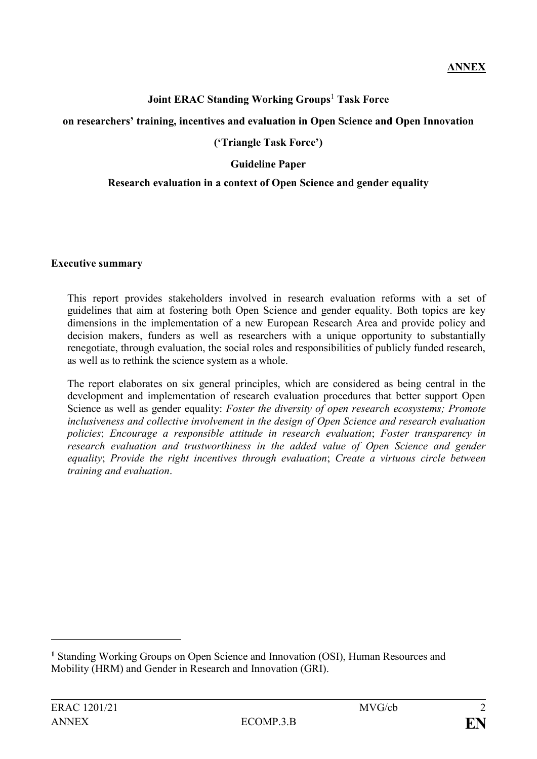**ANNEX**

**Joint ERAC Standing Working Groups[1] Task Force**

**on researchers' training, incentives and evaluation in Open Science and Open Innovation**

**('Triangle Task Force')**

**Guideline Paper**

**Research evaluation in a context of Open Science and gender equality**

**Executive summary**

This report provides stakeholders involved in research evaluation reforms with a set of guidelines that aim at fostering both Open Science and gender equality. Both topics are key dimensions in the implementation of a new European Research Area and provide policy and decision makers, funders as well as researchers with a unique opportunity to substantially renegotiate, through evaluation, the social roles and responsibilities of publicly funded research, as well as to rethink the science system as a whole.

The report elaborates on six general principles, which are considered as being central in the development and implementation of research evaluation procedures that better support Open Science as well as gender equality: *Foster the diversity of open research ecosystems; Promote inclusiveness and collective involvement in the design of Open Science and research evaluation policies*; *Encourage a responsible attitude in research evaluation*; *Foster transparency in research evaluation and trustworthiness in the added value of Open Science and gender equality*; *Provide the right incentives through evaluation*; *Create a virtuous circle between training and evaluation*.

[1] Standing Working Groups on Open Science and Innovation (OSI), Human Resources and Mobility (HRM) and Gender in Research and Innovation (GRI).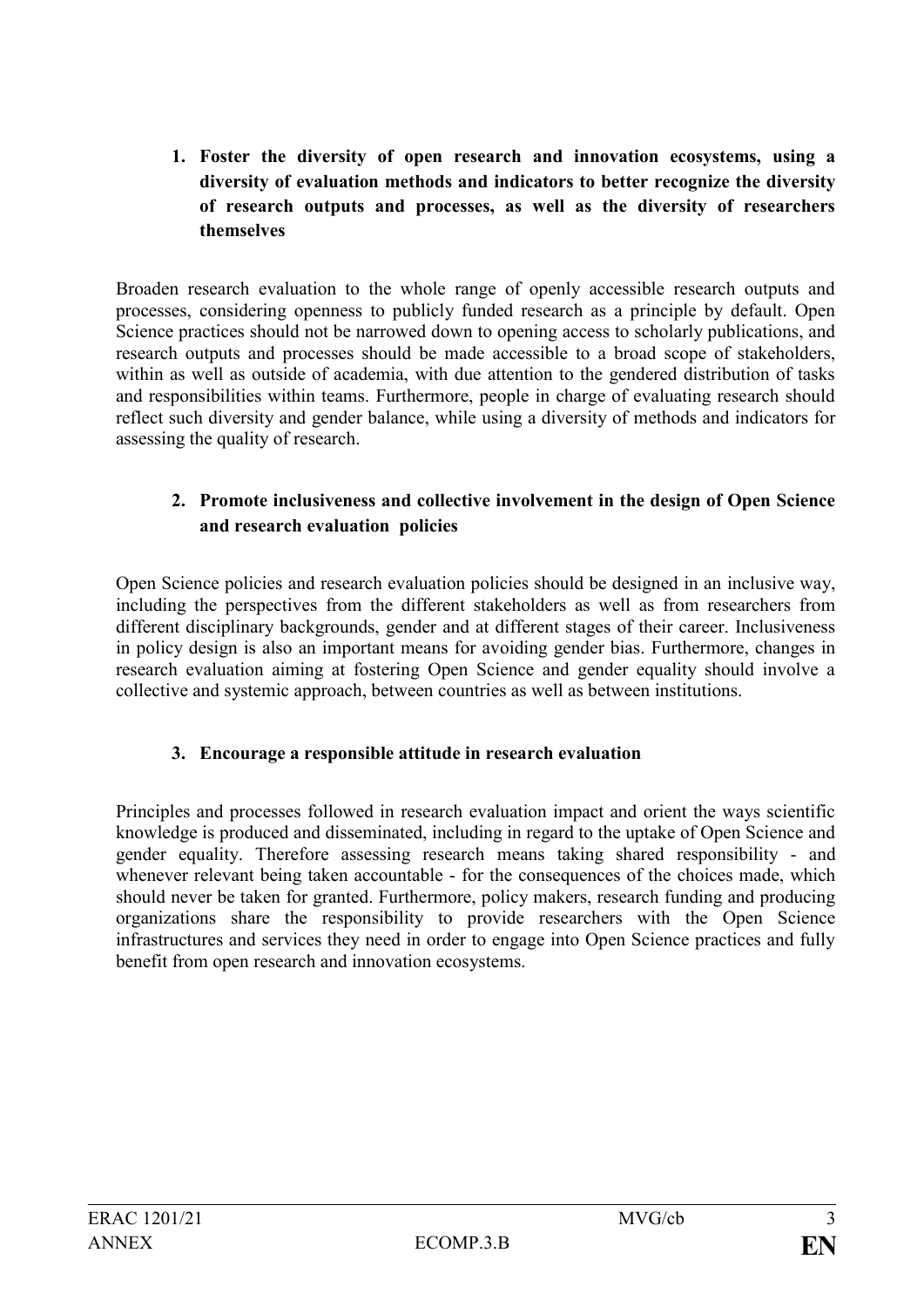1. **Foster the diversity of open research and innovation ecosystems, using a diversity of evaluation methods and indicators to better recognize the diversity of research outputs and processes, as well as the diversity of researchers themselves**

Broaden research evaluation to the whole range of openly accessible research outputs and processes, considering openness to publicly funded research as a principle by default. Open Science practices should not be narrowed down to opening access to scholarly publications, and research outputs and processes should be made accessible to a broad scope of stakeholders, within as well as outside of academia, with due attention to the gendered distribution of tasks and responsibilities within teams. Furthermore, people in charge of evaluating research should reflect such diversity and gender balance, while using a diversity of methods and indicators for assessing the quality of research.

2. **Promote inclusiveness and collective involvement in the design of Open Science and research evaluation policies**

Open Science policies and research evaluation policies should be designed in an inclusive way, including the perspectives from the different stakeholders as well as from researchers from different disciplinary backgrounds, gender and at different stages of their career. Inclusiveness in policy design is also an important means for avoiding gender bias. Furthermore, changes in research evaluation aiming at fostering Open Science and gender equality should involve a collective and systemic approach, between countries as well as between institutions.

3. **Encourage a responsible attitude in research evaluation**

Principles and processes followed in research evaluation impact and orient the ways scientific knowledge is produced and disseminated, including in regard to the uptake of Open Science and gender equality. Therefore assessing research means taking shared responsibility - and whenever relevant being taken accountable - for the consequences of the choices made, which should never be taken for granted. Furthermore, policy makers, research funding and producing organizations share the responsibility to provide researchers with the Open Science infrastructures and services they need in order to engage into Open Science practices and fully benefit from open research and innovation ecosystems.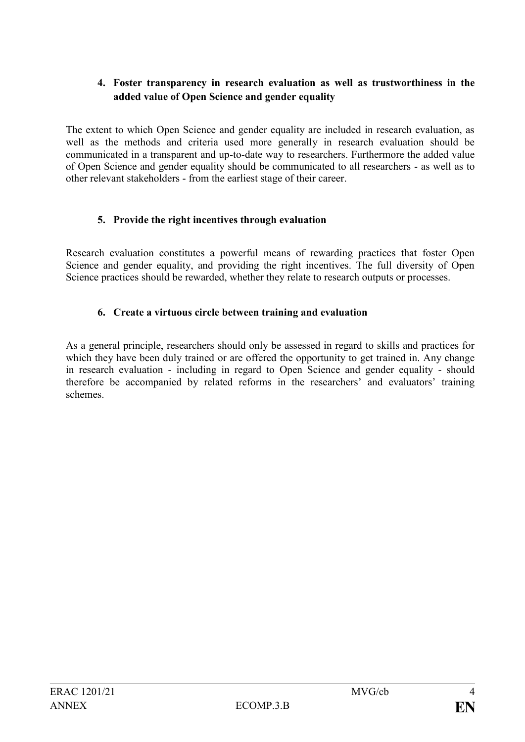**4. Foster transparency in research evaluation as well as trustworthiness in the added value of Open Science and gender equality**

The extent to which Open Science and gender equality are included in research evaluation, as well as the methods and criteria used more generally in research evaluation should be communicated in a transparent and up-to-date way to researchers. Furthermore the added value of Open Science and gender equality should be communicated to all researchers - as well as to other relevant stakeholders - from the earliest stage of their career.

**5. Provide the right incentives through evaluation**

Research evaluation constitutes a powerful means of rewarding practices that foster Open Science and gender equality, and providing the right incentives. The full diversity of Open Science practices should be rewarded, whether they relate to research outputs or processes.

**6. Create a virtuous circle between training and evaluation**

As a general principle, researchers should only be assessed in regard to skills and practices for which they have been duly trained or are offered the opportunity to get trained in. Any change in research evaluation - including in regard to Open Science and gender equality - should therefore be accompanied by related reforms in the researchers' and evaluators' training schemes.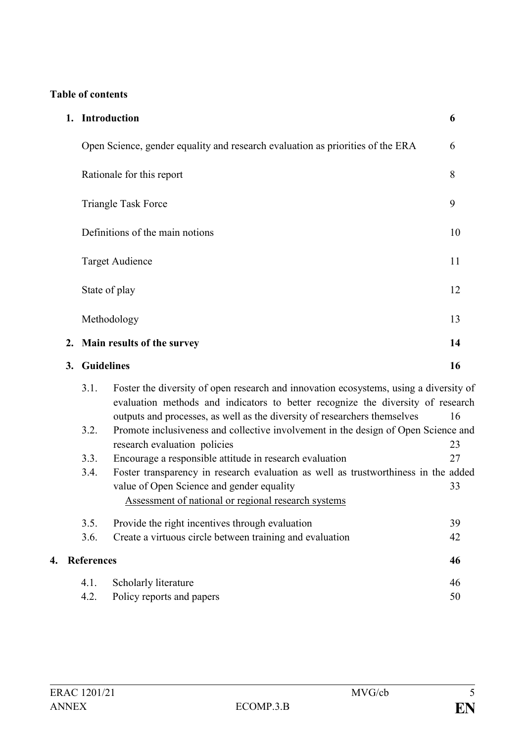**Table of contents**

1. **Introduction** **6**

   Open Science, gender equality and research evaluation as priorities of the ERA 6

   Rationale for this report 8

   Triangle Task Force 9

   Definitions of the main notions 10

   Target Audience 11

   State of play 12

   Methodology 13

2. **Main results of the survey** **14**

3. **Guidelines** **16**

   3.1. Foster the diversity of open research and innovation ecosystems, using a diversity of evaluation methods and indicators to better recognize the diversity of research outputs and processes, as well as the diversity of researchers themselves 16

   3.2. Promote inclusiveness and collective involvement in the design of Open Science and research evaluation policies 23

   3.3. Encourage a responsible attitude in research evaluation 27

   3.4. Foster transparency in research evaluation as well as trustworthiness in the added value of Open Science and gender equality 33

   Assessment of national or regional research systems

   3.5. Provide the right incentives through evaluation 39

   3.6. Create a virtuous circle between training and evaluation 42

4. **References** **46**

   4.1. Scholarly literature 46

   4.2. Policy reports and papers 50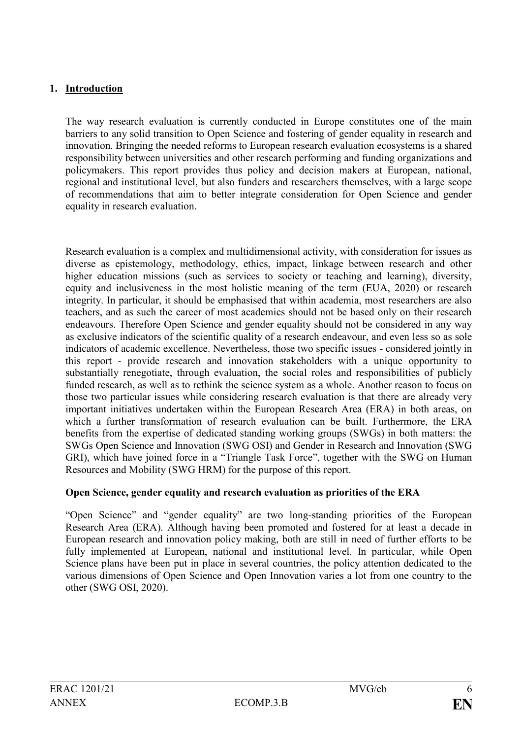## 1. Introduction

The way research evaluation is currently conducted in Europe constitutes one of the main barriers to any solid transition to Open Science and fostering of gender equality in research and innovation. Bringing the needed reforms to European research evaluation ecosystems is a shared responsibility between universities and other research performing and funding organizations and policymakers. This report provides thus policy and decision makers at European, national, regional and institutional level, but also funders and researchers themselves, with a large scope of recommendations that aim to better integrate consideration for Open Science and gender equality in research evaluation.

Research evaluation is a complex and multidimensional activity, with consideration for issues as diverse as epistemology, methodology, ethics, impact, linkage between research and other higher education missions (such as services to society or teaching and learning), diversity, equity and inclusiveness in the most holistic meaning of the term (EUA, 2020) or research integrity. In particular, it should be emphasised that within academia, most researchers are also teachers, and as such the career of most academics should not be based only on their research endeavours. Therefore Open Science and gender equality should not be considered in any way as exclusive indicators of the scientific quality of a research endeavour, and even less so as sole indicators of academic excellence. Nevertheless, those two specific issues - considered jointly in this report - provide research and innovation stakeholders with a unique opportunity to substantially renegotiate, through evaluation, the social roles and responsibilities of publicly funded research, as well as to rethink the science system as a whole. Another reason to focus on those two particular issues while considering research evaluation is that there are already very important initiatives undertaken within the European Research Area (ERA) in both areas, on which a further transformation of research evaluation can be built. Furthermore, the ERA benefits from the expertise of dedicated standing working groups (SWGs) in both matters: the SWGs Open Science and Innovation (SWG OSI) and Gender in Research and Innovation (SWG GRI), which have joined force in a "Triangle Task Force", together with the SWG on Human Resources and Mobility (SWG HRM) for the purpose of this report.

**Open Science, gender equality and research evaluation as priorities of the ERA**

"Open Science" and "gender equality" are two long-standing priorities of the European Research Area (ERA). Although having been promoted and fostered for at least a decade in European research and innovation policy making, both are still in need of further efforts to be fully implemented at European, national and institutional level. In particular, while Open Science plans have been put in place in several countries, the policy attention dedicated to the various dimensions of Open Science and Open Innovation varies a lot from one country to the other (SWG OSI, 2020).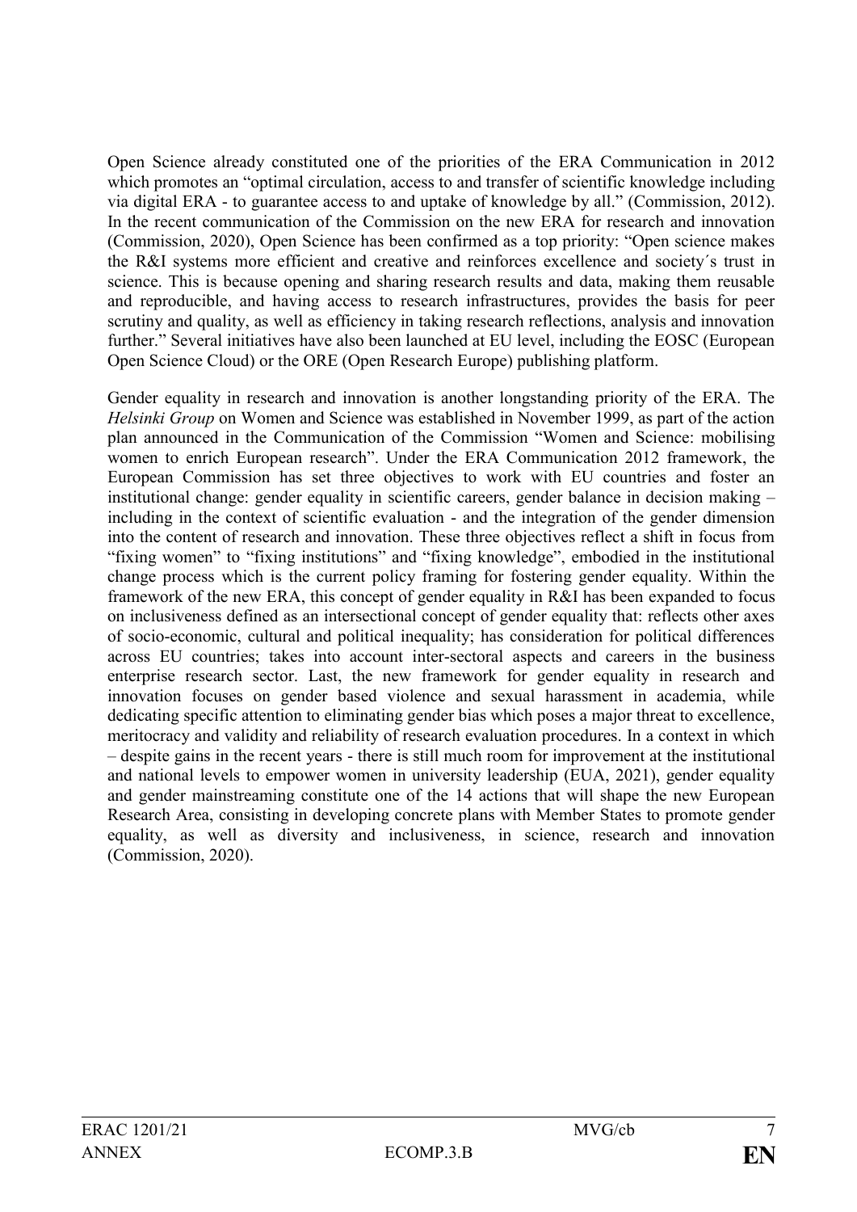Open Science already constituted one of the priorities of the ERA Communication in 2012 which promotes an "optimal circulation, access to and transfer of scientific knowledge including via digital ERA - to guarantee access to and uptake of knowledge by all." (Commission, 2012). In the recent communication of the Commission on the new ERA for research and innovation (Commission, 2020), Open Science has been confirmed as a top priority: "Open science makes the R&I systems more efficient and creative and reinforces excellence and society´s trust in science. This is because opening and sharing research results and data, making them reusable and reproducible, and having access to research infrastructures, provides the basis for peer scrutiny and quality, as well as efficiency in taking research reflections, analysis and innovation further." Several initiatives have also been launched at EU level, including the EOSC (European Open Science Cloud) or the ORE (Open Research Europe) publishing platform.

Gender equality in research and innovation is another longstanding priority of the ERA. The *Helsinki Group* on Women and Science was established in November 1999, as part of the action plan announced in the Communication of the Commission "Women and Science: mobilising women to enrich European research". Under the ERA Communication 2012 framework, the European Commission has set three objectives to work with EU countries and foster an institutional change: gender equality in scientific careers, gender balance in decision making – including in the context of scientific evaluation - and the integration of the gender dimension into the content of research and innovation. These three objectives reflect a shift in focus from "fixing women" to "fixing institutions" and "fixing knowledge", embodied in the institutional change process which is the current policy framing for fostering gender equality. Within the framework of the new ERA, this concept of gender equality in R&I has been expanded to focus on inclusiveness defined as an intersectional concept of gender equality that: reflects other axes of socio-economic, cultural and political inequality; has consideration for political differences across EU countries; takes into account inter-sectoral aspects and careers in the business enterprise research sector. Last, the new framework for gender equality in research and innovation focuses on gender based violence and sexual harassment in academia, while dedicating specific attention to eliminating gender bias which poses a major threat to excellence, meritocracy and validity and reliability of research evaluation procedures. In a context in which – despite gains in the recent years - there is still much room for improvement at the institutional and national levels to empower women in university leadership (EUA, 2021), gender equality and gender mainstreaming constitute one of the 14 actions that will shape the new European Research Area, consisting in developing concrete plans with Member States to promote gender equality, as well as diversity and inclusiveness, in science, research and innovation (Commission, 2020).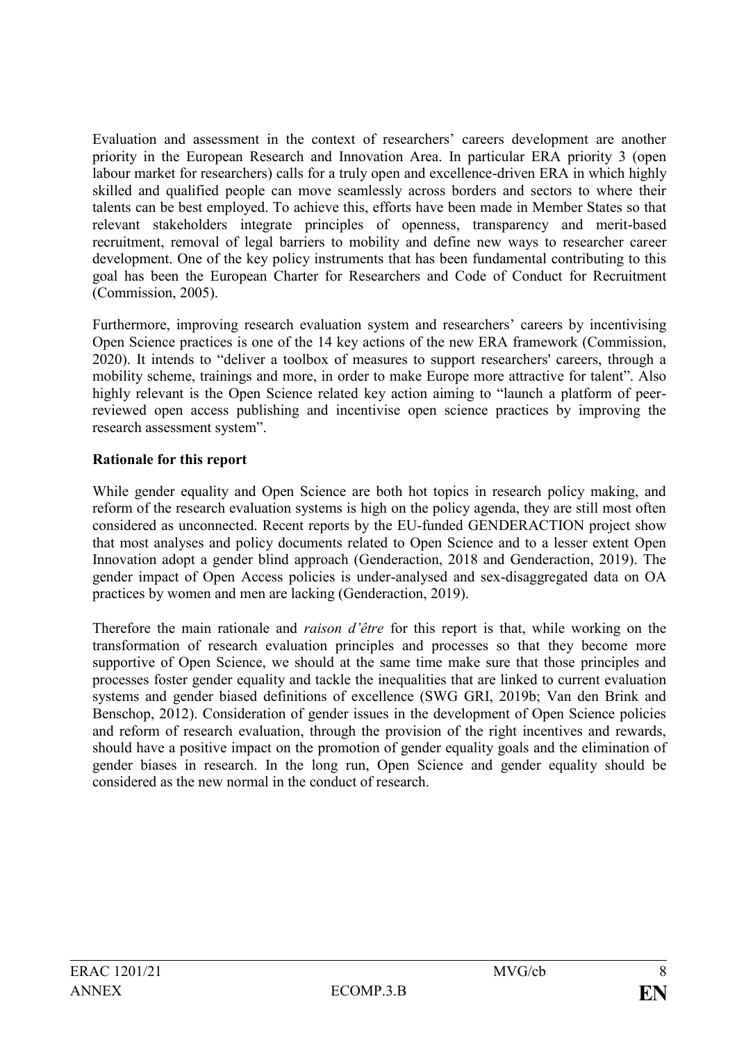Evaluation and assessment in the context of researchers' careers development are another priority in the European Research and Innovation Area. In particular ERA priority 3 (open labour market for researchers) calls for a truly open and excellence-driven ERA in which highly skilled and qualified people can move seamlessly across borders and sectors to where their talents can be best employed. To achieve this, efforts have been made in Member States so that relevant stakeholders integrate principles of openness, transparency and merit-based recruitment, removal of legal barriers to mobility and define new ways to researcher career development. One of the key policy instruments that has been fundamental contributing to this goal has been the European Charter for Researchers and Code of Conduct for Recruitment (Commission, 2005).

Furthermore, improving research evaluation system and researchers' careers by incentivising Open Science practices is one of the 14 key actions of the new ERA framework (Commission, 2020). It intends to "deliver a toolbox of measures to support researchers' careers, through a mobility scheme, trainings and more, in order to make Europe more attractive for talent". Also highly relevant is the Open Science related key action aiming to "launch a platform of peer-reviewed open access publishing and incentivise open science practices by improving the research assessment system".

**Rationale for this report**

While gender equality and Open Science are both hot topics in research policy making, and reform of the research evaluation systems is high on the policy agenda, they are still most often considered as unconnected. Recent reports by the EU-funded GENDERACTION project show that most analyses and policy documents related to Open Science and to a lesser extent Open Innovation adopt a gender blind approach (Genderaction, 2018 and Genderaction, 2019). The gender impact of Open Access policies is under-analysed and sex-disaggregated data on OA practices by women and men are lacking (Genderaction, 2019).

Therefore the main rationale and *raison d'être* for this report is that, while working on the transformation of research evaluation principles and processes so that they become more supportive of Open Science, we should at the same time make sure that those principles and processes foster gender equality and tackle the inequalities that are linked to current evaluation systems and gender biased definitions of excellence (SWG GRI, 2019b; Van den Brink and Benschop, 2012). Consideration of gender issues in the development of Open Science policies and reform of research evaluation, through the provision of the right incentives and rewards, should have a positive impact on the promotion of gender equality goals and the elimination of gender biases in research. In the long run, Open Science and gender equality should be considered as the new normal in the conduct of research.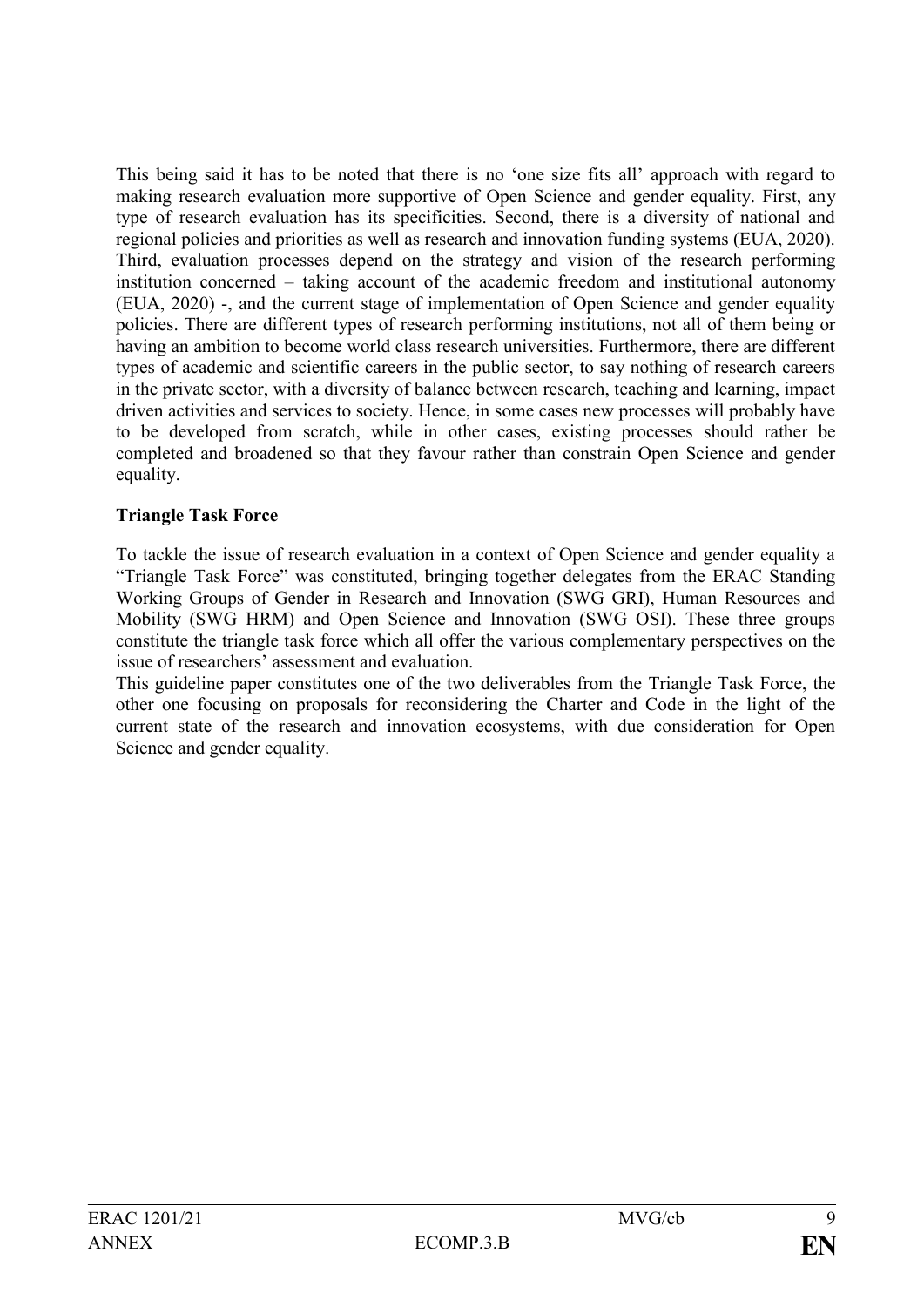This being said it has to be noted that there is no 'one size fits all' approach with regard to making research evaluation more supportive of Open Science and gender equality. First, any type of research evaluation has its specificities. Second, there is a diversity of national and regional policies and priorities as well as research and innovation funding systems (EUA, 2020). Third, evaluation processes depend on the strategy and vision of the research performing institution concerned – taking account of the academic freedom and institutional autonomy (EUA, 2020) -, and the current stage of implementation of Open Science and gender equality policies. There are different types of research performing institutions, not all of them being or having an ambition to become world class research universities. Furthermore, there are different types of academic and scientific careers in the public sector, to say nothing of research careers in the private sector, with a diversity of balance between research, teaching and learning, impact driven activities and services to society. Hence, in some cases new processes will probably have to be developed from scratch, while in other cases, existing processes should rather be completed and broadened so that they favour rather than constrain Open Science and gender equality.

**Triangle Task Force**

To tackle the issue of research evaluation in a context of Open Science and gender equality a "Triangle Task Force" was constituted, bringing together delegates from the ERAC Standing Working Groups of Gender in Research and Innovation (SWG GRI), Human Resources and Mobility (SWG HRM) and Open Science and Innovation (SWG OSI). These three groups constitute the triangle task force which all offer the various complementary perspectives on the issue of researchers' assessment and evaluation.

This guideline paper constitutes one of the two deliverables from the Triangle Task Force, the other one focusing on proposals for reconsidering the Charter and Code in the light of the current state of the research and innovation ecosystems, with due consideration for Open Science and gender equality.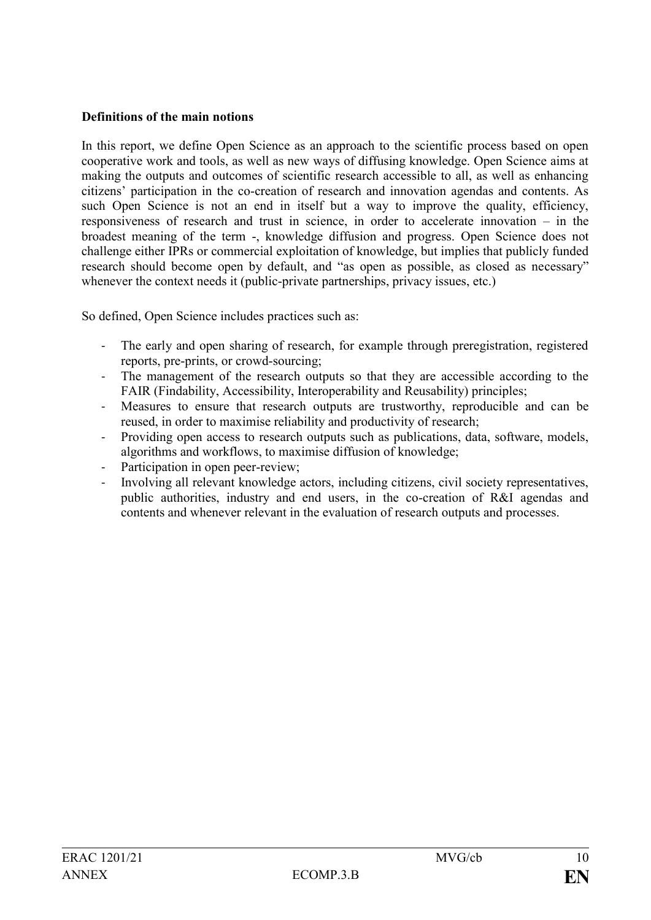**Definitions of the main notions**

In this report, we define Open Science as an approach to the scientific process based on open cooperative work and tools, as well as new ways of diffusing knowledge. Open Science aims at making the outputs and outcomes of scientific research accessible to all, as well as enhancing citizens' participation in the co-creation of research and innovation agendas and contents. As such Open Science is not an end in itself but a way to improve the quality, efficiency, responsiveness of research and trust in science, in order to accelerate innovation – in the broadest meaning of the term -, knowledge diffusion and progress. Open Science does not challenge either IPRs or commercial exploitation of knowledge, but implies that publicly funded research should become open by default, and "as open as possible, as closed as necessary" whenever the context needs it (public-private partnerships, privacy issues, etc.)

So defined, Open Science includes practices such as:

- The early and open sharing of research, for example through preregistration, registered reports, pre-prints, or crowd-sourcing;
- The management of the research outputs so that they are accessible according to the FAIR (Findability, Accessibility, Interoperability and Reusability) principles;
- Measures to ensure that research outputs are trustworthy, reproducible and can be reused, in order to maximise reliability and productivity of research;
- Providing open access to research outputs such as publications, data, software, models, algorithms and workflows, to maximise diffusion of knowledge;
- Participation in open peer-review;
- Involving all relevant knowledge actors, including citizens, civil society representatives, public authorities, industry and end users, in the co-creation of R&I agendas and contents and whenever relevant in the evaluation of research outputs and processes.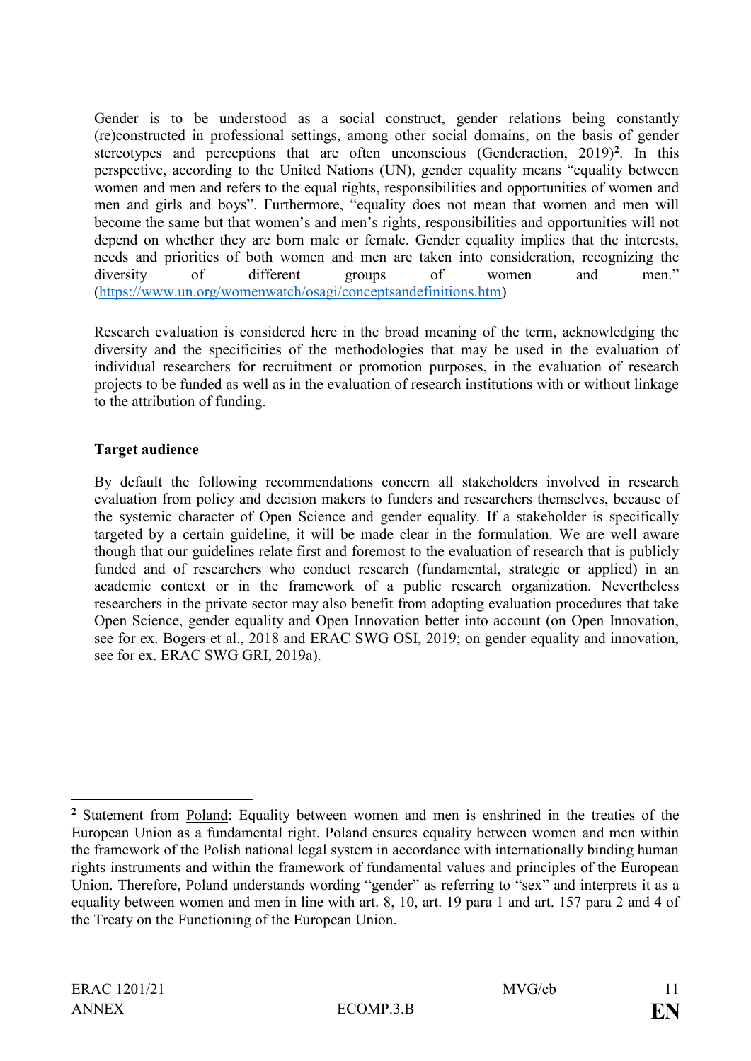Gender is to be understood as a social construct, gender relations being constantly (re)constructed in professional settings, among other social domains, on the basis of gender stereotypes and perceptions that are often unconscious (Genderaction, 2019)[2]. In this perspective, according to the United Nations (UN), gender equality means "equality between women and men and refers to the equal rights, responsibilities and opportunities of women and men and girls and boys". Furthermore, "equality does not mean that women and men will become the same but that women's and men's rights, responsibilities and opportunities will not depend on whether they are born male or female. Gender equality implies that the interests, needs and priorities of both women and men are taken into consideration, recognizing the diversity of different groups of women and men." (https://www.un.org/womenwatch/osagi/conceptsandefinitions.htm)

Research evaluation is considered here in the broad meaning of the term, acknowledging the diversity and the specificities of the methodologies that may be used in the evaluation of individual researchers for recruitment or promotion purposes, in the evaluation of research projects to be funded as well as in the evaluation of research institutions with or without linkage to the attribution of funding.

**Target audience**

By default the following recommendations concern all stakeholders involved in research evaluation from policy and decision makers to funders and researchers themselves, because of the systemic character of Open Science and gender equality. If a stakeholder is specifically targeted by a certain guideline, it will be made clear in the formulation. We are well aware though that our guidelines relate first and foremost to the evaluation of research that is publicly funded and of researchers who conduct research (fundamental, strategic or applied) in an academic context or in the framework of a public research organization. Nevertheless researchers in the private sector may also benefit from adopting evaluation procedures that take Open Science, gender equality and Open Innovation better into account (on Open Innovation, see for ex. Bogers et al., 2018 and ERAC SWG OSI, 2019; on gender equality and innovation, see for ex. ERAC SWG GRI, 2019a).

---

[2] Statement from Poland: Equality between women and men is enshrined in the treaties of the European Union as a fundamental right. Poland ensures equality between women and men within the framework of the Polish national legal system in accordance with internationally binding human rights instruments and within the framework of fundamental values and principles of the European Union. Therefore, Poland understands wording "gender" as referring to "sex" and interprets it as a equality between women and men in line with art. 8, 10, art. 19 para 1 and art. 157 para 2 and 4 of the Treaty on the Functioning of the European Union.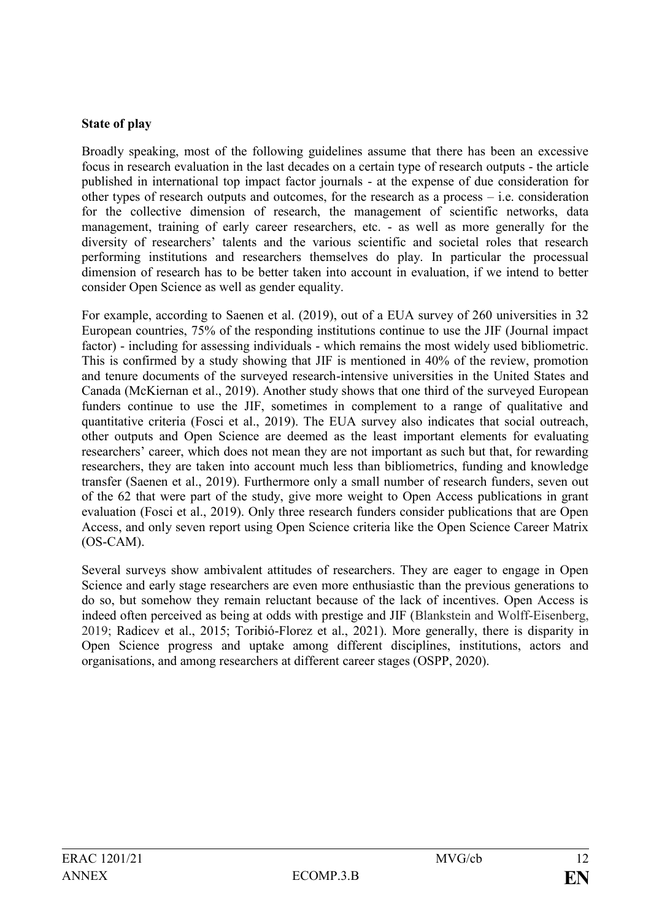**State of play**

Broadly speaking, most of the following guidelines assume that there has been an excessive focus in research evaluation in the last decades on a certain type of research outputs - the article published in international top impact factor journals - at the expense of due consideration for other types of research outputs and outcomes, for the research as a process – i.e. consideration for the collective dimension of research, the management of scientific networks, data management, training of early career researchers, etc. - as well as more generally for the diversity of researchers' talents and the various scientific and societal roles that research performing institutions and researchers themselves do play. In particular the processual dimension of research has to be better taken into account in evaluation, if we intend to better consider Open Science as well as gender equality.

For example, according to Saenen et al. (2019), out of a EUA survey of 260 universities in 32 European countries, 75% of the responding institutions continue to use the JIF (Journal impact factor) - including for assessing individuals - which remains the most widely used bibliometric. This is confirmed by a study showing that JIF is mentioned in 40% of the review, promotion and tenure documents of the surveyed research-intensive universities in the United States and Canada (McKiernan et al., 2019). Another study shows that one third of the surveyed European funders continue to use the JIF, sometimes in complement to a range of qualitative and quantitative criteria (Fosci et al., 2019). The EUA survey also indicates that social outreach, other outputs and Open Science are deemed as the least important elements for evaluating researchers' career, which does not mean they are not important as such but that, for rewarding researchers, they are taken into account much less than bibliometrics, funding and knowledge transfer (Saenen et al., 2019). Furthermore only a small number of research funders, seven out of the 62 that were part of the study, give more weight to Open Access publications in grant evaluation (Fosci et al., 2019). Only three research funders consider publications that are Open Access, and only seven report using Open Science criteria like the Open Science Career Matrix (OS-CAM).

Several surveys show ambivalent attitudes of researchers. They are eager to engage in Open Science and early stage researchers are even more enthusiastic than the previous generations to do so, but somehow they remain reluctant because of the lack of incentives. Open Access is indeed often perceived as being at odds with prestige and JIF (Blankstein and Wolff-Eisenberg, 2019; Radicev et al., 2015; Toribió-Florez et al., 2021). More generally, there is disparity in Open Science progress and uptake among different disciplines, institutions, actors and organisations, and among researchers at different career stages (OSPP, 2020).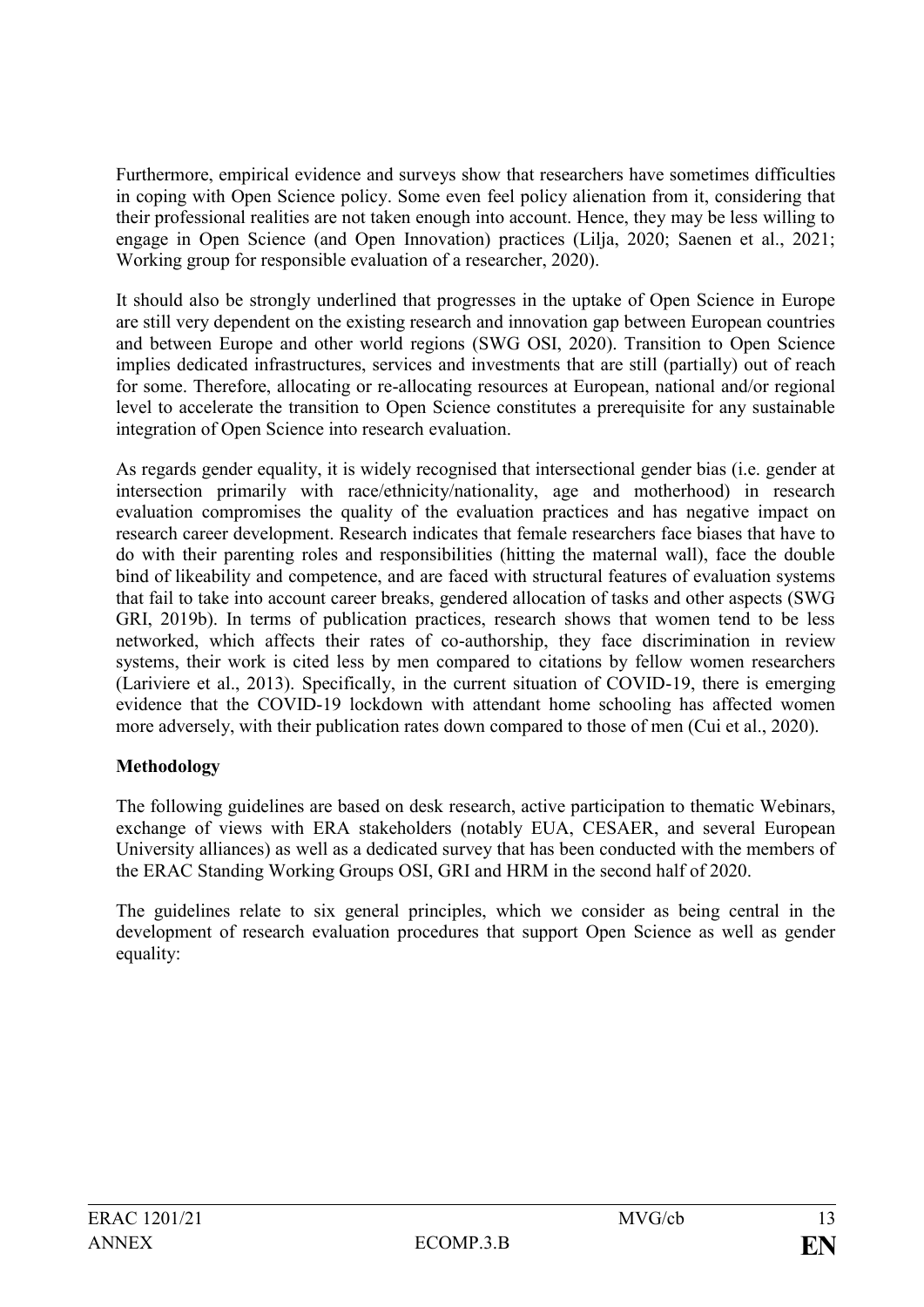Furthermore, empirical evidence and surveys show that researchers have sometimes difficulties in coping with Open Science policy. Some even feel policy alienation from it, considering that their professional realities are not taken enough into account. Hence, they may be less willing to engage in Open Science (and Open Innovation) practices (Lilja, 2020; Saenen et al., 2021; Working group for responsible evaluation of a researcher, 2020).

It should also be strongly underlined that progresses in the uptake of Open Science in Europe are still very dependent on the existing research and innovation gap between European countries and between Europe and other world regions (SWG OSI, 2020). Transition to Open Science implies dedicated infrastructures, services and investments that are still (partially) out of reach for some. Therefore, allocating or re-allocating resources at European, national and/or regional level to accelerate the transition to Open Science constitutes a prerequisite for any sustainable integration of Open Science into research evaluation.

As regards gender equality, it is widely recognised that intersectional gender bias (i.e. gender at intersection primarily with race/ethnicity/nationality, age and motherhood) in research evaluation compromises the quality of the evaluation practices and has negative impact on research career development. Research indicates that female researchers face biases that have to do with their parenting roles and responsibilities (hitting the maternal wall), face the double bind of likeability and competence, and are faced with structural features of evaluation systems that fail to take into account career breaks, gendered allocation of tasks and other aspects (SWG GRI, 2019b). In terms of publication practices, research shows that women tend to be less networked, which affects their rates of co-authorship, they face discrimination in review systems, their work is cited less by men compared to citations by fellow women researchers (Lariviere et al., 2013). Specifically, in the current situation of COVID-19, there is emerging evidence that the COVID-19 lockdown with attendant home schooling has affected women more adversely, with their publication rates down compared to those of men (Cui et al., 2020).

**Methodology**

The following guidelines are based on desk research, active participation to thematic Webinars, exchange of views with ERA stakeholders (notably EUA, CESAER, and several European University alliances) as well as a dedicated survey that has been conducted with the members of the ERAC Standing Working Groups OSI, GRI and HRM in the second half of 2020.

The guidelines relate to six general principles, which we consider as being central in the development of research evaluation procedures that support Open Science as well as gender equality: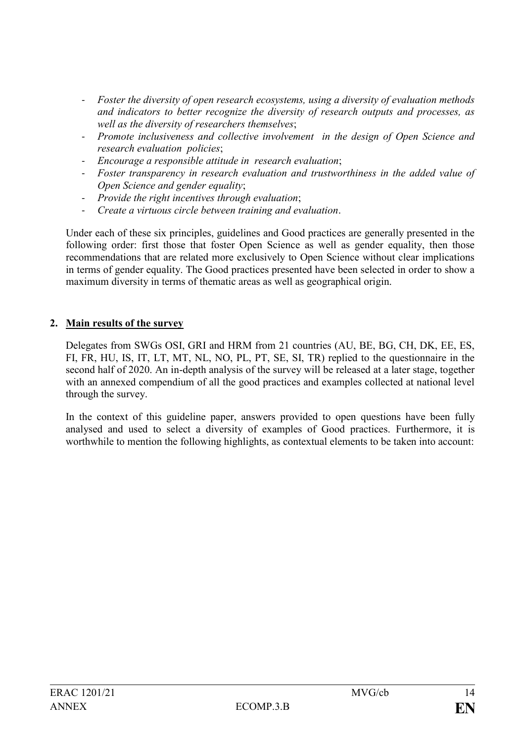- *Foster the diversity of open research ecosystems, using a diversity of evaluation methods and indicators to better recognize the diversity of research outputs and processes, as well as the diversity of researchers themselves*;
- *Promote inclusiveness and collective involvement in the design of Open Science and research evaluation policies*;
- *Encourage a responsible attitude in research evaluation*;
- *Foster transparency in research evaluation and trustworthiness in the added value of Open Science and gender equality*;
- *Provide the right incentives through evaluation*;
- *Create a virtuous circle between training and evaluation*.

Under each of these six principles, guidelines and Good practices are generally presented in the following order: first those that foster Open Science as well as gender equality, then those recommendations that are related more exclusively to Open Science without clear implications in terms of gender equality. The Good practices presented have been selected in order to show a maximum diversity in terms of thematic areas as well as geographical origin.

## 2. Main results of the survey

Delegates from SWGs OSI, GRI and HRM from 21 countries (AU, BE, BG, CH, DK, EE, ES, FI, FR, HU, IS, IT, LT, MT, NL, NO, PL, PT, SE, SI, TR) replied to the questionnaire in the second half of 2020. An in-depth analysis of the survey will be released at a later stage, together with an annexed compendium of all the good practices and examples collected at national level through the survey.

In the context of this guideline paper, answers provided to open questions have been fully analysed and used to select a diversity of examples of Good practices. Furthermore, it is worthwhile to mention the following highlights, as contextual elements to be taken into account: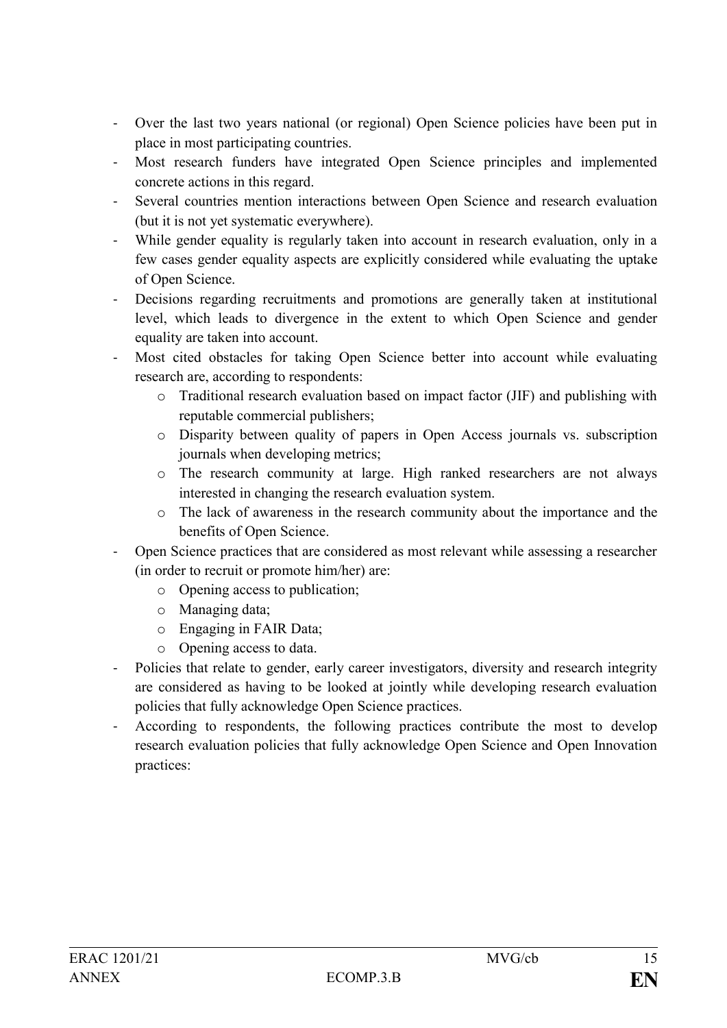- Over the last two years national (or regional) Open Science policies have been put in place in most participating countries.
- Most research funders have integrated Open Science principles and implemented concrete actions in this regard.
- Several countries mention interactions between Open Science and research evaluation (but it is not yet systematic everywhere).
- While gender equality is regularly taken into account in research evaluation, only in a few cases gender equality aspects are explicitly considered while evaluating the uptake of Open Science.
- Decisions regarding recruitments and promotions are generally taken at institutional level, which leads to divergence in the extent to which Open Science and gender equality are taken into account.
- Most cited obstacles for taking Open Science better into account while evaluating research are, according to respondents:
    - Traditional research evaluation based on impact factor (JIF) and publishing with reputable commercial publishers;
    - Disparity between quality of papers in Open Access journals vs. subscription journals when developing metrics;
    - The research community at large. High ranked researchers are not always interested in changing the research evaluation system.
    - The lack of awareness in the research community about the importance and the benefits of Open Science.
- Open Science practices that are considered as most relevant while assessing a researcher (in order to recruit or promote him/her) are:
    - Opening access to publication;
    - Managing data;
    - Engaging in FAIR Data;
    - Opening access to data.
- Policies that relate to gender, early career investigators, diversity and research integrity are considered as having to be looked at jointly while developing research evaluation policies that fully acknowledge Open Science practices.
- According to respondents, the following practices contribute the most to develop research evaluation policies that fully acknowledge Open Science and Open Innovation practices: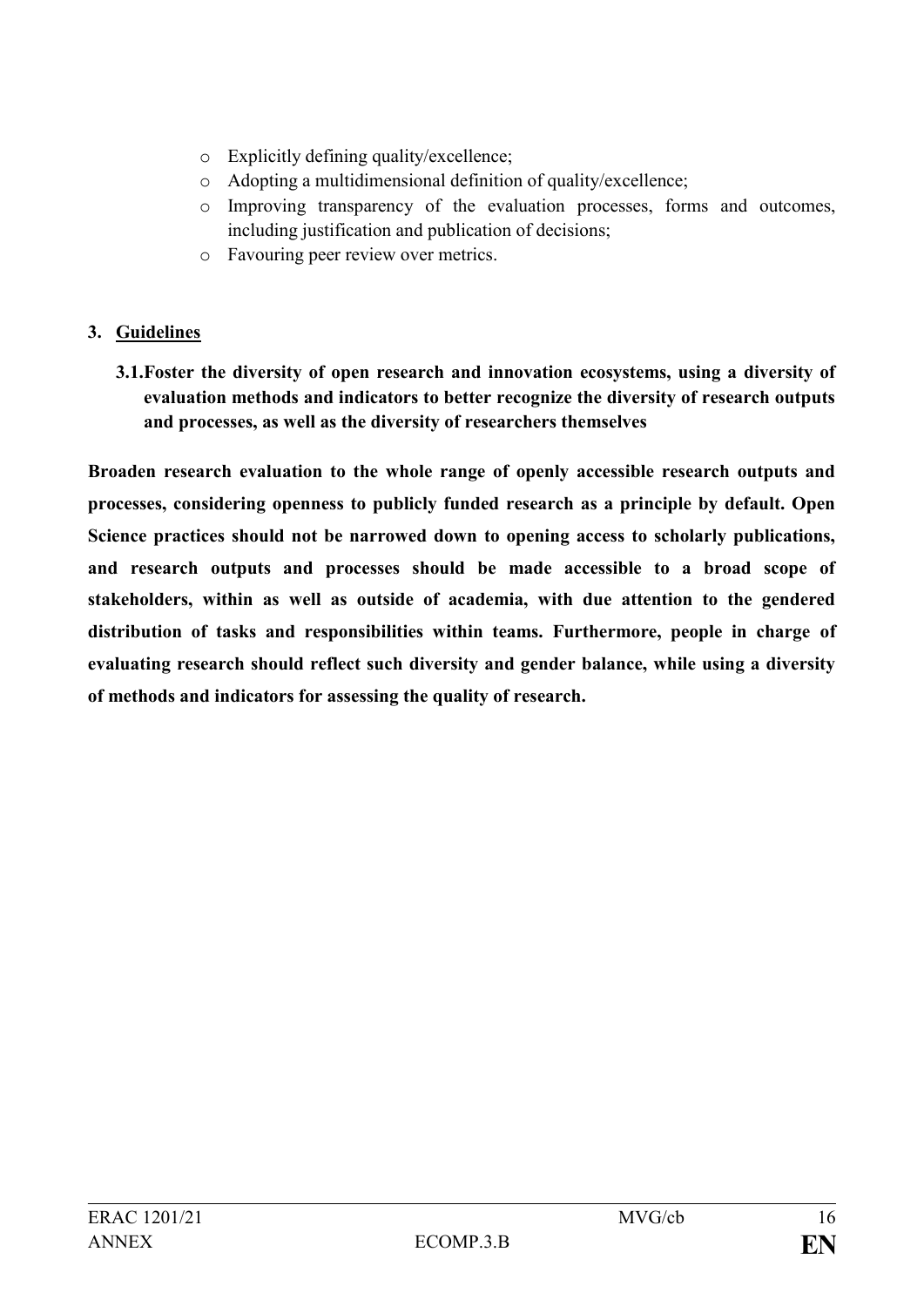- Explicitly defining quality/excellence;
- Adopting a multidimensional definition of quality/excellence;
- Improving transparency of the evaluation processes, forms and outcomes, including justification and publication of decisions;
- Favouring peer review over metrics.

## 3. Guidelines

### 3.1. Foster the diversity of open research and innovation ecosystems, using a diversity of evaluation methods and indicators to better recognize the diversity of research outputs and processes, as well as the diversity of researchers themselves

**Broaden research evaluation to the whole range of openly accessible research outputs and processes, considering openness to publicly funded research as a principle by default. Open Science practices should not be narrowed down to opening access to scholarly publications, and research outputs and processes should be made accessible to a broad scope of stakeholders, within as well as outside of academia, with due attention to the gendered distribution of tasks and responsibilities within teams. Furthermore, people in charge of evaluating research should reflect such diversity and gender balance, while using a diversity of methods and indicators for assessing the quality of research.**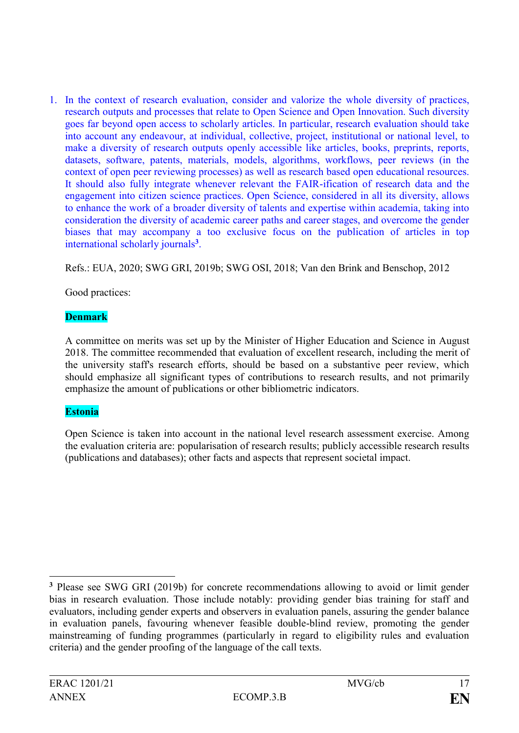1. In the context of research evaluation, consider and valorize the whole diversity of practices, research outputs and processes that relate to Open Science and Open Innovation. Such diversity goes far beyond open access to scholarly articles. In particular, research evaluation should take into account any endeavour, at individual, collective, project, institutional or national level, to make a diversity of research outputs openly accessible like articles, books, preprints, reports, datasets, software, patents, materials, models, algorithms, workflows, peer reviews (in the context of open peer reviewing processes) as well as research based open educational resources. It should also fully integrate whenever relevant the FAIR-ification of research data and the engagement into citizen science practices. Open Science, considered in all its diversity, allows to enhance the work of a broader diversity of talents and expertise within academia, taking into consideration the diversity of academic career paths and career stages, and overcome the gender biases that may accompany a too exclusive focus on the publication of articles in top international scholarly journals[3].

   Refs.: EUA, 2020; SWG GRI, 2019b; SWG OSI, 2018; Van den Brink and Benschop, 2012

   Good practices:

   **Denmark**

   A committee on merits was set up by the Minister of Higher Education and Science in August 2018. The committee recommended that evaluation of excellent research, including the merit of the university staff's research efforts, should be based on a substantive peer review, which should emphasize all significant types of contributions to research results, and not primarily emphasize the amount of publications or other bibliometric indicators.

   **Estonia**

   Open Science is taken into account in the national level research assessment exercise. Among the evaluation criteria are: popularisation of research results; publicly accessible research results (publications and databases); other facts and aspects that represent societal impact.

---

[3] Please see SWG GRI (2019b) for concrete recommendations allowing to avoid or limit gender bias in research evaluation. Those include notably: providing gender bias training for staff and evaluators, including gender experts and observers in evaluation panels, assuring the gender balance in evaluation panels, favouring whenever feasible double-blind review, promoting the gender mainstreaming of funding programmes (particularly in regard to eligibility rules and evaluation criteria) and the gender proofing of the language of the call texts.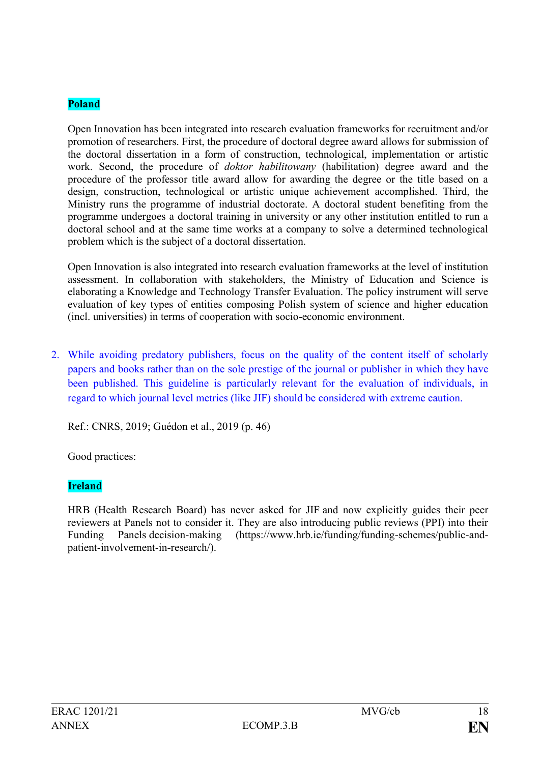**Poland**

Open Innovation has been integrated into research evaluation frameworks for recruitment and/or promotion of researchers. First, the procedure of doctoral degree award allows for submission of the doctoral dissertation in a form of construction, technological, implementation or artistic work. Second, the procedure of *doktor habilitowany* (habilitation) degree award and the procedure of the professor title award allow for awarding the degree or the title based on a design, construction, technological or artistic unique achievement accomplished. Third, the Ministry runs the programme of industrial doctorate. A doctoral student benefiting from the programme undergoes a doctoral training in university or any other institution entitled to run a doctoral school and at the same time works at a company to solve a determined technological problem which is the subject of a doctoral dissertation.

Open Innovation is also integrated into research evaluation frameworks at the level of institution assessment. In collaboration with stakeholders, the Ministry of Education and Science is elaborating a Knowledge and Technology Transfer Evaluation. The policy instrument will serve evaluation of key types of entities composing Polish system of science and higher education (incl. universities) in terms of cooperation with socio-economic environment.

2. While avoiding predatory publishers, focus on the quality of the content itself of scholarly papers and books rather than on the sole prestige of the journal or publisher in which they have been published. This guideline is particularly relevant for the evaluation of individuals, in regard to which journal level metrics (like JIF) should be considered with extreme caution.

Ref.: CNRS, 2019; Guédon et al., 2019 (p. 46)

Good practices:

**Ireland**

HRB (Health Research Board) has never asked for JIF and now explicitly guides their peer reviewers at Panels not to consider it. They are also introducing public reviews (PPI) into their Funding Panels decision-making (https://www.hrb.ie/funding/funding-schemes/public-and-patient-involvement-in-research/).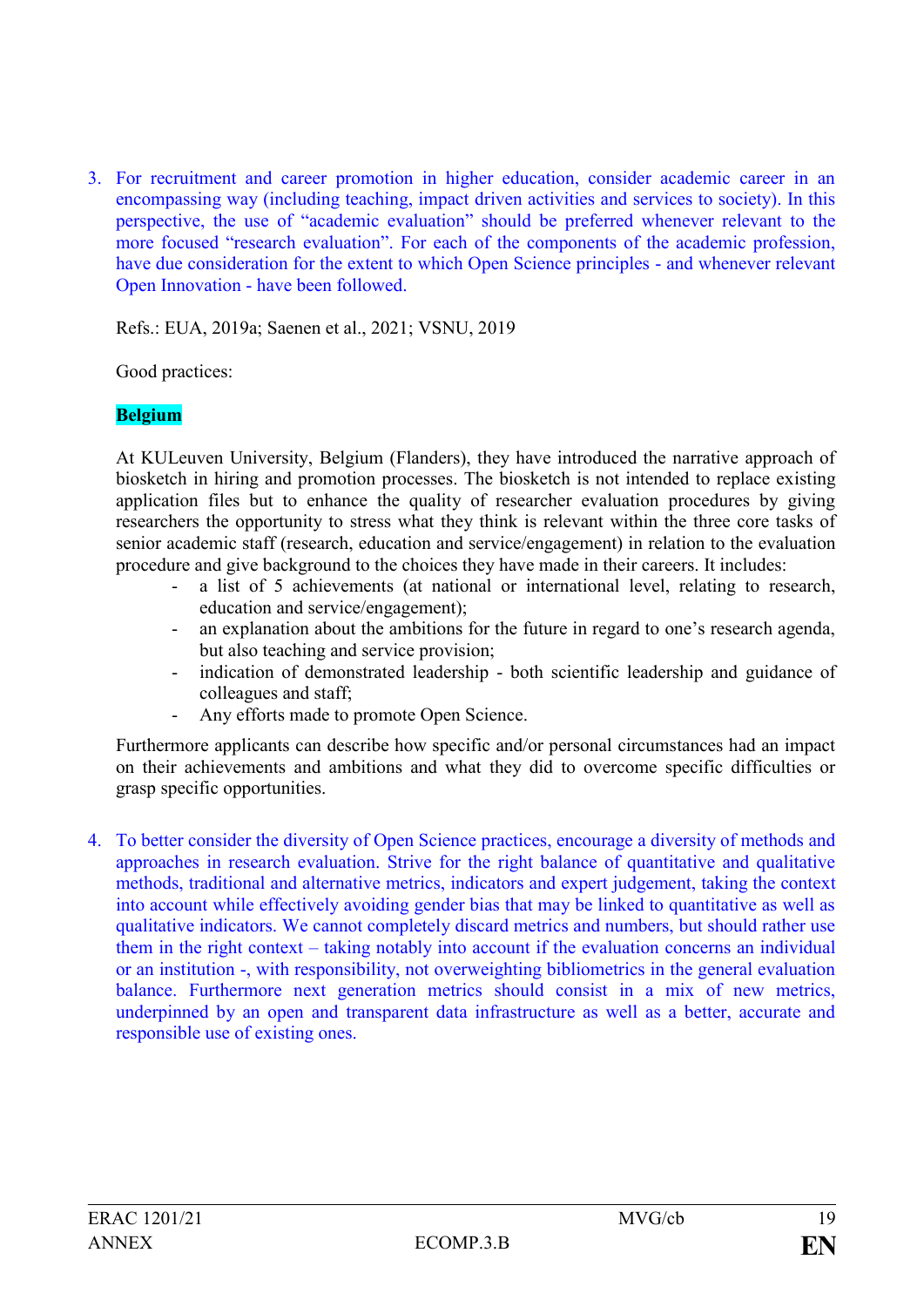3. For recruitment and career promotion in higher education, consider academic career in an encompassing way (including teaching, impact driven activities and services to society). In this perspective, the use of "academic evaluation" should be preferred whenever relevant to the more focused "research evaluation". For each of the components of the academic profession, have due consideration for the extent to which Open Science principles - and whenever relevant Open Innovation - have been followed.

   Refs.: EUA, 2019a; Saenen et al., 2021; VSNU, 2019

   Good practices:

   **Belgium**

   At KULeuven University, Belgium (Flanders), they have introduced the narrative approach of biosketch in hiring and promotion processes. The biosketch is not intended to replace existing application files but to enhance the quality of researcher evaluation procedures by giving researchers the opportunity to stress what they think is relevant within the three core tasks of senior academic staff (research, education and service/engagement) in relation to the evaluation procedure and give background to the choices they have made in their careers. It includes:

   - a list of 5 achievements (at national or international level, relating to research, education and service/engagement);
   - an explanation about the ambitions for the future in regard to one's research agenda, but also teaching and service provision;
   - indication of demonstrated leadership - both scientific leadership and guidance of colleagues and staff;
   - Any efforts made to promote Open Science.

   Furthermore applicants can describe how specific and/or personal circumstances had an impact on their achievements and ambitions and what they did to overcome specific difficulties or grasp specific opportunities.

4. To better consider the diversity of Open Science practices, encourage a diversity of methods and approaches in research evaluation. Strive for the right balance of quantitative and qualitative methods, traditional and alternative metrics, indicators and expert judgement, taking the context into account while effectively avoiding gender bias that may be linked to quantitative as well as qualitative indicators. We cannot completely discard metrics and numbers, but should rather use them in the right context – taking notably into account if the evaluation concerns an individual or an institution -, with responsibility, not overweighting bibliometrics in the general evaluation balance. Furthermore next generation metrics should consist in a mix of new metrics, underpinned by an open and transparent data infrastructure as well as a better, accurate and responsible use of existing ones.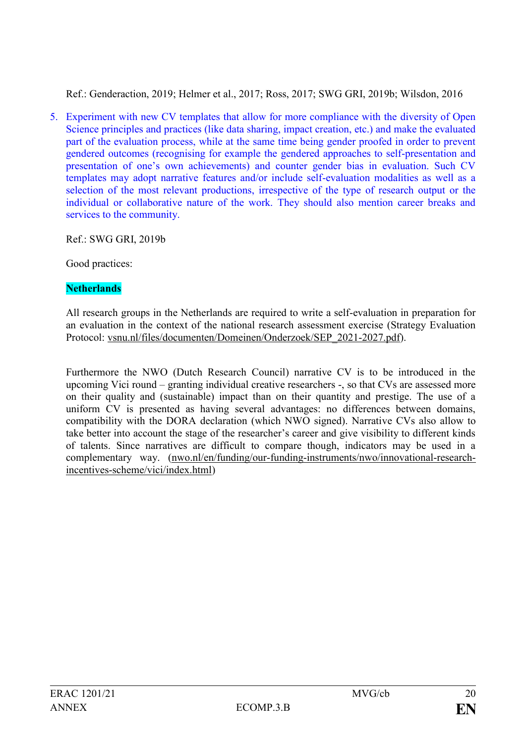Ref.: Genderaction, 2019; Helmer et al., 2017; Ross, 2017; SWG GRI, 2019b; Wilsdon, 2016

5. Experiment with new CV templates that allow for more compliance with the diversity of Open Science principles and practices (like data sharing, impact creation, etc.) and make the evaluated part of the evaluation process, while at the same time being gender proofed in order to prevent gendered outcomes (recognising for example the gendered approaches to self-presentation and presentation of one's own achievements) and counter gender bias in evaluation. Such CV templates may adopt narrative features and/or include self-evaluation modalities as well as a selection of the most relevant productions, irrespective of the type of research output or the individual or collaborative nature of the work. They should also mention career breaks and services to the community.

Ref.: SWG GRI, 2019b

Good practices:

**Netherlands**

All research groups in the Netherlands are required to write a self-evaluation in preparation for an evaluation in the context of the national research assessment exercise (Strategy Evaluation Protocol: vsnu.nl/files/documenten/Domeinen/Onderzoek/SEP_2021-2027.pdf).

Furthermore the NWO (Dutch Research Council) narrative CV is to be introduced in the upcoming Vici round – granting individual creative researchers -, so that CVs are assessed more on their quality and (sustainable) impact than on their quantity and prestige. The use of a uniform CV is presented as having several advantages: no differences between domains, compatibility with the DORA declaration (which NWO signed). Narrative CVs also allow to take better into account the stage of the researcher's career and give visibility to different kinds of talents. Since narratives are difficult to compare though, indicators may be used in a complementary way. (nwo.nl/en/funding/our-funding-instruments/nwo/innovational-research-incentives-scheme/vici/index.html)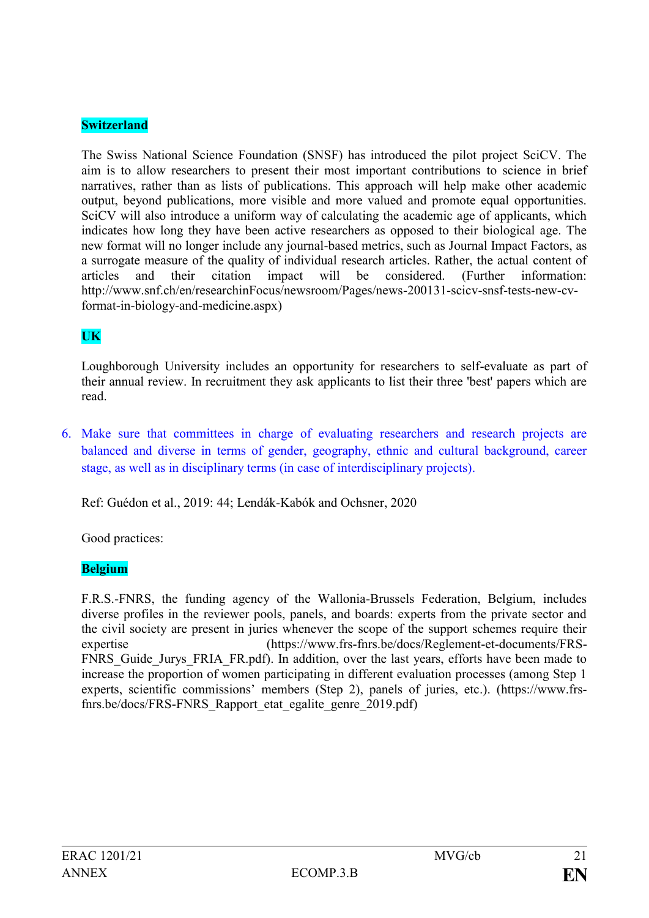**Switzerland**

The Swiss National Science Foundation (SNSF) has introduced the pilot project SciCV. The aim is to allow researchers to present their most important contributions to science in brief narratives, rather than as lists of publications. This approach will help make other academic output, beyond publications, more visible and more valued and promote equal opportunities. SciCV will also introduce a uniform way of calculating the academic age of applicants, which indicates how long they have been active researchers as opposed to their biological age. The new format will no longer include any journal-based metrics, such as Journal Impact Factors, as a surrogate measure of the quality of individual research articles. Rather, the actual content of articles and their citation impact will be considered. (Further information: http://www.snf.ch/en/researchinFocus/newsroom/Pages/news-200131-scicv-snsf-tests-new-cv-format-in-biology-and-medicine.aspx)

**UK**

Loughborough University includes an opportunity for researchers to self-evaluate as part of their annual review. In recruitment they ask applicants to list their three 'best' papers which are read.

6. Make sure that committees in charge of evaluating researchers and research projects are balanced and diverse in terms of gender, geography, ethnic and cultural background, career stage, as well as in disciplinary terms (in case of interdisciplinary projects).

Ref: Guédon et al., 2019: 44; Lendák-Kabók and Ochsner, 2020

Good practices:

**Belgium**

F.R.S.-FNRS, the funding agency of the Wallonia-Brussels Federation, Belgium, includes diverse profiles in the reviewer pools, panels, and boards: experts from the private sector and the civil society are present in juries whenever the scope of the support schemes require their expertise (https://www.frs-fnrs.be/docs/Reglement-et-documents/FRS-FNRS_Guide_Jurys_FRIA_FR.pdf). In addition, over the last years, efforts have been made to increase the proportion of women participating in different evaluation processes (among Step 1 experts, scientific commissions' members (Step 2), panels of juries, etc.). (https://www.frs-fnrs.be/docs/FRS-FNRS_Rapport_etat_egalite_genre_2019.pdf)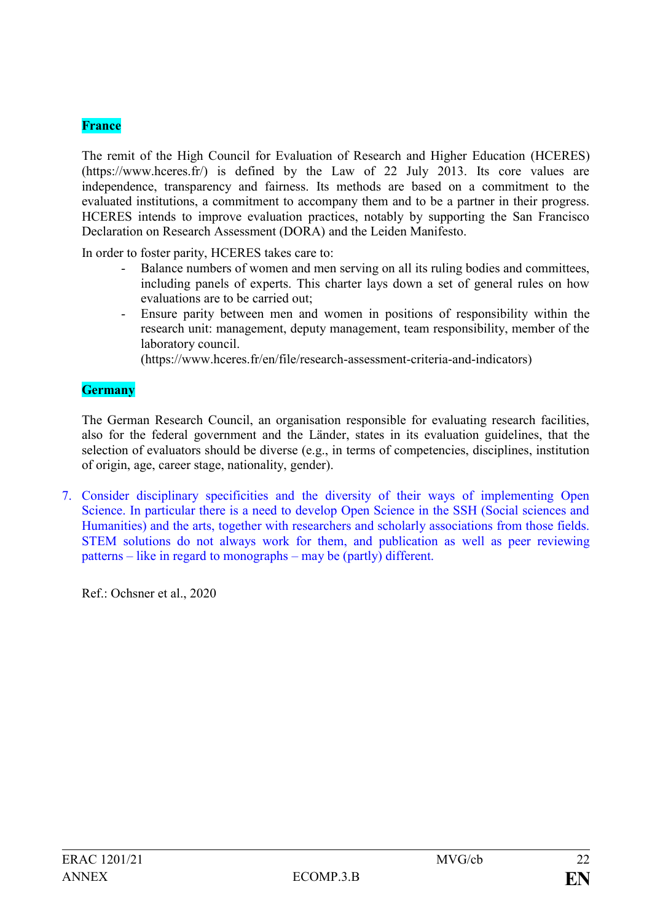**France**

The remit of the High Council for Evaluation of Research and Higher Education (HCERES) (https://www.hceres.fr/) is defined by the Law of 22 July 2013. Its core values are independence, transparency and fairness. Its methods are based on a commitment to the evaluated institutions, a commitment to accompany them and to be a partner in their progress. HCERES intends to improve evaluation practices, notably by supporting the San Francisco Declaration on Research Assessment (DORA) and the Leiden Manifesto.

In order to foster parity, HCERES takes care to:

- Balance numbers of women and men serving on all its ruling bodies and committees, including panels of experts. This charter lays down a set of general rules on how evaluations are to be carried out;
- Ensure parity between men and women in positions of responsibility within the research unit: management, deputy management, team responsibility, member of the laboratory council.
  (https://www.hceres.fr/en/file/research-assessment-criteria-and-indicators)

**Germany**

The German Research Council, an organisation responsible for evaluating research facilities, also for the federal government and the Länder, states in its evaluation guidelines, that the selection of evaluators should be diverse (e.g., in terms of competencies, disciplines, institution of origin, age, career stage, nationality, gender).

7. Consider disciplinary specificities and the diversity of their ways of implementing Open Science. In particular there is a need to develop Open Science in the SSH (Social sciences and Humanities) and the arts, together with researchers and scholarly associations from those fields. STEM solutions do not always work for them, and publication as well as peer reviewing patterns – like in regard to monographs – may be (partly) different.

Ref.: Ochsner et al., 2020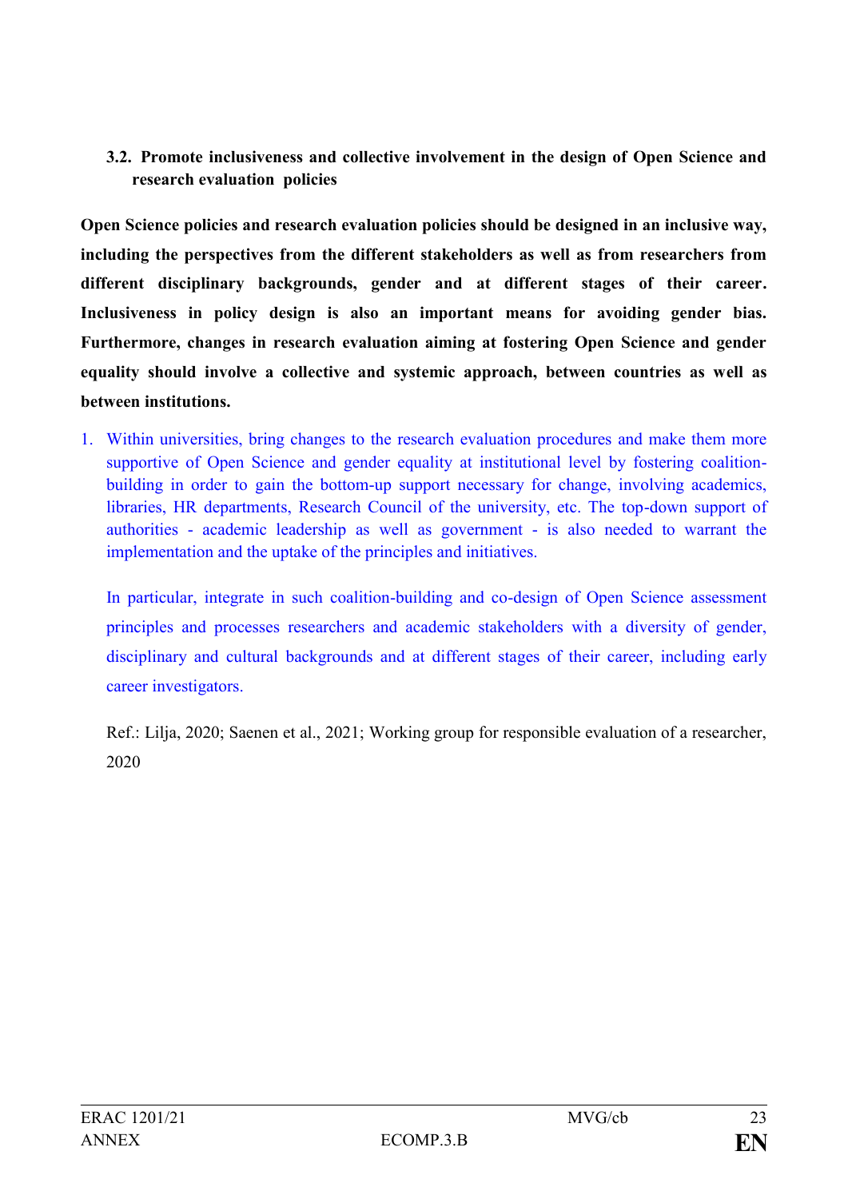### 3.2. Promote inclusiveness and collective involvement in the design of Open Science and research evaluation policies

**Open Science policies and research evaluation policies should be designed in an inclusive way, including the perspectives from the different stakeholders as well as from researchers from different disciplinary backgrounds, gender and at different stages of their career. Inclusiveness in policy design is also an important means for avoiding gender bias. Furthermore, changes in research evaluation aiming at fostering Open Science and gender equality should involve a collective and systemic approach, between countries as well as between institutions.**

1. Within universities, bring changes to the research evaluation procedures and make them more supportive of Open Science and gender equality at institutional level by fostering coalition-building in order to gain the bottom-up support necessary for change, involving academics, libraries, HR departments, Research Council of the university, etc. The top-down support of authorities - academic leadership as well as government - is also needed to warrant the implementation and the uptake of the principles and initiatives.

   In particular, integrate in such coalition-building and co-design of Open Science assessment principles and processes researchers and academic stakeholders with a diversity of gender, disciplinary and cultural backgrounds and at different stages of their career, including early career investigators.

   Ref.: Lilja, 2020; Saenen et al., 2021; Working group for responsible evaluation of a researcher, 2020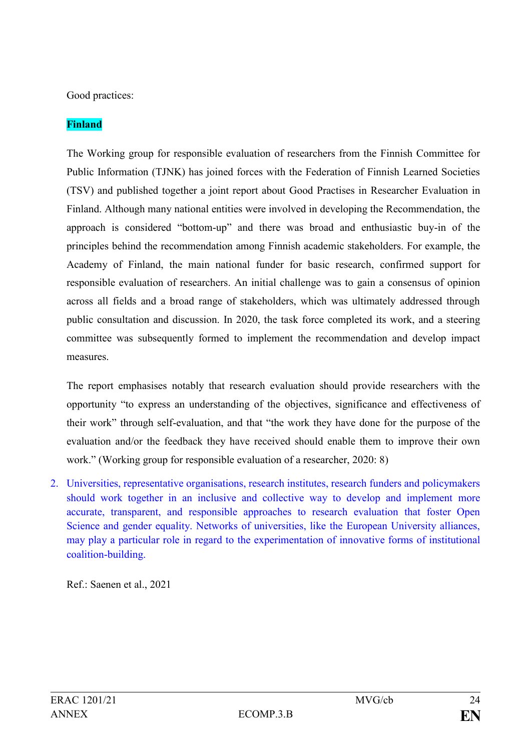Good practices:

**Finland**

The Working group for responsible evaluation of researchers from the Finnish Committee for Public Information (TJNK) has joined forces with the Federation of Finnish Learned Societies (TSV) and published together a joint report about Good Practises in Researcher Evaluation in Finland. Although many national entities were involved in developing the Recommendation, the approach is considered "bottom-up" and there was broad and enthusiastic buy-in of the principles behind the recommendation among Finnish academic stakeholders. For example, the Academy of Finland, the main national funder for basic research, confirmed support for responsible evaluation of researchers. An initial challenge was to gain a consensus of opinion across all fields and a broad range of stakeholders, which was ultimately addressed through public consultation and discussion. In 2020, the task force completed its work, and a steering committee was subsequently formed to implement the recommendation and develop impact measures.

The report emphasises notably that research evaluation should provide researchers with the opportunity "to express an understanding of the objectives, significance and effectiveness of their work" through self-evaluation, and that "the work they have done for the purpose of the evaluation and/or the feedback they have received should enable them to improve their own work." (Working group for responsible evaluation of a researcher, 2020: 8)

2. Universities, representative organisations, research institutes, research funders and policymakers should work together in an inclusive and collective way to develop and implement more accurate, transparent, and responsible approaches to research evaluation that foster Open Science and gender equality. Networks of universities, like the European University alliances, may play a particular role in regard to the experimentation of innovative forms of institutional coalition-building.

Ref.: Saenen et al., 2021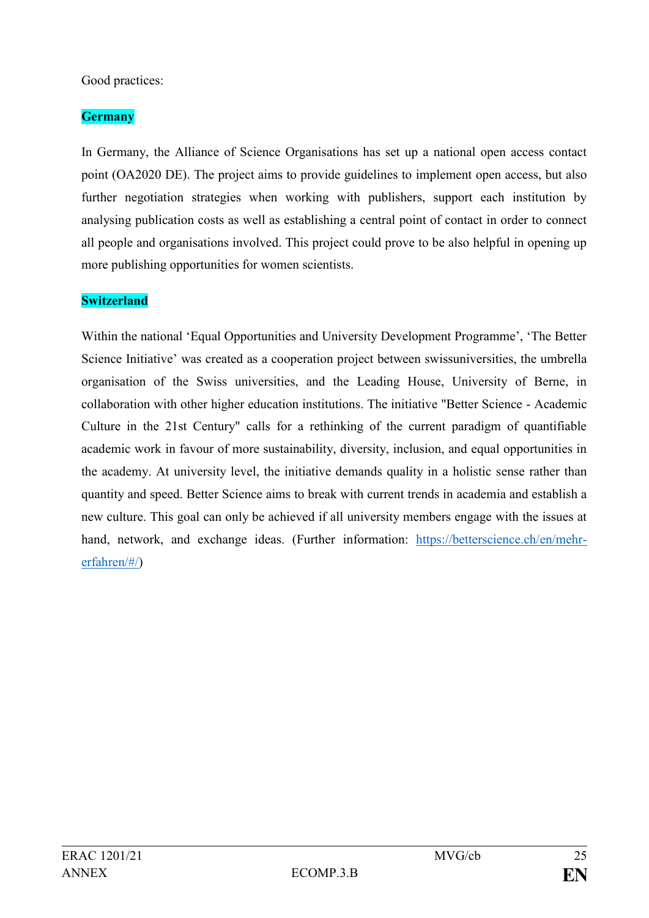Good practices:

**Germany**

In Germany, the Alliance of Science Organisations has set up a national open access contact point (OA2020 DE). The project aims to provide guidelines to implement open access, but also further negotiation strategies when working with publishers, support each institution by analysing publication costs as well as establishing a central point of contact in order to connect all people and organisations involved. This project could prove to be also helpful in opening up more publishing opportunities for women scientists.

**Switzerland**

Within the national 'Equal Opportunities and University Development Programme', 'The Better Science Initiative' was created as a cooperation project between swissuniversities, the umbrella organisation of the Swiss universities, and the Leading House, University of Berne, in collaboration with other higher education institutions. The initiative "Better Science - Academic Culture in the 21st Century" calls for a rethinking of the current paradigm of quantifiable academic work in favour of more sustainability, diversity, inclusion, and equal opportunities in the academy. At university level, the initiative demands quality in a holistic sense rather than quantity and speed. Better Science aims to break with current trends in academia and establish a new culture. This goal can only be achieved if all university members engage with the issues at hand, network, and exchange ideas. (Further information: https://betterscience.ch/en/mehr-erfahren/#/)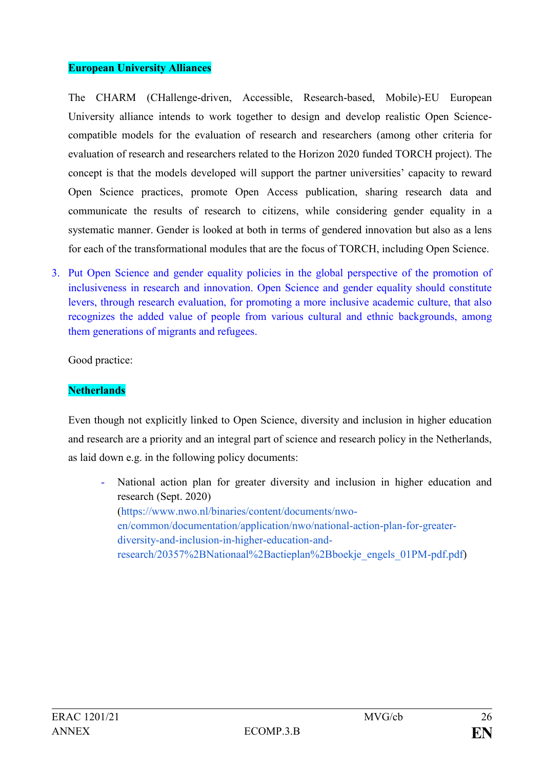**European University Alliances**

The CHARM (CHallenge-driven, Accessible, Research-based, Mobile)-EU European University alliance intends to work together to design and develop realistic Open Science-compatible models for the evaluation of research and researchers (among other criteria for evaluation of research and researchers related to the Horizon 2020 funded TORCH project). The concept is that the models developed will support the partner universities' capacity to reward Open Science practices, promote Open Access publication, sharing research data and communicate the results of research to citizens, while considering gender equality in a systematic manner. Gender is looked at both in terms of gendered innovation but also as a lens for each of the transformational modules that are the focus of TORCH, including Open Science.

3. Put Open Science and gender equality policies in the global perspective of the promotion of inclusiveness in research and innovation. Open Science and gender equality should constitute levers, through research evaluation, for promoting a more inclusive academic culture, that also recognizes the added value of people from various cultural and ethnic backgrounds, among them generations of migrants and refugees.

Good practice:

**Netherlands**

Even though not explicitly linked to Open Science, diversity and inclusion in higher education and research are a priority and an integral part of science and research policy in the Netherlands, as laid down e.g. in the following policy documents:

- National action plan for greater diversity and inclusion in higher education and research (Sept. 2020) (https://www.nwo.nl/binaries/content/documents/nwo-en/common/documentation/application/nwo/national-action-plan-for-greater-diversity-and-inclusion-in-higher-education-and-research/20357%2BNationaal%2Bactieplan%2Bboekje_engels_01PM-pdf.pdf)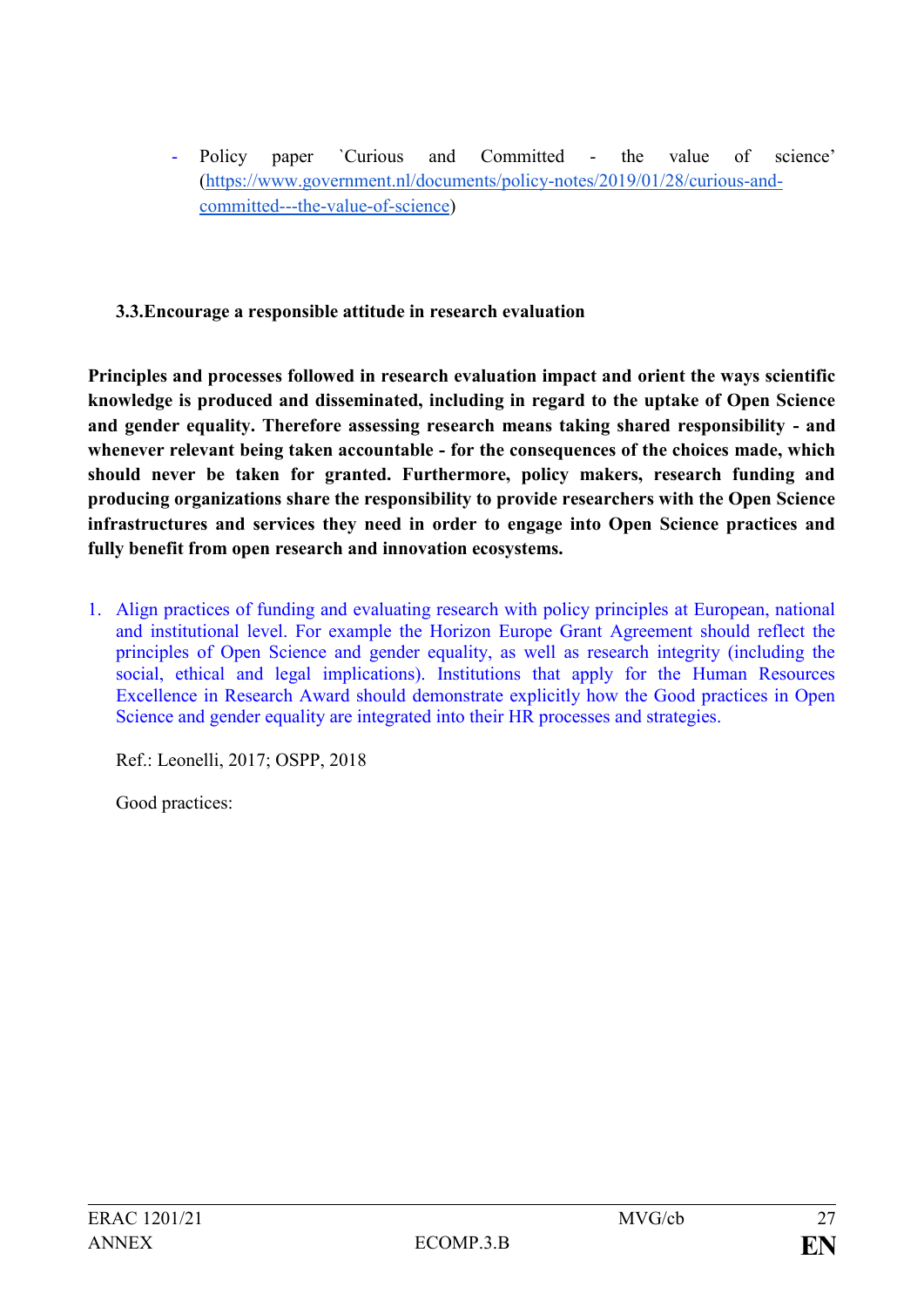- Policy paper `Curious and Committed - the value of science' (https://www.government.nl/documents/policy-notes/2019/01/28/curious-and-committed---the-value-of-science)

### 3.3. Encourage a responsible attitude in research evaluation

**Principles and processes followed in research evaluation impact and orient the ways scientific knowledge is produced and disseminated, including in regard to the uptake of Open Science and gender equality. Therefore assessing research means taking shared responsibility - and whenever relevant being taken accountable - for the consequences of the choices made, which should never be taken for granted. Furthermore, policy makers, research funding and producing organizations share the responsibility to provide researchers with the Open Science infrastructures and services they need in order to engage into Open Science practices and fully benefit from open research and innovation ecosystems.**

1. Align practices of funding and evaluating research with policy principles at European, national and institutional level. For example the Horizon Europe Grant Agreement should reflect the principles of Open Science and gender equality, as well as research integrity (including the social, ethical and legal implications). Institutions that apply for the Human Resources Excellence in Research Award should demonstrate explicitly how the Good practices in Open Science and gender equality are integrated into their HR processes and strategies.

   Ref.: Leonelli, 2017; OSPP, 2018

   Good practices: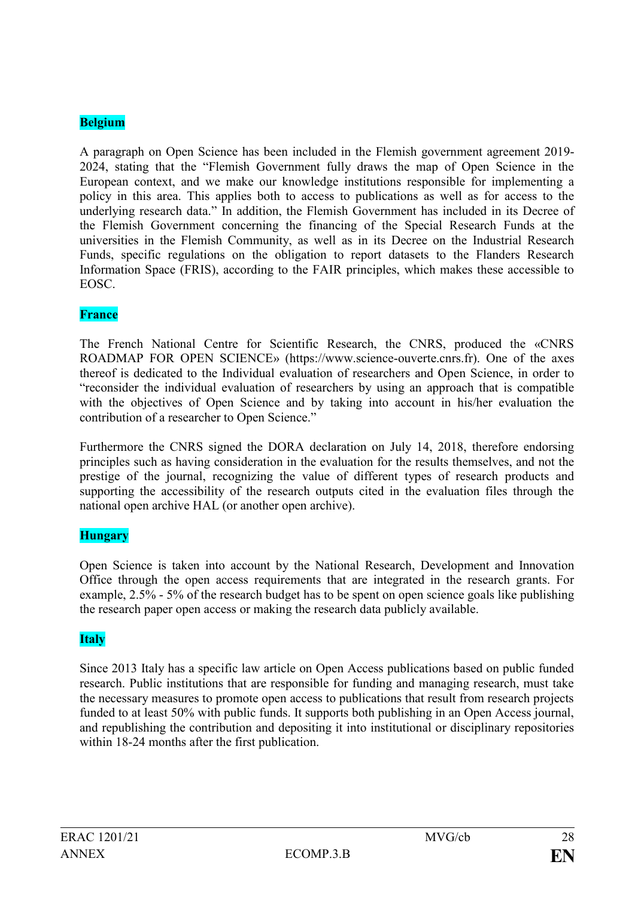**Belgium**

A paragraph on Open Science has been included in the Flemish government agreement 2019-2024, stating that the "Flemish Government fully draws the map of Open Science in the European context, and we make our knowledge institutions responsible for implementing a policy in this area. This applies both to access to publications as well as for access to the underlying research data." In addition, the Flemish Government has included in its Decree of the Flemish Government concerning the financing of the Special Research Funds at the universities in the Flemish Community, as well as in its Decree on the Industrial Research Funds, specific regulations on the obligation to report datasets to the Flanders Research Information Space (FRIS), according to the FAIR principles, which makes these accessible to EOSC.

**France**

The French National Centre for Scientific Research, the CNRS, produced the «CNRS ROADMAP FOR OPEN SCIENCE» (https://www.science-ouverte.cnrs.fr). One of the axes thereof is dedicated to the Individual evaluation of researchers and Open Science, in order to "reconsider the individual evaluation of researchers by using an approach that is compatible with the objectives of Open Science and by taking into account in his/her evaluation the contribution of a researcher to Open Science."

Furthermore the CNRS signed the DORA declaration on July 14, 2018, therefore endorsing principles such as having consideration in the evaluation for the results themselves, and not the prestige of the journal, recognizing the value of different types of research products and supporting the accessibility of the research outputs cited in the evaluation files through the national open archive HAL (or another open archive).

**Hungary**

Open Science is taken into account by the National Research, Development and Innovation Office through the open access requirements that are integrated in the research grants. For example, 2.5% - 5% of the research budget has to be spent on open science goals like publishing the research paper open access or making the research data publicly available.

**Italy**

Since 2013 Italy has a specific law article on Open Access publications based on public funded research. Public institutions that are responsible for funding and managing research, must take the necessary measures to promote open access to publications that result from research projects funded to at least 50% with public funds. It supports both publishing in an Open Access journal, and republishing the contribution and depositing it into institutional or disciplinary repositories within 18-24 months after the first publication.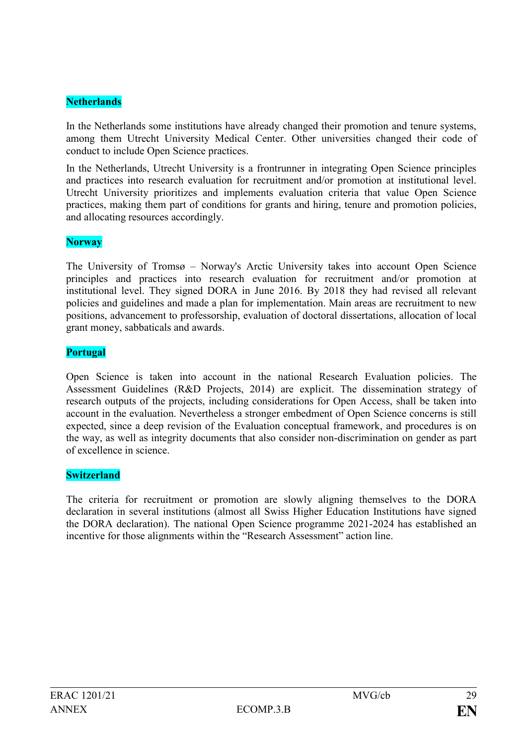**Netherlands**

In the Netherlands some institutions have already changed their promotion and tenure systems, among them Utrecht University Medical Center. Other universities changed their code of conduct to include Open Science practices.

In the Netherlands, Utrecht University is a frontrunner in integrating Open Science principles and practices into research evaluation for recruitment and/or promotion at institutional level. Utrecht University prioritizes and implements evaluation criteria that value Open Science practices, making them part of conditions for grants and hiring, tenure and promotion policies, and allocating resources accordingly.

**Norway**

The University of Tromsø – Norway's Arctic University takes into account Open Science principles and practices into research evaluation for recruitment and/or promotion at institutional level. They signed DORA in June 2016. By 2018 they had revised all relevant policies and guidelines and made a plan for implementation. Main areas are recruitment to new positions, advancement to professorship, evaluation of doctoral dissertations, allocation of local grant money, sabbaticals and awards.

**Portugal**

Open Science is taken into account in the national Research Evaluation policies. The Assessment Guidelines (R&D Projects, 2014) are explicit. The dissemination strategy of research outputs of the projects, including considerations for Open Access, shall be taken into account in the evaluation. Nevertheless a stronger embedment of Open Science concerns is still expected, since a deep revision of the Evaluation conceptual framework, and procedures is on the way, as well as integrity documents that also consider non-discrimination on gender as part of excellence in science.

**Switzerland**

The criteria for recruitment or promotion are slowly aligning themselves to the DORA declaration in several institutions (almost all Swiss Higher Education Institutions have signed the DORA declaration). The national Open Science programme 2021-2024 has established an incentive for those alignments within the "Research Assessment" action line.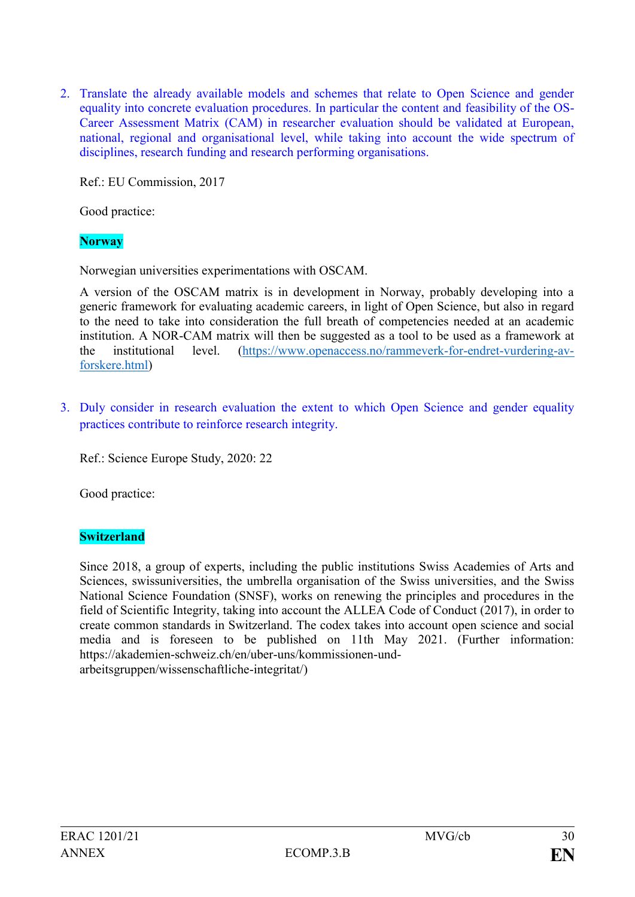2. Translate the already available models and schemes that relate to Open Science and gender equality into concrete evaluation procedures. In particular the content and feasibility of the OS-Career Assessment Matrix (CAM) in researcher evaluation should be validated at European, national, regional and organisational level, while taking into account the wide spectrum of disciplines, research funding and research performing organisations.

   Ref.: EU Commission, 2017

   Good practice:

   **Norway**

   Norwegian universities experimentations with OSCAM.

   A version of the OSCAM matrix is in development in Norway, probably developing into a generic framework for evaluating academic careers, in light of Open Science, but also in regard to the need to take into consideration the full breath of competencies needed at an academic institution. A NOR-CAM matrix will then be suggested as a tool to be used as a framework at the institutional level. (https://www.openaccess.no/rammeverk-for-endret-vurdering-av-forskere.html)

3. Duly consider in research evaluation the extent to which Open Science and gender equality practices contribute to reinforce research integrity.

   Ref.: Science Europe Study, 2020: 22

   Good practice:

   **Switzerland**

   Since 2018, a group of experts, including the public institutions Swiss Academies of Arts and Sciences, swissuniversities, the umbrella organisation of the Swiss universities, and the Swiss National Science Foundation (SNSF), works on renewing the principles and procedures in the field of Scientific Integrity, taking into account the ALLEA Code of Conduct (2017), in order to create common standards in Switzerland. The codex takes into account open science and social media and is foreseen to be published on 11th May 2021. (Further information: https://akademien-schweiz.ch/en/uber-uns/kommissionen-und-arbeitsgruppen/wissenschaftliche-integritat/)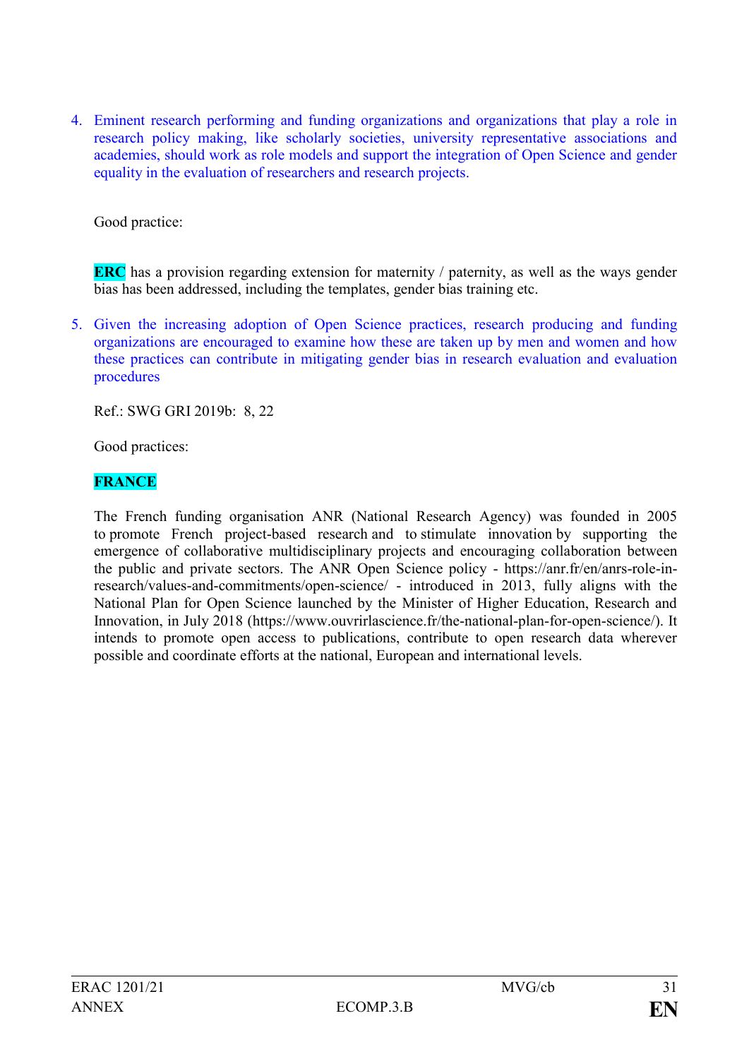4. Eminent research performing and funding organizations and organizations that play a role in research policy making, like scholarly societies, university representative associations and academies, should work as role models and support the integration of Open Science and gender equality in the evaluation of researchers and research projects.

   Good practice:

   **ERC** has a provision regarding extension for maternity / paternity, as well as the ways gender bias has been addressed, including the templates, gender bias training etc.

5. Given the increasing adoption of Open Science practices, research producing and funding organizations are encouraged to examine how these are taken up by men and women and how these practices can contribute in mitigating gender bias in research evaluation and evaluation procedures

   Ref.: SWG GRI 2019b: 8, 22

   Good practices:

   **FRANCE**

   The French funding organisation ANR (National Research Agency) was founded in 2005 to promote French project-based research and to stimulate innovation by supporting the emergence of collaborative multidisciplinary projects and encouraging collaboration between the public and private sectors. The ANR Open Science policy - https://anr.fr/en/anrs-role-in-research/values-and-commitments/open-science/ - introduced in 2013, fully aligns with the National Plan for Open Science launched by the Minister of Higher Education, Research and Innovation, in July 2018 (https://www.ouvrirlascience.fr/the-national-plan-for-open-science/). It intends to promote open access to publications, contribute to open research data wherever possible and coordinate efforts at the national, European and international levels.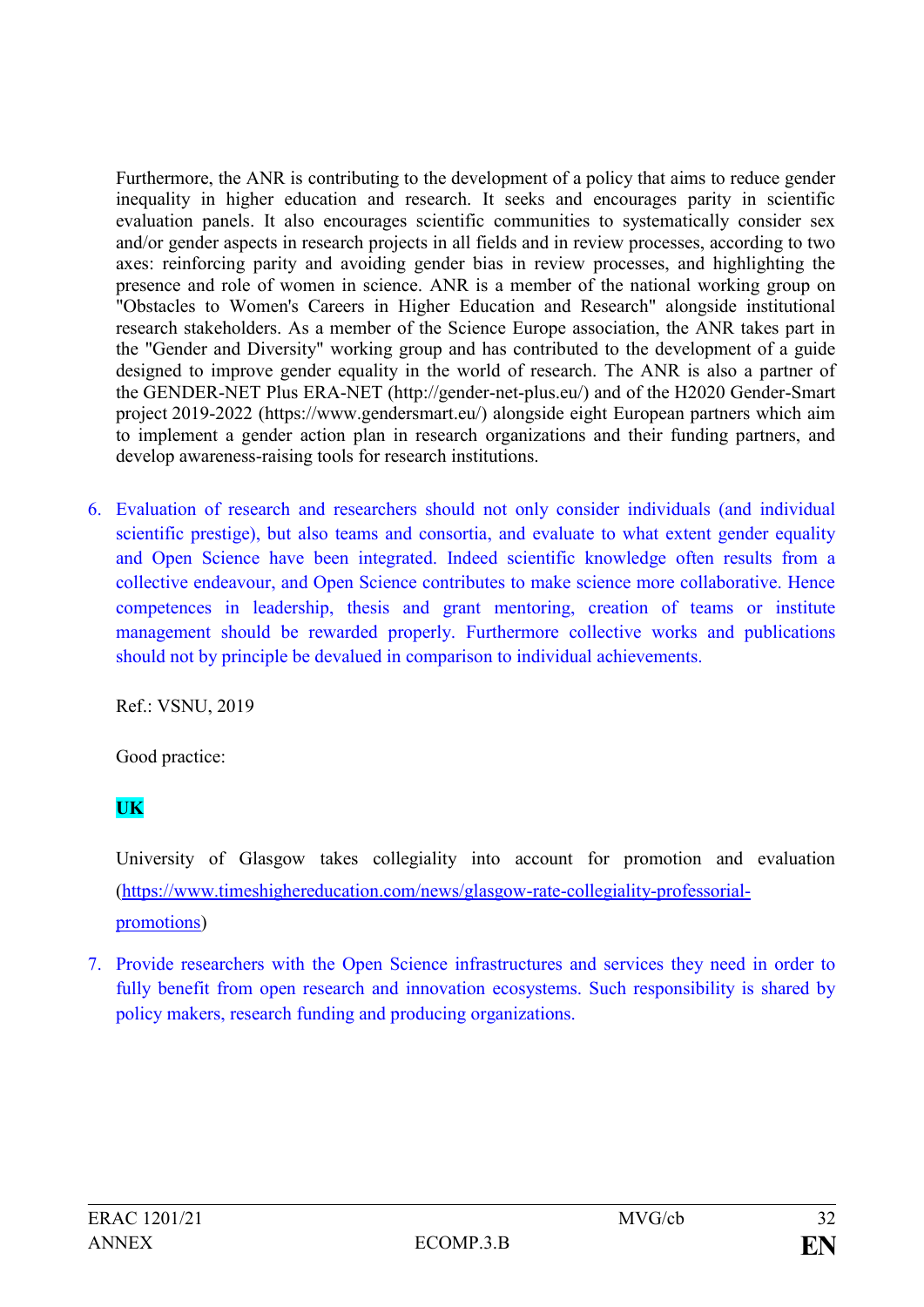Furthermore, the ANR is contributing to the development of a policy that aims to reduce gender inequality in higher education and research. It seeks and encourages parity in scientific evaluation panels. It also encourages scientific communities to systematically consider sex and/or gender aspects in research projects in all fields and in review processes, according to two axes: reinforcing parity and avoiding gender bias in review processes, and highlighting the presence and role of women in science. ANR is a member of the national working group on "Obstacles to Women's Careers in Higher Education and Research" alongside institutional research stakeholders. As a member of the Science Europe association, the ANR takes part in the "Gender and Diversity" working group and has contributed to the development of a guide designed to improve gender equality in the world of research. The ANR is also a partner of the GENDER-NET Plus ERA-NET (http://gender-net-plus.eu/) and of the H2020 Gender-Smart project 2019-2022 (https://www.gendersmart.eu/) alongside eight European partners which aim to implement a gender action plan in research organizations and their funding partners, and develop awareness-raising tools for research institutions.

6. Evaluation of research and researchers should not only consider individuals (and individual scientific prestige), but also teams and consortia, and evaluate to what extent gender equality and Open Science have been integrated. Indeed scientific knowledge often results from a collective endeavour, and Open Science contributes to make science more collaborative. Hence competences in leadership, thesis and grant mentoring, creation of teams or institute management should be rewarded properly. Furthermore collective works and publications should not by principle be devalued in comparison to individual achievements.

   Ref.: VSNU, 2019

   Good practice:

   **UK**

   University of Glasgow takes collegiality into account for promotion and evaluation (https://www.timeshighereducation.com/news/glasgow-rate-collegiality-professorial-promotions)

7. Provide researchers with the Open Science infrastructures and services they need in order to fully benefit from open research and innovation ecosystems. Such responsibility is shared by policy makers, research funding and producing organizations.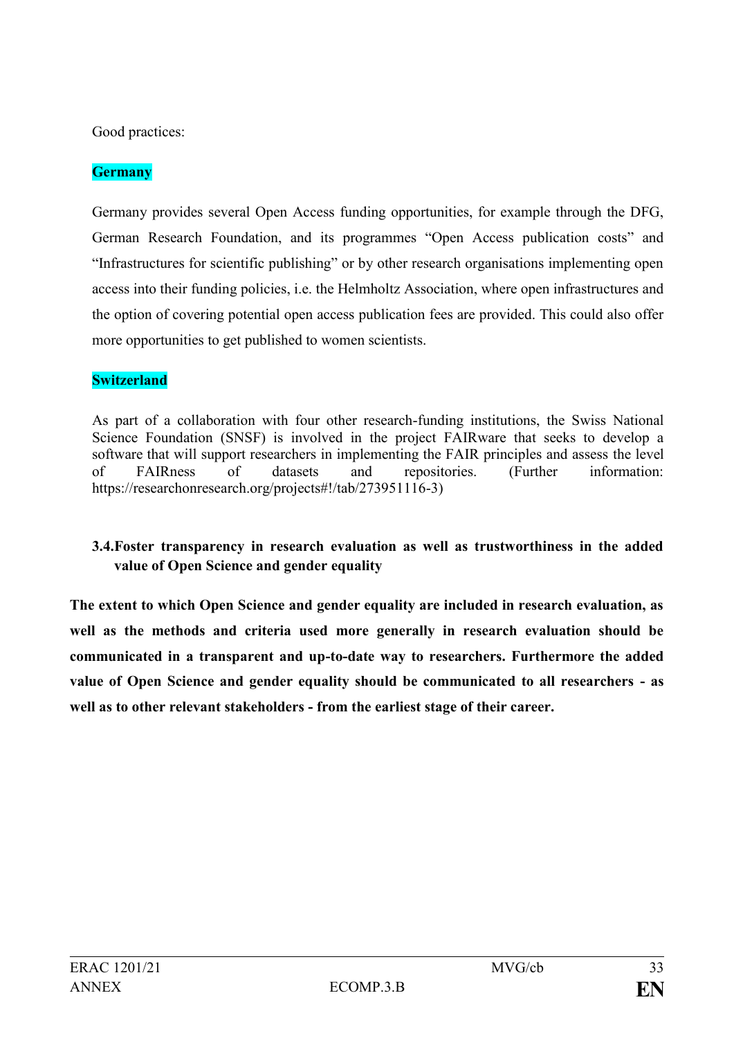Good practices:

**Germany**

Germany provides several Open Access funding opportunities, for example through the DFG, German Research Foundation, and its programmes "Open Access publication costs" and "Infrastructures for scientific publishing" or by other research organisations implementing open access into their funding policies, i.e. the Helmholtz Association, where open infrastructures and the option of covering potential open access publication fees are provided. This could also offer more opportunities to get published to women scientists.

**Switzerland**

As part of a collaboration with four other research-funding institutions, the Swiss National Science Foundation (SNSF) is involved in the project FAIRware that seeks to develop a software that will support researchers in implementing the FAIR principles and assess the level of FAIRness of datasets and repositories. (Further information: https://researchonresearch.org/projects#!/tab/273951116-3)

### 3.4. Foster transparency in research evaluation as well as trustworthiness in the added value of Open Science and gender equality

**The extent to which Open Science and gender equality are included in research evaluation, as well as the methods and criteria used more generally in research evaluation should be communicated in a transparent and up-to-date way to researchers. Furthermore the added value of Open Science and gender equality should be communicated to all researchers - as well as to other relevant stakeholders - from the earliest stage of their career.**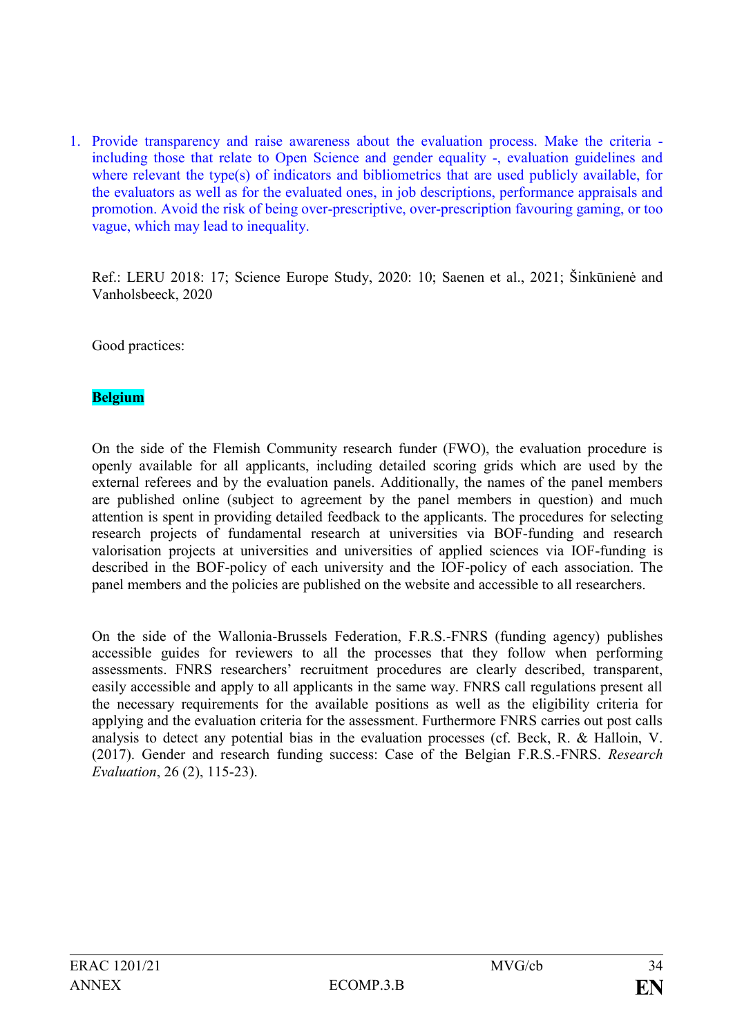1. Provide transparency and raise awareness about the evaluation process. Make the criteria - including those that relate to Open Science and gender equality -, evaluation guidelines and where relevant the type(s) of indicators and bibliometrics that are used publicly available, for the evaluators as well as for the evaluated ones, in job descriptions, performance appraisals and promotion. Avoid the risk of being over-prescriptive, over-prescription favouring gaming, or too vague, which may lead to inequality.

Ref.: LERU 2018: 17; Science Europe Study, 2020: 10; Saenen et al., 2021; Šinkūnienė and Vanholsbeeck, 2020

Good practices:

**Belgium**

On the side of the Flemish Community research funder (FWO), the evaluation procedure is openly available for all applicants, including detailed scoring grids which are used by the external referees and by the evaluation panels. Additionally, the names of the panel members are published online (subject to agreement by the panel members in question) and much attention is spent in providing detailed feedback to the applicants. The procedures for selecting research projects of fundamental research at universities via BOF-funding and research valorisation projects at universities and universities of applied sciences via IOF-funding is described in the BOF-policy of each university and the IOF-policy of each association. The panel members and the policies are published on the website and accessible to all researchers.

On the side of the Wallonia-Brussels Federation, F.R.S.-FNRS (funding agency) publishes accessible guides for reviewers to all the processes that they follow when performing assessments. FNRS researchers' recruitment procedures are clearly described, transparent, easily accessible and apply to all applicants in the same way. FNRS call regulations present all the necessary requirements for the available positions as well as the eligibility criteria for applying and the evaluation criteria for the assessment. Furthermore FNRS carries out post calls analysis to detect any potential bias in the evaluation processes (cf. Beck, R. & Halloin, V. (2017). Gender and research funding success: Case of the Belgian F.R.S.-FNRS. *Research Evaluation*, 26 (2), 115-23).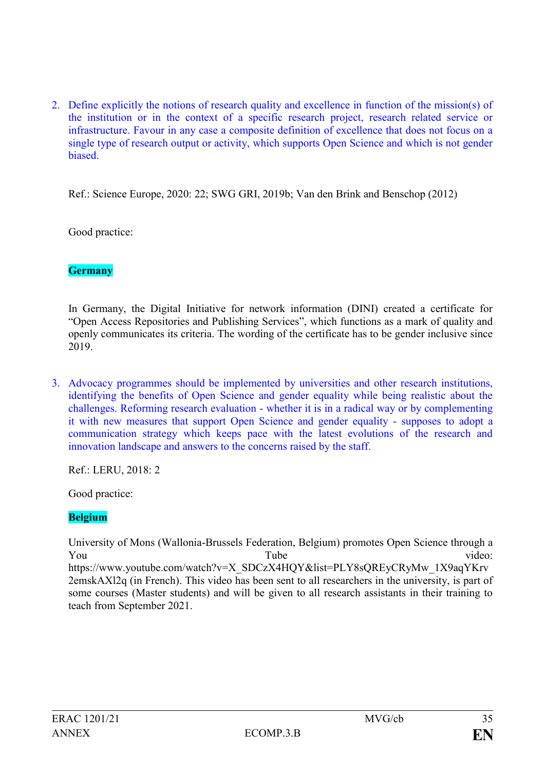2. Define explicitly the notions of research quality and excellence in function of the mission(s) of the institution or in the context of a specific research project, research related service or infrastructure. Favour in any case a composite definition of excellence that does not focus on a single type of research output or activity, which supports Open Science and which is not gender biased.

   Ref.: Science Europe, 2020: 22; SWG GRI, 2019b; Van den Brink and Benschop (2012)

   Good practice:

   **Germany**

   In Germany, the Digital Initiative for network information (DINI) created a certificate for "Open Access Repositories and Publishing Services", which functions as a mark of quality and openly communicates its criteria. The wording of the certificate has to be gender inclusive since 2019.

3. Advocacy programmes should be implemented by universities and other research institutions, identifying the benefits of Open Science and gender equality while being realistic about the challenges. Reforming research evaluation - whether it is in a radical way or by complementing it with new measures that support Open Science and gender equality - supposes to adopt a communication strategy which keeps pace with the latest evolutions of the research and innovation landscape and answers to the concerns raised by the staff.

   Ref.: LERU, 2018: 2

   Good practice:

   **Belgium**

   University of Mons (Wallonia-Brussels Federation, Belgium) promotes Open Science through a You Tube video: https://www.youtube.com/watch?v=X_SDCzX4HQY&list=PLY8sQREyCRyMw_1X9aqYKrv2emskAXl2q (in French). This video has been sent to all researchers in the university, is part of some courses (Master students) and will be given to all research assistants in their training to teach from September 2021.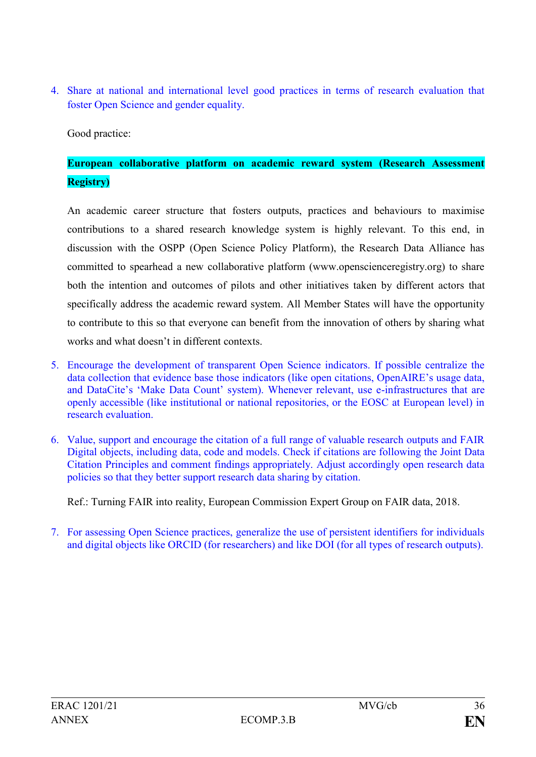4. Share at national and international level good practices in terms of research evaluation that foster Open Science and gender equality.

   Good practice:

   **European collaborative platform on academic reward system (Research Assessment Registry)**

   An academic career structure that fosters outputs, practices and behaviours to maximise contributions to a shared research knowledge system is highly relevant. To this end, in discussion with the OSPP (Open Science Policy Platform), the Research Data Alliance has committed to spearhead a new collaborative platform (www.opencienceregistry.org) to share both the intention and outcomes of pilots and other initiatives taken by different actors that specifically address the academic reward system. All Member States will have the opportunity to contribute to this so that everyone can benefit from the innovation of others by sharing what works and what doesn't in different contexts.

5. Encourage the development of transparent Open Science indicators. If possible centralize the data collection that evidence base those indicators (like open citations, OpenAIRE's usage data, and DataCite's 'Make Data Count' system). Whenever relevant, use e-infrastructures that are openly accessible (like institutional or national repositories, or the EOSC at European level) in research evaluation.

6. Value, support and encourage the citation of a full range of valuable research outputs and FAIR Digital objects, including data, code and models. Check if citations are following the Joint Data Citation Principles and comment findings appropriately. Adjust accordingly open research data policies so that they better support research data sharing by citation.

   Ref.: Turning FAIR into reality, European Commission Expert Group on FAIR data, 2018.

7. For assessing Open Science practices, generalize the use of persistent identifiers for individuals and digital objects like ORCID (for researchers) and like DOI (for all types of research outputs).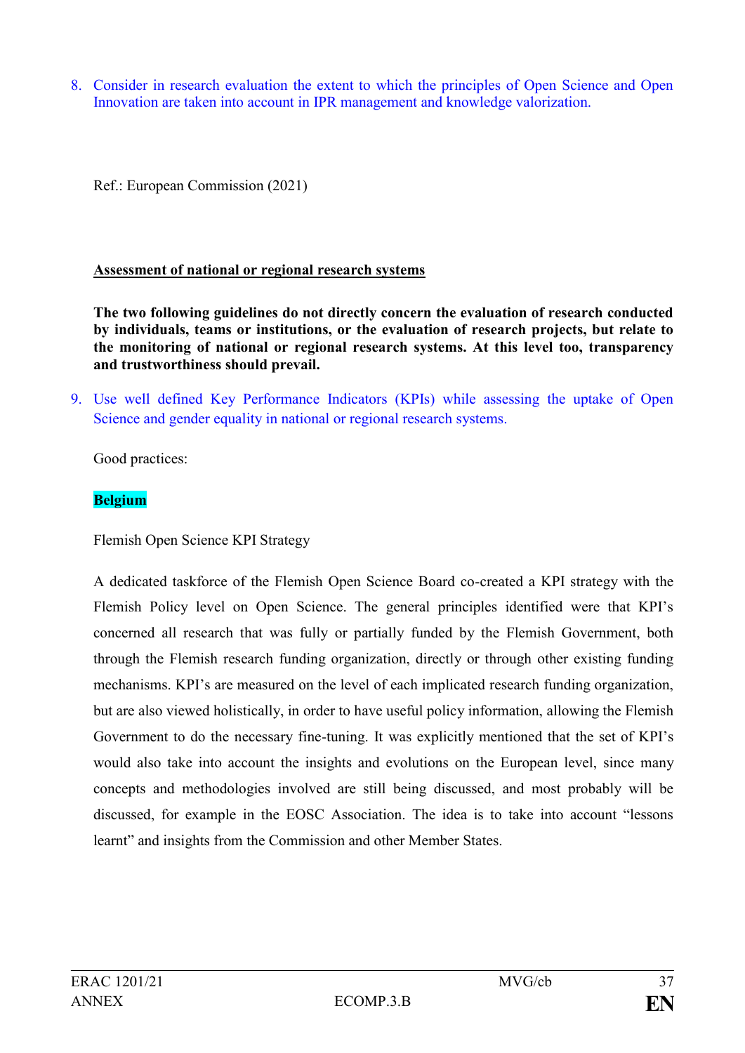8. Consider in research evaluation the extent to which the principles of Open Science and Open Innovation are taken into account in IPR management and knowledge valorization.

Ref.: European Commission (2021)

**Assessment of national or regional research systems**

**The two following guidelines do not directly concern the evaluation of research conducted by individuals, teams or institutions, or the evaluation of research projects, but relate to the monitoring of national or regional research systems. At this level too, transparency and trustworthiness should prevail.**

9. Use well defined Key Performance Indicators (KPIs) while assessing the uptake of Open Science and gender equality in national or regional research systems.

Good practices:

**Belgium**

Flemish Open Science KPI Strategy

A dedicated taskforce of the Flemish Open Science Board co-created a KPI strategy with the Flemish Policy level on Open Science. The general principles identified were that KPI's concerned all research that was fully or partially funded by the Flemish Government, both through the Flemish research funding organization, directly or through other existing funding mechanisms. KPI's are measured on the level of each implicated research funding organization, but are also viewed holistically, in order to have useful policy information, allowing the Flemish Government to do the necessary fine-tuning. It was explicitly mentioned that the set of KPI's would also take into account the insights and evolutions on the European level, since many concepts and methodologies involved are still being discussed, and most probably will be discussed, for example in the EOSC Association. The idea is to take into account "lessons learnt" and insights from the Commission and other Member States.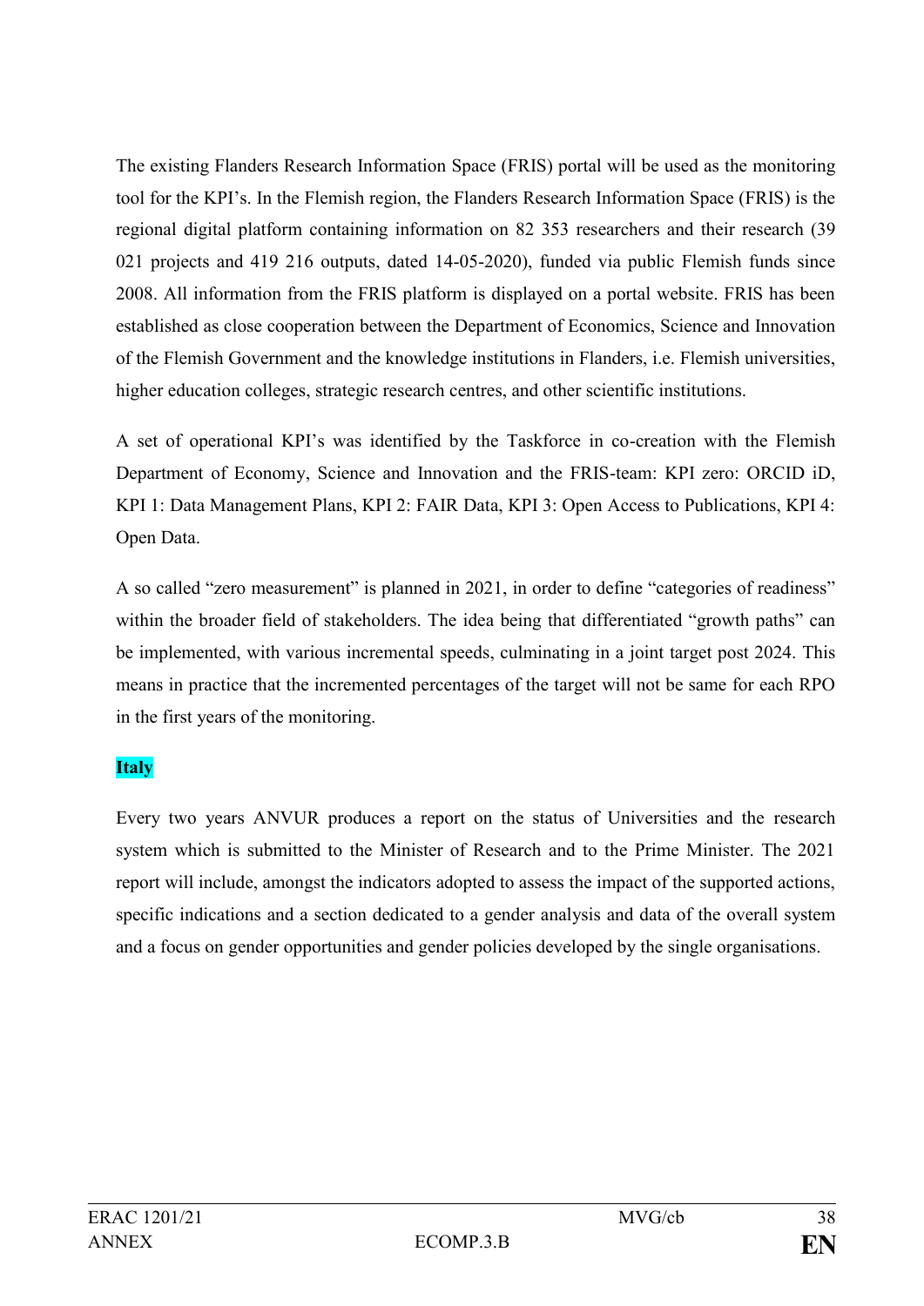The existing Flanders Research Information Space (FRIS) portal will be used as the monitoring tool for the KPI's. In the Flemish region, the Flanders Research Information Space (FRIS) is the regional digital platform containing information on 82 353 researchers and their research (39 021 projects and 419 216 outputs, dated 14-05-2020), funded via public Flemish funds since 2008. All information from the FRIS platform is displayed on a portal website. FRIS has been established as close cooperation between the Department of Economics, Science and Innovation of the Flemish Government and the knowledge institutions in Flanders, i.e. Flemish universities, higher education colleges, strategic research centres, and other scientific institutions.

A set of operational KPI's was identified by the Taskforce in co-creation with the Flemish Department of Economy, Science and Innovation and the FRIS-team: KPI zero: ORCID iD, KPI 1: Data Management Plans, KPI 2: FAIR Data, KPI 3: Open Access to Publications, KPI 4: Open Data.

A so called "zero measurement" is planned in 2021, in order to define "categories of readiness" within the broader field of stakeholders. The idea being that differentiated "growth paths" can be implemented, with various incremental speeds, culminating in a joint target post 2024. This means in practice that the incremented percentages of the target will not be same for each RPO in the first years of the monitoring.

**Italy**

Every two years ANVUR produces a report on the status of Universities and the research system which is submitted to the Minister of Research and to the Prime Minister. The 2021 report will include, amongst the indicators adopted to assess the impact of the supported actions, specific indications and a section dedicated to a gender analysis and data of the overall system and a focus on gender opportunities and gender policies developed by the single organisations.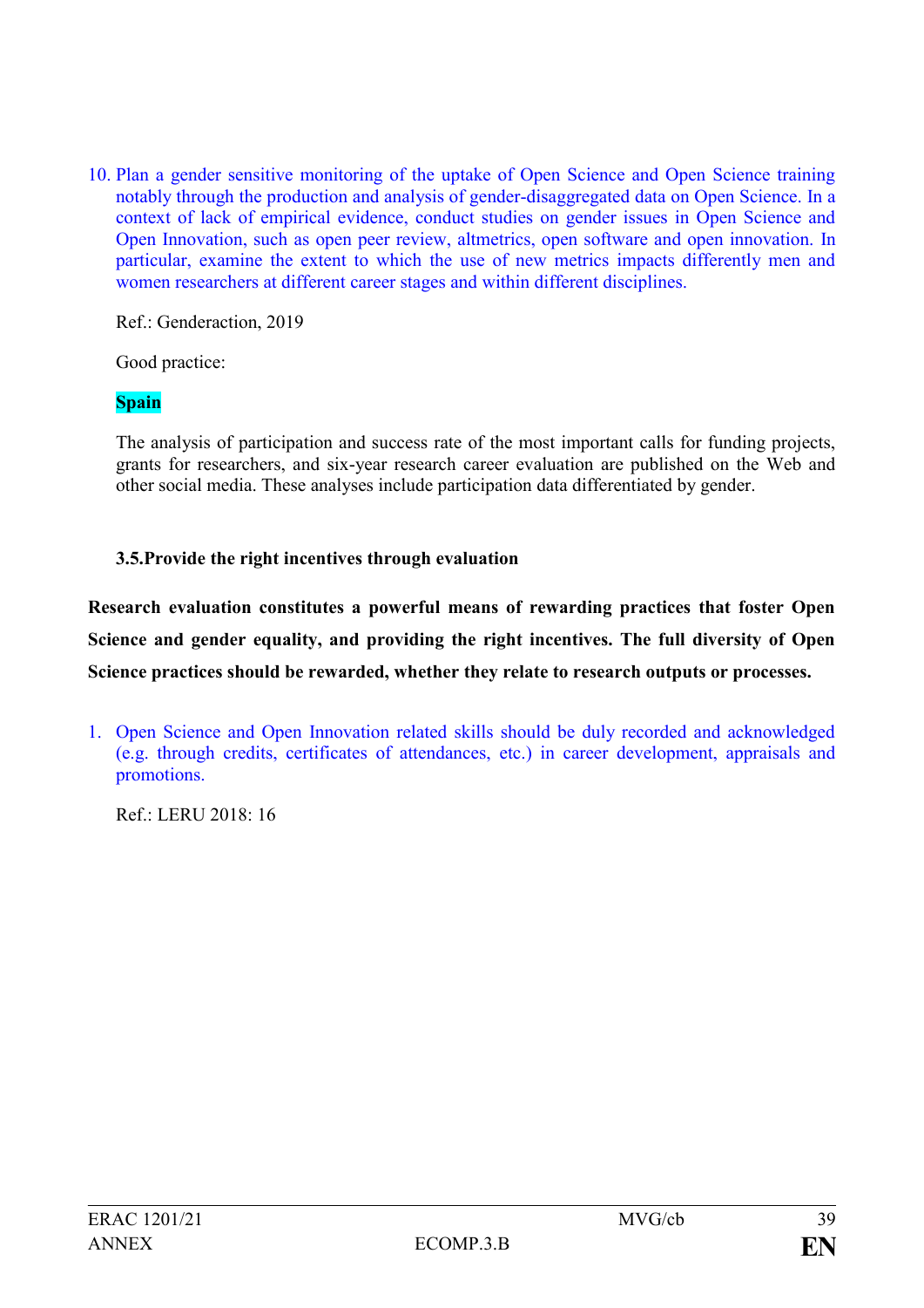10. Plan a gender sensitive monitoring of the uptake of Open Science and Open Science training notably through the production and analysis of gender-disaggregated data on Open Science. In a context of lack of empirical evidence, conduct studies on gender issues in Open Science and Open Innovation, such as open peer review, altmetrics, open software and open innovation. In particular, examine the extent to which the use of new metrics impacts differently men and women researchers at different career stages and within different disciplines.

    Ref.: Genderaction, 2019

    Good practice:

    **Spain**

    The analysis of participation and success rate of the most important calls for funding projects, grants for researchers, and six-year research career evaluation are published on the Web and other social media. These analyses include participation data differentiated by gender.

### 3.5. Provide the right incentives through evaluation

**Research evaluation constitutes a powerful means of rewarding practices that foster Open Science and gender equality, and providing the right incentives. The full diversity of Open Science practices should be rewarded, whether they relate to research outputs or processes.**

1. Open Science and Open Innovation related skills should be duly recorded and acknowledged (e.g. through credits, certificates of attendances, etc.) in career development, appraisals and promotions.

    Ref.: LERU 2018: 16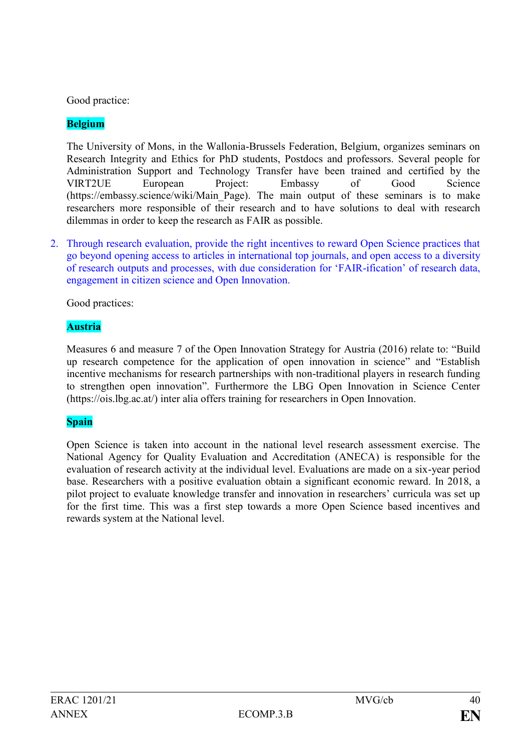Good practice:

**Belgium**

The University of Mons, in the Wallonia-Brussels Federation, Belgium, organizes seminars on Research Integrity and Ethics for PhD students, Postdocs and professors. Several people for Administration Support and Technology Transfer have been trained and certified by the VIRT2UE European Project: Embassy of Good Science (https://embassy.science/wiki/Main_Page). The main output of these seminars is to make researchers more responsible of their research and to have solutions to deal with research dilemmas in order to keep the research as FAIR as possible.

2. Through research evaluation, provide the right incentives to reward Open Science practices that go beyond opening access to articles in international top journals, and open access to a diversity of research outputs and processes, with due consideration for 'FAIR-ification' of research data, engagement in citizen science and Open Innovation.

Good practices:

**Austria**

Measures 6 and measure 7 of the Open Innovation Strategy for Austria (2016) relate to: "Build up research competence for the application of open innovation in science" and "Establish incentive mechanisms for research partnerships with non-traditional players in research funding to strengthen open innovation". Furthermore the LBG Open Innovation in Science Center (https://ois.lbg.ac.at/) inter alia offers training for researchers in Open Innovation.

**Spain**

Open Science is taken into account in the national level research assessment exercise. The National Agency for Quality Evaluation and Accreditation (ANECA) is responsible for the evaluation of research activity at the individual level. Evaluations are made on a six-year period base. Researchers with a positive evaluation obtain a significant economic reward. In 2018, a pilot project to evaluate knowledge transfer and innovation in researchers' curricula was set up for the first time. This was a first step towards a more Open Science based incentives and rewards system at the National level.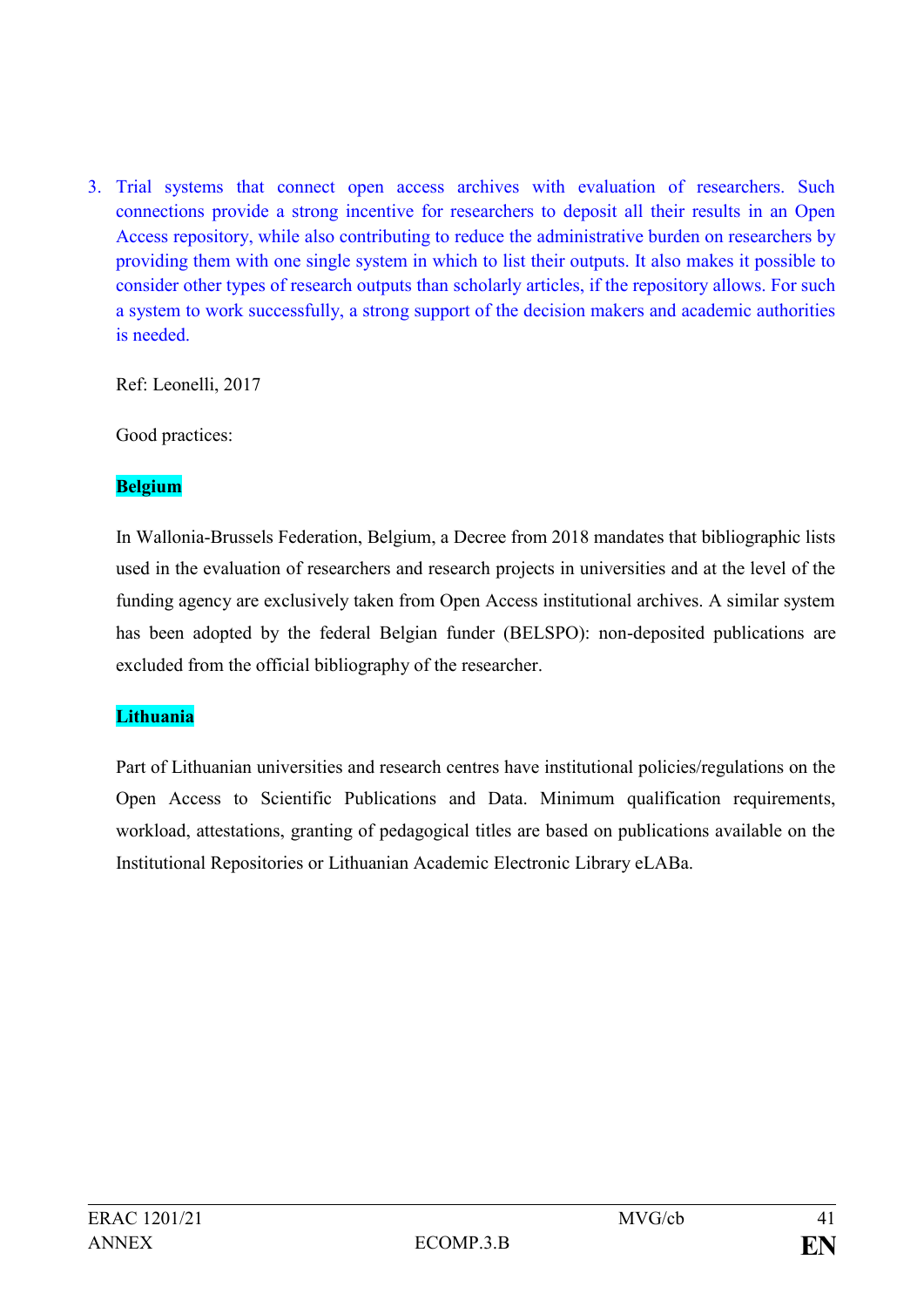3. Trial systems that connect open access archives with evaluation of researchers. Such connections provide a strong incentive for researchers to deposit all their results in an Open Access repository, while also contributing to reduce the administrative burden on researchers by providing them with one single system in which to list their outputs. It also makes it possible to consider other types of research outputs than scholarly articles, if the repository allows. For such a system to work successfully, a strong support of the decision makers and academic authorities is needed.

   Ref: Leonelli, 2017

   Good practices:

   **Belgium**

   In Wallonia-Brussels Federation, Belgium, a Decree from 2018 mandates that bibliographic lists used in the evaluation of researchers and research projects in universities and at the level of the funding agency are exclusively taken from Open Access institutional archives. A similar system has been adopted by the federal Belgian funder (BELSPO): non-deposited publications are excluded from the official bibliography of the researcher.

   **Lithuania**

   Part of Lithuanian universities and research centres have institutional policies/regulations on the Open Access to Scientific Publications and Data. Minimum qualification requirements, workload, attestations, granting of pedagogical titles are based on publications available on the Institutional Repositories or Lithuanian Academic Electronic Library eLABa.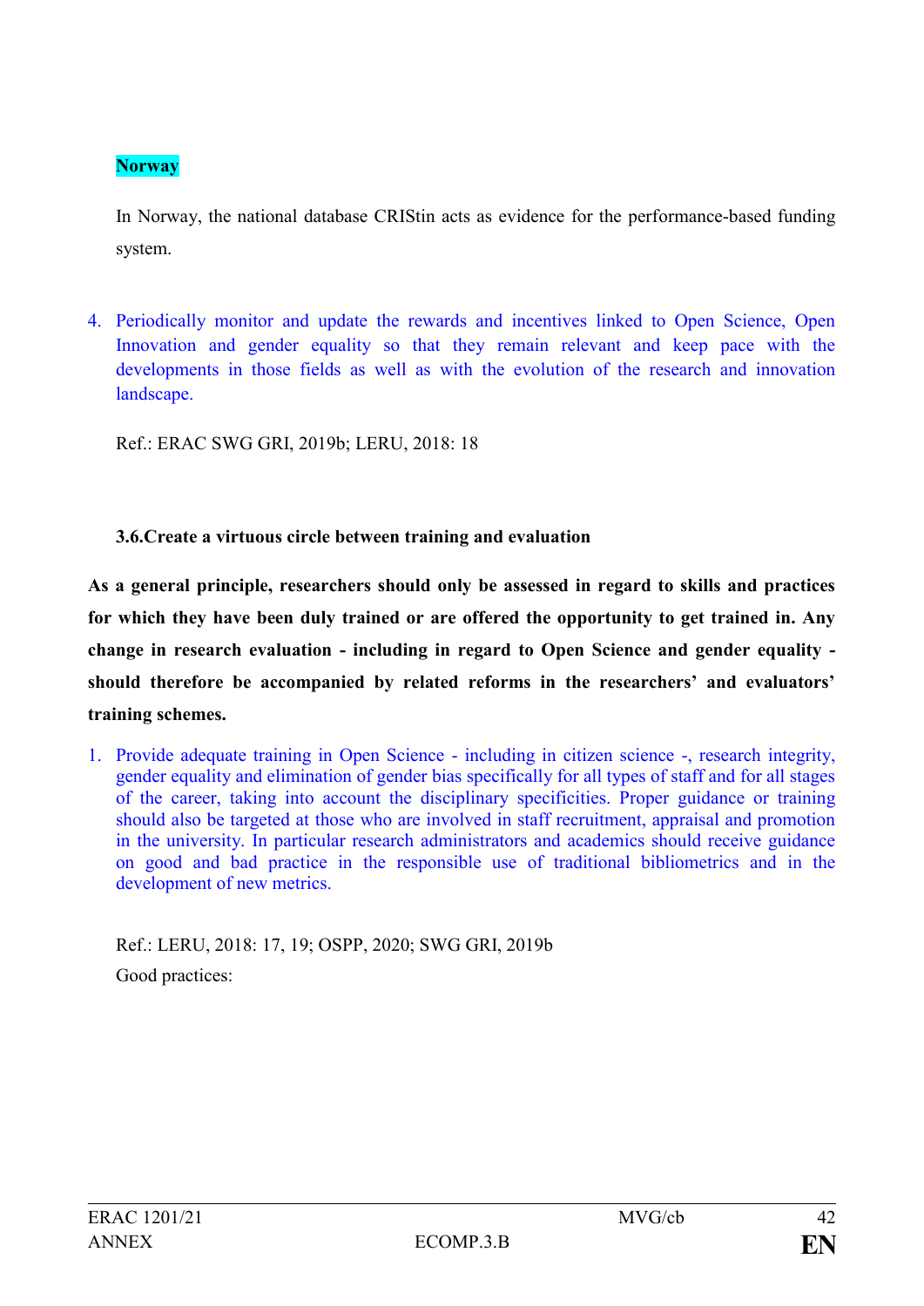**Norway**

In Norway, the national database CRIStin acts as evidence for the performance-based funding system.

4. Periodically monitor and update the rewards and incentives linked to Open Science, Open Innovation and gender equality so that they remain relevant and keep pace with the developments in those fields as well as with the evolution of the research and innovation landscape.

Ref.: ERAC SWG GRI, 2019b; LERU, 2018: 18

### 3.6. Create a virtuous circle between training and evaluation

**As a general principle, researchers should only be assessed in regard to skills and practices for which they have been duly trained or are offered the opportunity to get trained in. Any change in research evaluation - including in regard to Open Science and gender equality - should therefore be accompanied by related reforms in the researchers' and evaluators' training schemes.**

1. Provide adequate training in Open Science - including in citizen science -, research integrity, gender equality and elimination of gender bias specifically for all types of staff and for all stages of the career, taking into account the disciplinary specificities. Proper guidance or training should also be targeted at those who are involved in staff recruitment, appraisal and promotion in the university. In particular research administrators and academics should receive guidance on good and bad practice in the responsible use of traditional bibliometrics and in the development of new metrics.

Ref.: LERU, 2018: 17, 19; OSPP, 2020; SWG GRI, 2019b

Good practices: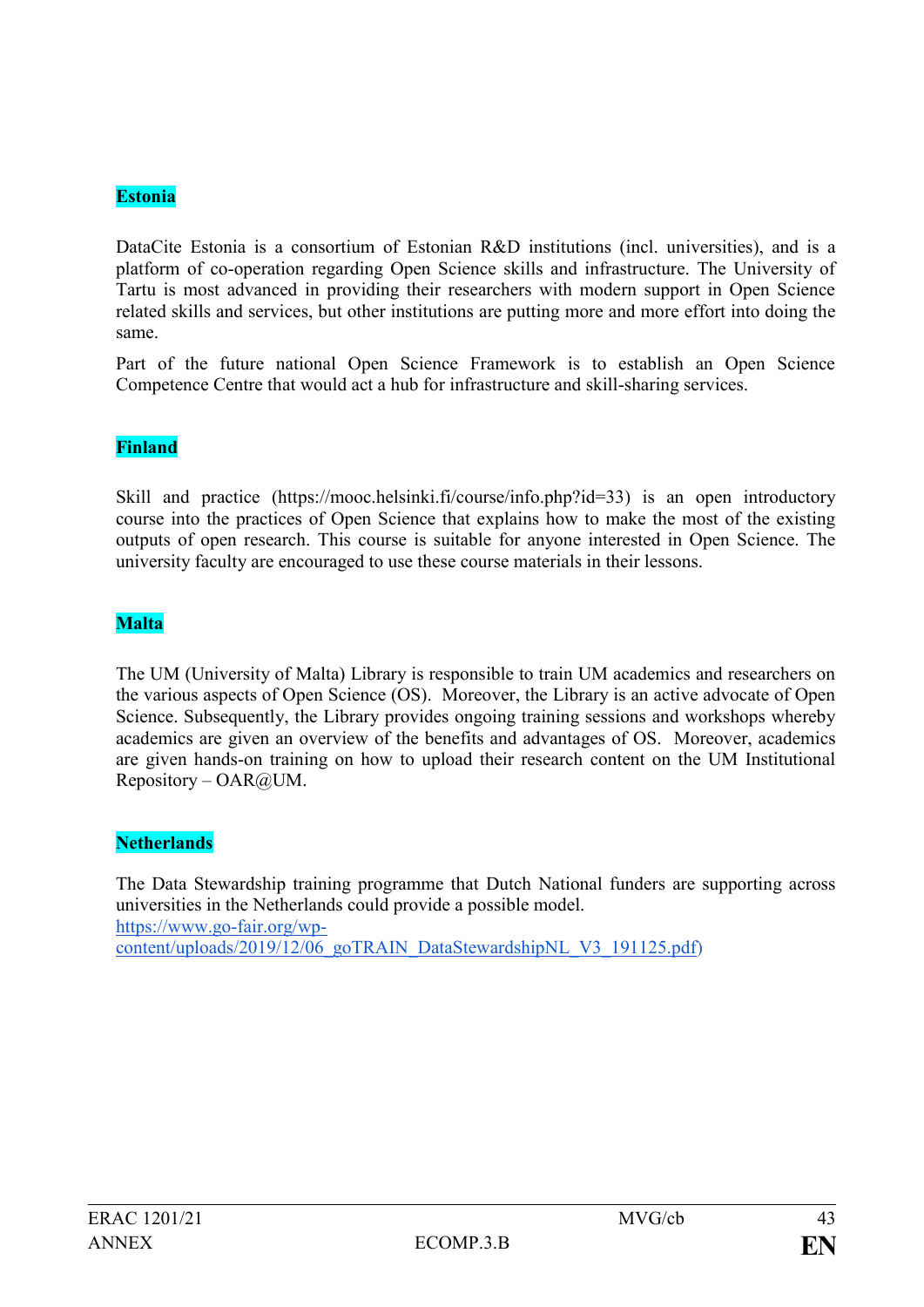**Estonia**

DataCite Estonia is a consortium of Estonian R&D institutions (incl. universities), and is a platform of co-operation regarding Open Science skills and infrastructure. The University of Tartu is most advanced in providing their researchers with modern support in Open Science related skills and services, but other institutions are putting more and more effort into doing the same.

Part of the future national Open Science Framework is to establish an Open Science Competence Centre that would act a hub for infrastructure and skill-sharing services.

**Finland**

Skill and practice (https://mooc.helsinki.fi/course/info.php?id=33) is an open introductory course into the practices of Open Science that explains how to make the most of the existing outputs of open research. This course is suitable for anyone interested in Open Science. The university faculty are encouraged to use these course materials in their lessons.

**Malta**

The UM (University of Malta) Library is responsible to train UM academics and researchers on the various aspects of Open Science (OS). Moreover, the Library is an active advocate of Open Science. Subsequently, the Library provides ongoing training sessions and workshops whereby academics are given an overview of the benefits and advantages of OS. Moreover, academics are given hands-on training on how to upload their research content on the UM Institutional Repository – OAR@UM.

**Netherlands**

The Data Stewardship training programme that Dutch National funders are supporting across universities in the Netherlands could provide a possible model.
https://www.go-fair.org/wp-content/uploads/2019/12/06_goTRAIN_DataStewardshipNL_V3_191125.pdf)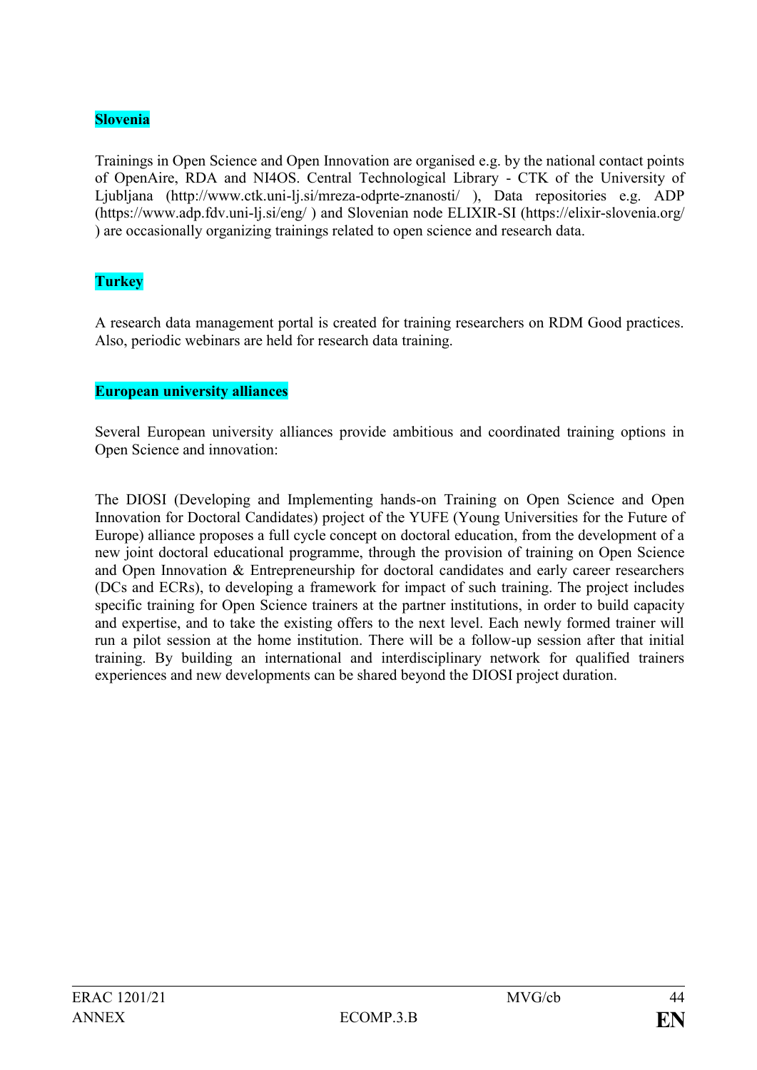**Slovenia**

Trainings in Open Science and Open Innovation are organised e.g. by the national contact points of OpenAire, RDA and NI4OS. Central Technological Library - CTK of the University of Ljubljana (http://www.ctk.uni-lj.si/mreza-odprte-znanosti/ ), Data repositories e.g. ADP (https://www.adp.fdv.uni-lj.si/eng/ ) and Slovenian node ELIXIR-SI (https://elixir-slovenia.org/ ) are occasionally organizing trainings related to open science and research data.

**Turkey**

A research data management portal is created for training researchers on RDM Good practices. Also, periodic webinars are held for research data training.

**European university alliances**

Several European university alliances provide ambitious and coordinated training options in Open Science and innovation:

The DIOSI (Developing and Implementing hands-on Training on Open Science and Open Innovation for Doctoral Candidates) project of the YUFE (Young Universities for the Future of Europe) alliance proposes a full cycle concept on doctoral education, from the development of a new joint doctoral educational programme, through the provision of training on Open Science and Open Innovation & Entrepreneurship for doctoral candidates and early career researchers (DCs and ECRs), to developing a framework for impact of such training. The project includes specific training for Open Science trainers at the partner institutions, in order to build capacity and expertise, and to take the existing offers to the next level. Each newly formed trainer will run a pilot session at the home institution. There will be a follow-up session after that initial training. By building an international and interdisciplinary network for qualified trainers experiences and new developments can be shared beyond the DIOSI project duration.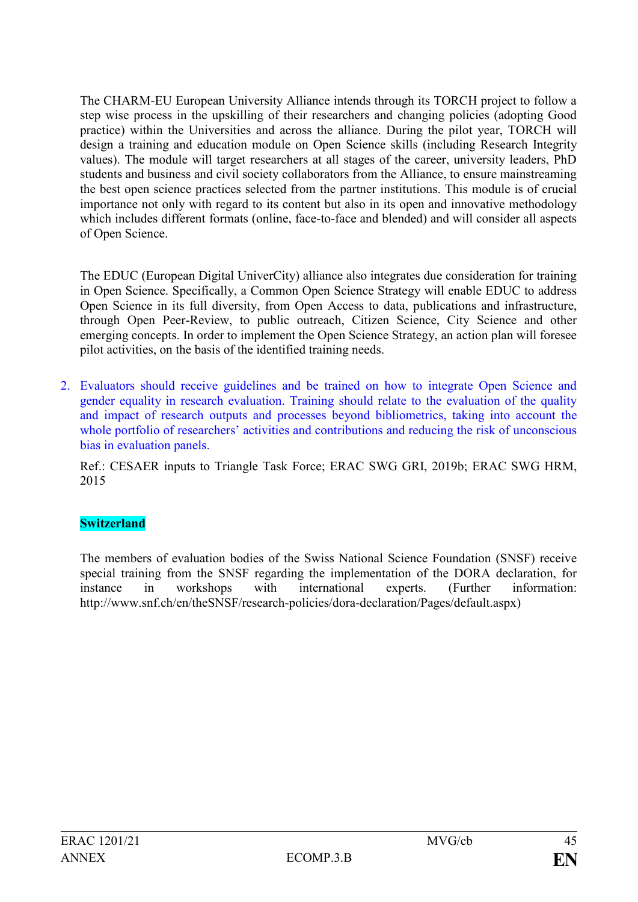The CHARM-EU European University Alliance intends through its TORCH project to follow a step wise process in the upskilling of their researchers and changing policies (adopting Good practice) within the Universities and across the alliance. During the pilot year, TORCH will design a training and education module on Open Science skills (including Research Integrity values). The module will target researchers at all stages of the career, university leaders, PhD students and business and civil society collaborators from the Alliance, to ensure mainstreaming the best open science practices selected from the partner institutions. This module is of crucial importance not only with regard to its content but also in its open and innovative methodology which includes different formats (online, face-to-face and blended) and will consider all aspects of Open Science.

The EDUC (European Digital UniverCity) alliance also integrates due consideration for training in Open Science. Specifically, a Common Open Science Strategy will enable EDUC to address Open Science in its full diversity, from Open Access to data, publications and infrastructure, through Open Peer-Review, to public outreach, Citizen Science, City Science and other emerging concepts. In order to implement the Open Science Strategy, an action plan will foresee pilot activities, on the basis of the identified training needs.

2. Evaluators should receive guidelines and be trained on how to integrate Open Science and gender equality in research evaluation. Training should relate to the evaluation of the quality and impact of research outputs and processes beyond bibliometrics, taking into account the whole portfolio of researchers' activities and contributions and reducing the risk of unconscious bias in evaluation panels.

   Ref.: CESAER inputs to Triangle Task Force; ERAC SWG GRI, 2019b; ERAC SWG HRM, 2015

**Switzerland**

The members of evaluation bodies of the Swiss National Science Foundation (SNSF) receive special training from the SNSF regarding the implementation of the DORA declaration, for instance in workshops with international experts. (Further information: http://www.snf.ch/en/theSNSF/research-policies/dora-declaration/Pages/default.aspx)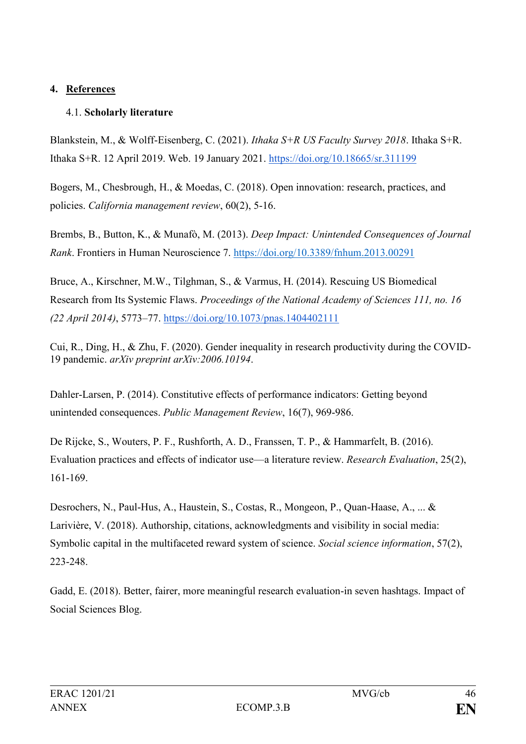## 4. **References**

### 4.1. **Scholarly literature**

Blankstein, M., & Wolff-Eisenberg, C. (2021). *Ithaka S+R US Faculty Survey 2018*. Ithaka S+R. Ithaka S+R. 12 April 2019. Web. 19 January 2021. https://doi.org/10.18665/sr.311199

Bogers, M., Chesbrough, H., & Moedas, C. (2018). Open innovation: research, practices, and policies. *California management review*, 60(2), 5-16.

Brembs, B., Button, K., & Munafò, M. (2013). *Deep Impact: Unintended Consequences of Journal Rank*. Frontiers in Human Neuroscience 7. https://doi.org/10.3389/fnhum.2013.00291

Bruce, A., Kirschner, M.W., Tilghman, S., & Varmus, H. (2014). Rescuing US Biomedical Research from Its Systemic Flaws. *Proceedings of the National Academy of Sciences 111, no. 16 (22 April 2014)*, 5773–77. https://doi.org/10.1073/pnas.1404402111

Cui, R., Ding, H., & Zhu, F. (2020). Gender inequality in research productivity during the COVID-19 pandemic. *arXiv preprint arXiv:2006.10194*.

Dahler-Larsen, P. (2014). Constitutive effects of performance indicators: Getting beyond unintended consequences. *Public Management Review*, 16(7), 969-986.

De Rijcke, S., Wouters, P. F., Rushforth, A. D., Franssen, T. P., & Hammarfelt, B. (2016). Evaluation practices and effects of indicator use—a literature review. *Research Evaluation*, 25(2), 161-169.

Desrochers, N., Paul-Hus, A., Haustein, S., Costas, R., Mongeon, P., Quan-Haase, A., ... & Larivière, V. (2018). Authorship, citations, acknowledgments and visibility in social media: Symbolic capital in the multifaceted reward system of science. *Social science information*, 57(2), 223-248.

Gadd, E. (2018). Better, fairer, more meaningful research evaluation-in seven hashtags. Impact of Social Sciences Blog.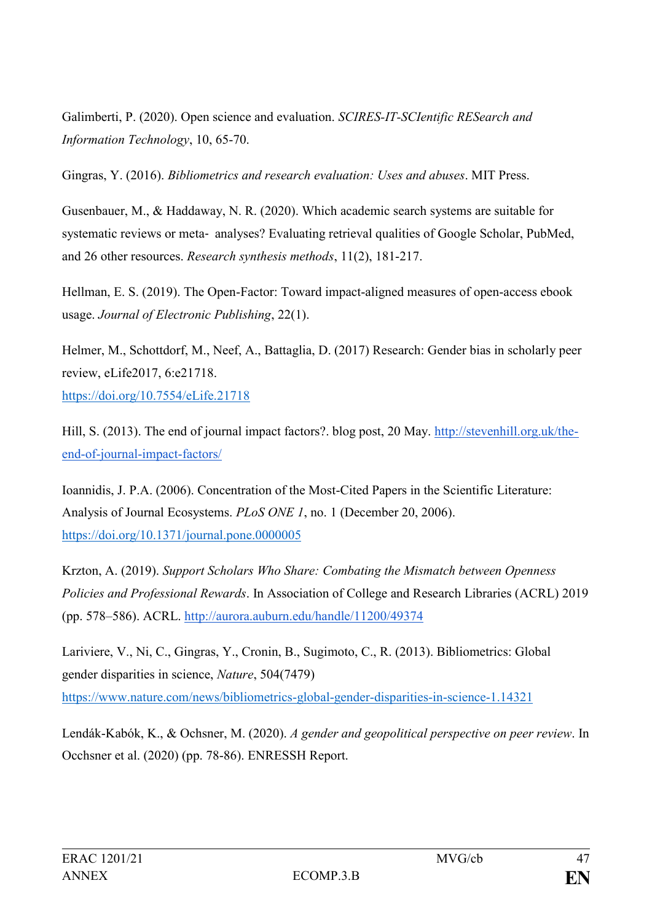Galimberti, P. (2020). Open science and evaluation. *SCIRES-IT-SCIentific RESearch and Information Technology*, 10, 65-70.

Gingras, Y. (2016). *Bibliometrics and research evaluation: Uses and abuses*. MIT Press.

Gusenbauer, M., & Haddaway, N. R. (2020). Which academic search systems are suitable for systematic reviews or meta- analyses? Evaluating retrieval qualities of Google Scholar, PubMed, and 26 other resources. *Research synthesis methods*, 11(2), 181-217.

Hellman, E. S. (2019). The Open-Factor: Toward impact-aligned measures of open-access ebook usage. *Journal of Electronic Publishing*, 22(1).

Helmer, M., Schottdorf, M., Neef, A., Battaglia, D. (2017) Research: Gender bias in scholarly peer review, eLife2017, 6:e21718.
https://doi.org/10.7554/eLife.21718

Hill, S. (2013). The end of journal impact factors?. blog post, 20 May. http://stevenhill.org.uk/the-end-of-journal-impact-factors/

Ioannidis, J. P.A. (2006). Concentration of the Most-Cited Papers in the Scientific Literature: Analysis of Journal Ecosystems. *PLoS ONE 1*, no. 1 (December 20, 2006).
https://doi.org/10.1371/journal.pone.0000005

Krzton, A. (2019). *Support Scholars Who Share: Combating the Mismatch between Openness Policies and Professional Rewards*. In Association of College and Research Libraries (ACRL) 2019 (pp. 578–586). ACRL. http://aurora.auburn.edu/handle/11200/49374

Lariviere, V., Ni, C., Gingras, Y., Cronin, B., Sugimoto, C., R. (2013). Bibliometrics: Global gender disparities in science, *Nature*, 504(7479)
https://www.nature.com/news/bibliometrics-global-gender-disparities-in-science-1.14321

Lendák-Kabók, K., & Ochsner, M. (2020). *A gender and geopolitical perspective on peer review*. In Occhsner et al. (2020) (pp. 78-86). ENRESSH Report.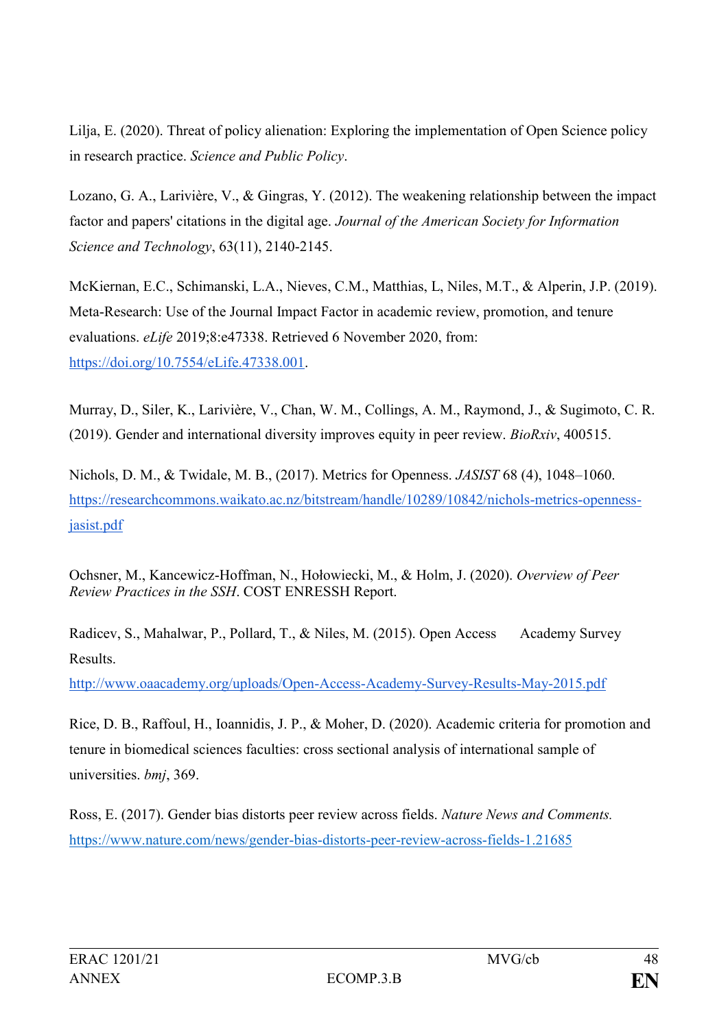Lilja, E. (2020). Threat of policy alienation: Exploring the implementation of Open Science policy in research practice. *Science and Public Policy*.

Lozano, G. A., Larivière, V., & Gingras, Y. (2012). The weakening relationship between the impact factor and papers' citations in the digital age. *Journal of the American Society for Information Science and Technology*, 63(11), 2140-2145.

McKiernan, E.C., Schimanski, L.A., Nieves, C.M., Matthias, L, Niles, M.T., & Alperin, J.P. (2019). Meta-Research: Use of the Journal Impact Factor in academic review, promotion, and tenure evaluations. *eLife* 2019;8:e47338. Retrieved 6 November 2020, from: https://doi.org/10.7554/eLife.47338.001.

Murray, D., Siler, K., Larivière, V., Chan, W. M., Collings, A. M., Raymond, J., & Sugimoto, C. R. (2019). Gender and international diversity improves equity in peer review. *BioRxiv*, 400515.

Nichols, D. M., & Twidale, M. B., (2017). Metrics for Openness. *JASIST* 68 (4), 1048–1060. https://researchcommons.waikato.ac.nz/bitstream/handle/10289/10842/nichols-metrics-openness-jasist.pdf

Ochsner, M., Kancewicz-Hoffman, N., Hołowiecki, M., & Holm, J. (2020). *Overview of Peer Review Practices in the SSH*. COST ENRESSH Report.

Radicev, S., Mahalwar, P., Pollard, T., & Niles, M. (2015). Open Access Academy Survey Results. http://www.oaacademy.org/uploads/Open-Access-Academy-Survey-Results-May-2015.pdf

Rice, D. B., Raffoul, H., Ioannidis, J. P., & Moher, D. (2020). Academic criteria for promotion and tenure in biomedical sciences faculties: cross sectional analysis of international sample of universities. *bmj*, 369.

Ross, E. (2017). Gender bias distorts peer review across fields. *Nature News and Comments.* https://www.nature.com/news/gender-bias-distorts-peer-review-across-fields-1.21685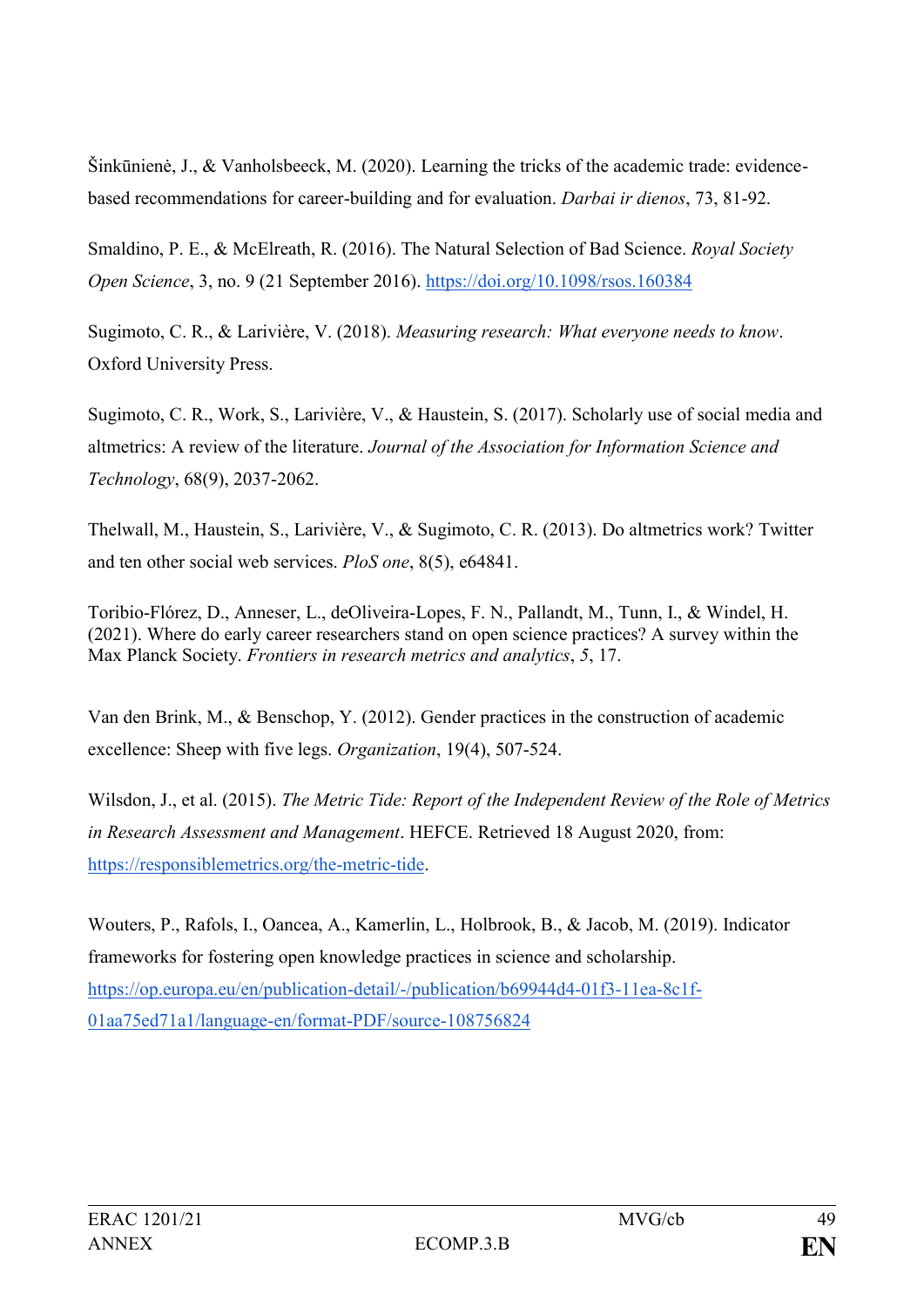Šinkūnienė, J., & Vanholsbeeck, M. (2020). Learning the tricks of the academic trade: evidence-based recommendations for career-building and for evaluation. *Darbai ir dienos*, 73, 81-92.

Smaldino, P. E., & McElreath, R. (2016). The Natural Selection of Bad Science. *Royal Society Open Science*, 3, no. 9 (21 September 2016). https://doi.org/10.1098/rsos.160384

Sugimoto, C. R., & Larivière, V. (2018). *Measuring research: What everyone needs to know*. Oxford University Press.

Sugimoto, C. R., Work, S., Larivière, V., & Haustein, S. (2017). Scholarly use of social media and altmetrics: A review of the literature. *Journal of the Association for Information Science and Technology*, 68(9), 2037-2062.

Thelwall, M., Haustein, S., Larivière, V., & Sugimoto, C. R. (2013). Do altmetrics work? Twitter and ten other social web services. *PloS one*, 8(5), e64841.

Toribio-Flórez, D., Anneser, L., deOliveira-Lopes, F. N., Pallandt, M., Tunn, I., & Windel, H. (2021). Where do early career researchers stand on open science practices? A survey within the Max Planck Society. *Frontiers in research metrics and analytics*, *5*, 17.

Van den Brink, M., & Benschop, Y. (2012). Gender practices in the construction of academic excellence: Sheep with five legs. *Organization*, 19(4), 507-524.

Wilsdon, J., et al. (2015). *The Metric Tide: Report of the Independent Review of the Role of Metrics in Research Assessment and Management*. HEFCE. Retrieved 18 August 2020, from: https://responsiblemetrics.org/the-metric-tide.

Wouters, P., Rafols, I., Oancea, A., Kamerlin, L., Holbrook, B., & Jacob, M. (2019). Indicator frameworks for fostering open knowledge practices in science and scholarship. https://op.europa.eu/en/publication-detail/-/publication/b69944d4-01f3-11ea-8c1f-01aa75ed71a1/language-en/format-PDF/source-108756824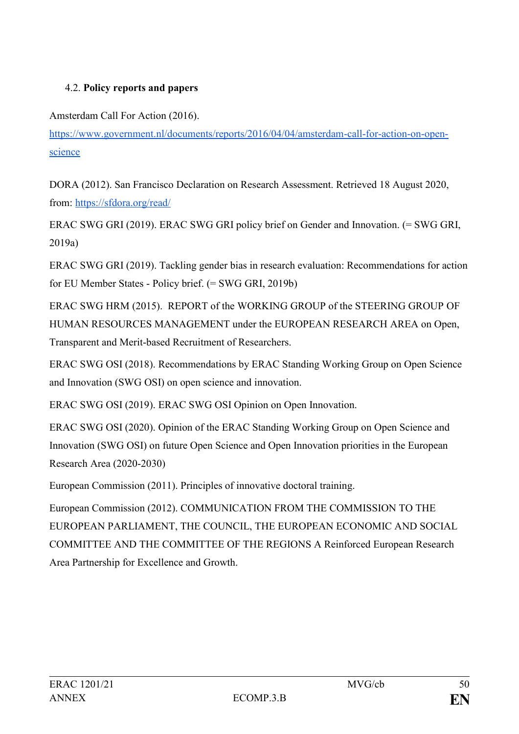### 4.2. **Policy reports and papers**

Amsterdam Call For Action (2016).
[https://www.government.nl/documents/reports/2016/04/04/amsterdam-call-for-action-on-open-science](https://www.government.nl/documents/reports/2016/04/04/amsterdam-call-for-action-on-open-science)

DORA (2012). San Francisco Declaration on Research Assessment. Retrieved 18 August 2020, from: [https://sfdora.org/read/](https://sfdora.org/read/)

ERAC SWG GRI (2019). ERAC SWG GRI policy brief on Gender and Innovation. (= SWG GRI, 2019a)

ERAC SWG GRI (2019). Tackling gender bias in research evaluation: Recommendations for action for EU Member States - Policy brief. (= SWG GRI, 2019b)

ERAC SWG HRM (2015). REPORT of the WORKING GROUP of the STEERING GROUP OF HUMAN RESOURCES MANAGEMENT under the EUROPEAN RESEARCH AREA on Open, Transparent and Merit-based Recruitment of Researchers.

ERAC SWG OSI (2018). Recommendations by ERAC Standing Working Group on Open Science and Innovation (SWG OSI) on open science and innovation.

ERAC SWG OSI (2019). ERAC SWG OSI Opinion on Open Innovation.

ERAC SWG OSI (2020). Opinion of the ERAC Standing Working Group on Open Science and Innovation (SWG OSI) on future Open Science and Open Innovation priorities in the European Research Area (2020-2030)

European Commission (2011). Principles of innovative doctoral training.

European Commission (2012). COMMUNICATION FROM THE COMMISSION TO THE EUROPEAN PARLIAMENT, THE COUNCIL, THE EUROPEAN ECONOMIC AND SOCIAL COMMITTEE AND THE COMMITTEE OF THE REGIONS A Reinforced European Research Area Partnership for Excellence and Growth.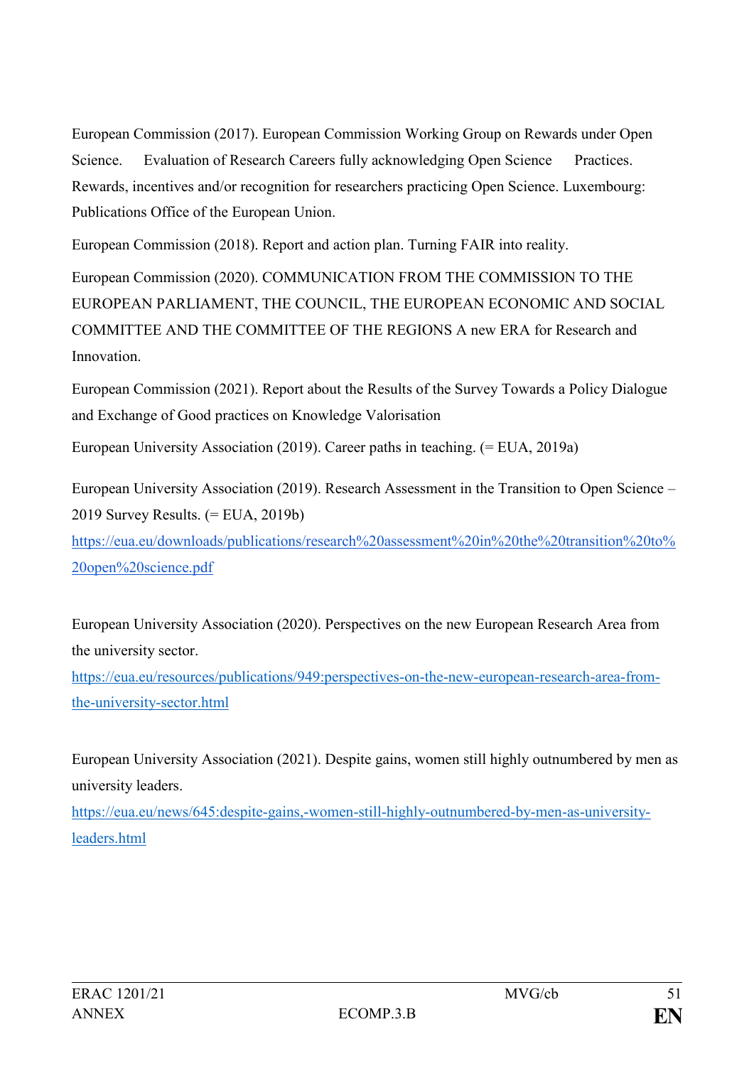European Commission (2017). European Commission Working Group on Rewards under Open Science. Evaluation of Research Careers fully acknowledging Open Science Practices. Rewards, incentives and/or recognition for researchers practicing Open Science. Luxembourg: Publications Office of the European Union.

European Commission (2018). Report and action plan. Turning FAIR into reality.

European Commission (2020). COMMUNICATION FROM THE COMMISSION TO THE EUROPEAN PARLIAMENT, THE COUNCIL, THE EUROPEAN ECONOMIC AND SOCIAL COMMITTEE AND THE COMMITTEE OF THE REGIONS A new ERA for Research and Innovation.

European Commission (2021). Report about the Results of the Survey Towards a Policy Dialogue and Exchange of Good practices on Knowledge Valorisation

European University Association (2019). Career paths in teaching. (= EUA, 2019a)

European University Association (2019). Research Assessment in the Transition to Open Science – 2019 Survey Results. (= EUA, 2019b)
https://eua.eu/downloads/publications/research%20assessment%20in%20the%20transition%20to%20open%20science.pdf

European University Association (2020). Perspectives on the new European Research Area from the university sector.
https://eua.eu/resources/publications/949:perspectives-on-the-new-european-research-area-from-the-university-sector.html

European University Association (2021). Despite gains, women still highly outnumbered by men as university leaders.
https://eua.eu/news/645:despite-gains,-women-still-highly-outnumbered-by-men-as-university-leaders.html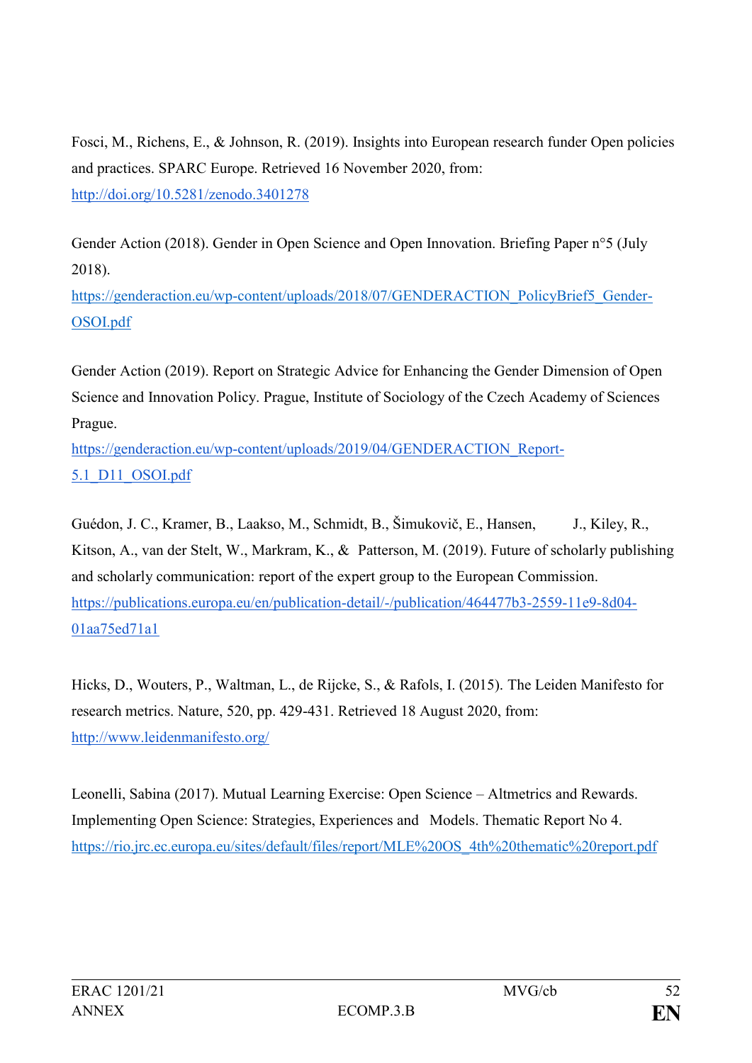Fosci, M., Richens, E., & Johnson, R. (2019). Insights into European research funder Open policies and practices. SPARC Europe. Retrieved 16 November 2020, from: http://doi.org/10.5281/zenodo.3401278

Gender Action (2018). Gender in Open Science and Open Innovation. Briefing Paper n°5 (July 2018). https://genderaction.eu/wp-content/uploads/2018/07/GENDERACTION_PolicyBrief5_Gender-OSOI.pdf

Gender Action (2019). Report on Strategic Advice for Enhancing the Gender Dimension of Open Science and Innovation Policy. Prague, Institute of Sociology of the Czech Academy of Sciences Prague. https://genderaction.eu/wp-content/uploads/2019/04/GENDERACTION_Report-5.1_D11_OSOI.pdf

Guédon, J. C., Kramer, B., Laakso, M., Schmidt, B., Šimukovič, E., Hansen, J., Kiley, R., Kitson, A., van der Stelt, W., Markram, K., & Patterson, M. (2019). Future of scholarly publishing and scholarly communication: report of the expert group to the European Commission. https://publications.europa.eu/en/publication-detail/-/publication/464477b3-2559-11e9-8d04-01aa75ed71a1

Hicks, D., Wouters, P., Waltman, L., de Rijcke, S., & Rafols, I. (2015). The Leiden Manifesto for research metrics. Nature, 520, pp. 429-431. Retrieved 18 August 2020, from: http://www.leidenmanifesto.org/

Leonelli, Sabina (2017). Mutual Learning Exercise: Open Science – Altmetrics and Rewards. Implementing Open Science: Strategies, Experiences and Models. Thematic Report No 4. https://rio.jrc.ec.europa.eu/sites/default/files/report/MLE%20OS_4th%20thematic%20report.pdf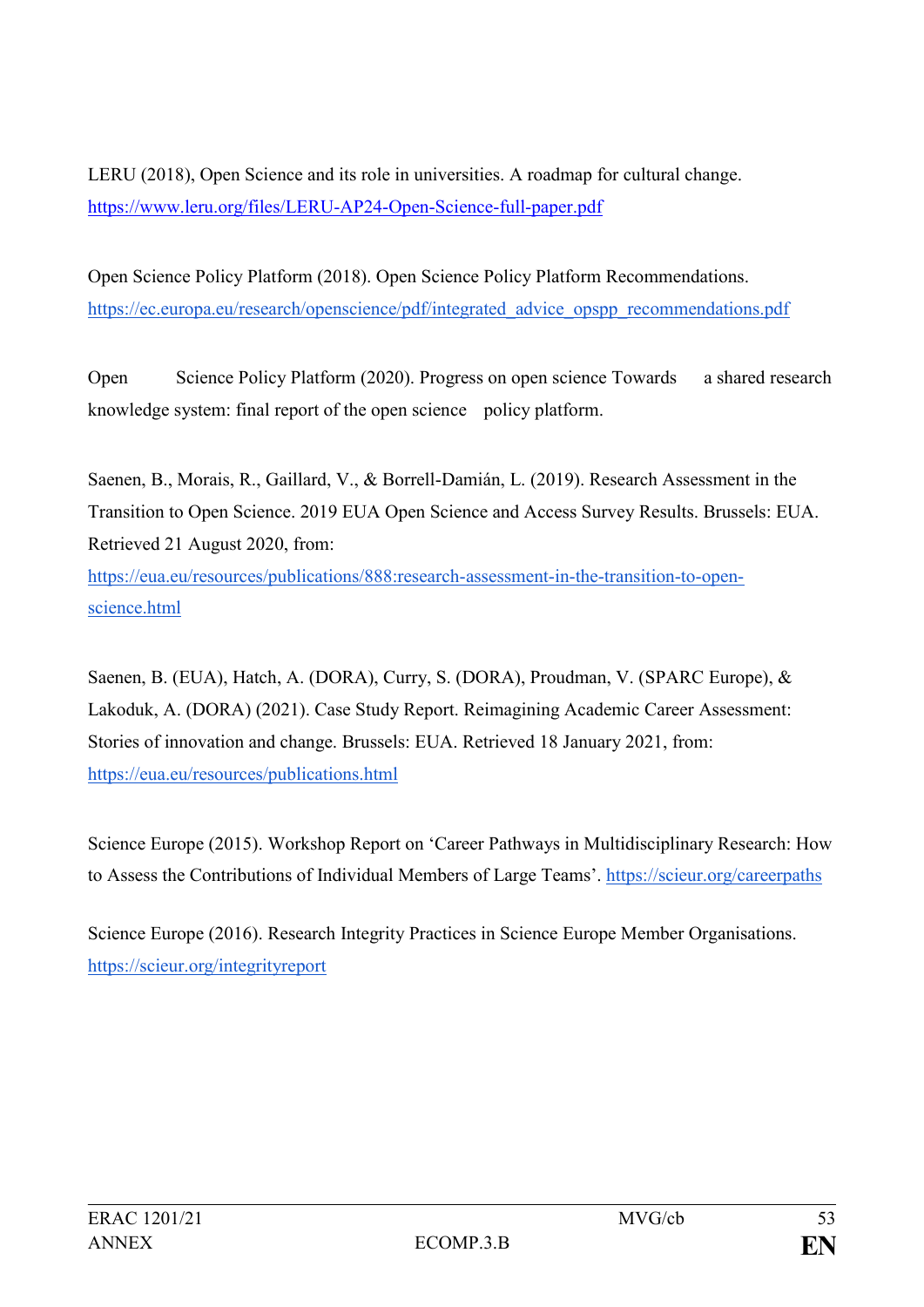LERU (2018), Open Science and its role in universities. A roadmap for cultural change. https://www.leru.org/files/LERU-AP24-Open-Science-full-paper.pdf

Open Science Policy Platform (2018). Open Science Policy Platform Recommendations. https://ec.europa.eu/research/openscience/pdf/integrated_advice_opspp_recommendations.pdf

Open Science Policy Platform (2020). Progress on open science Towards a shared research knowledge system: final report of the open science policy platform.

Saenen, B., Morais, R., Gaillard, V., & Borrell-Damián, L. (2019). Research Assessment in the Transition to Open Science. 2019 EUA Open Science and Access Survey Results. Brussels: EUA. Retrieved 21 August 2020, from: https://eua.eu/resources/publications/888:research-assessment-in-the-transition-to-open-science.html

Saenen, B. (EUA), Hatch, A. (DORA), Curry, S. (DORA), Proudman, V. (SPARC Europe), & Lakoduk, A. (DORA) (2021). Case Study Report. Reimagining Academic Career Assessment: Stories of innovation and change. Brussels: EUA. Retrieved 18 January 2021, from: https://eua.eu/resources/publications.html

Science Europe (2015). Workshop Report on 'Career Pathways in Multidisciplinary Research: How to Assess the Contributions of Individual Members of Large Teams'. https://scieur.org/careerpaths

Science Europe (2016). Research Integrity Practices in Science Europe Member Organisations. https://scieur.org/integrityreport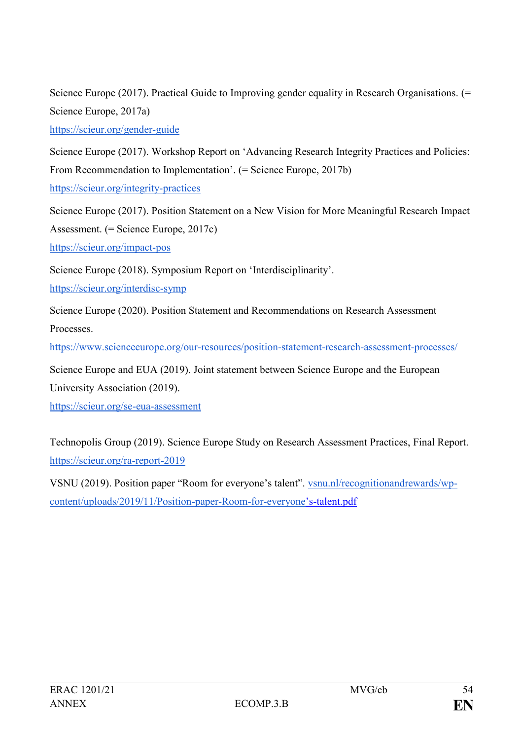Science Europe (2017). Practical Guide to Improving gender equality in Research Organisations. (= Science Europe, 2017a)
https://scieur.org/gender-guide

Science Europe (2017). Workshop Report on 'Advancing Research Integrity Practices and Policies: From Recommendation to Implementation'. (= Science Europe, 2017b)
https://scieur.org/integrity-practices

Science Europe (2017). Position Statement on a New Vision for More Meaningful Research Impact Assessment. (= Science Europe, 2017c)
https://scieur.org/impact-pos

Science Europe (2018). Symposium Report on 'Interdisciplinarity'.
https://scieur.org/interdisc-symp

Science Europe (2020). Position Statement and Recommendations on Research Assessment Processes.
https://www.scienceeurope.org/our-resources/position-statement-research-assessment-processes/

Science Europe and EUA (2019). Joint statement between Science Europe and the European University Association (2019).
https://scieur.org/se-eua-assessment

Technopolis Group (2019). Science Europe Study on Research Assessment Practices, Final Report.
https://scieur.org/ra-report-2019

VSNU (2019). Position paper "Room for everyone's talent". vsnu.nl/recognitionandrewards/wp-content/uploads/2019/11/Position-paper-Room-for-everyone's-talent.pdf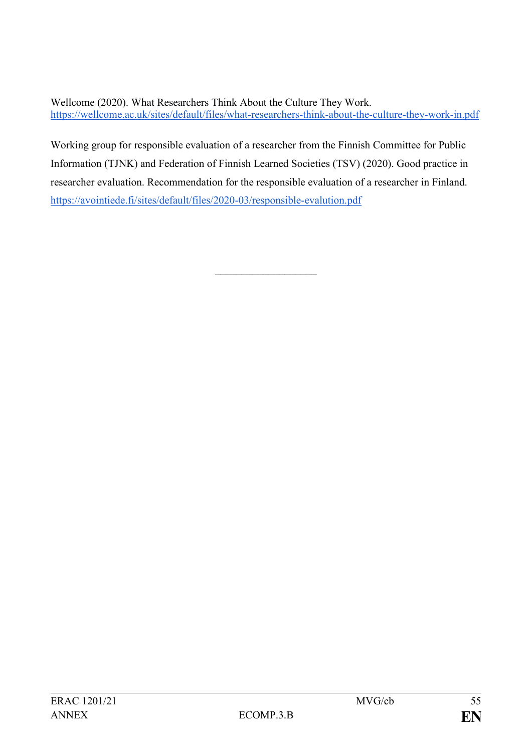Wellcome (2020). What Researchers Think About the Culture They Work.
https://wellcome.ac.uk/sites/default/files/what-researchers-think-about-the-culture-they-work-in.pdf

Working group for responsible evaluation of a researcher from the Finnish Committee for Public Information (TJNK) and Federation of Finnish Learned Societies (TSV) (2020). Good practice in researcher evaluation. Recommendation for the responsible evaluation of a researcher in Finland.
https://avointiede.fi/sites/default/files/2020-03/responsible-evalution.pdf

_____________________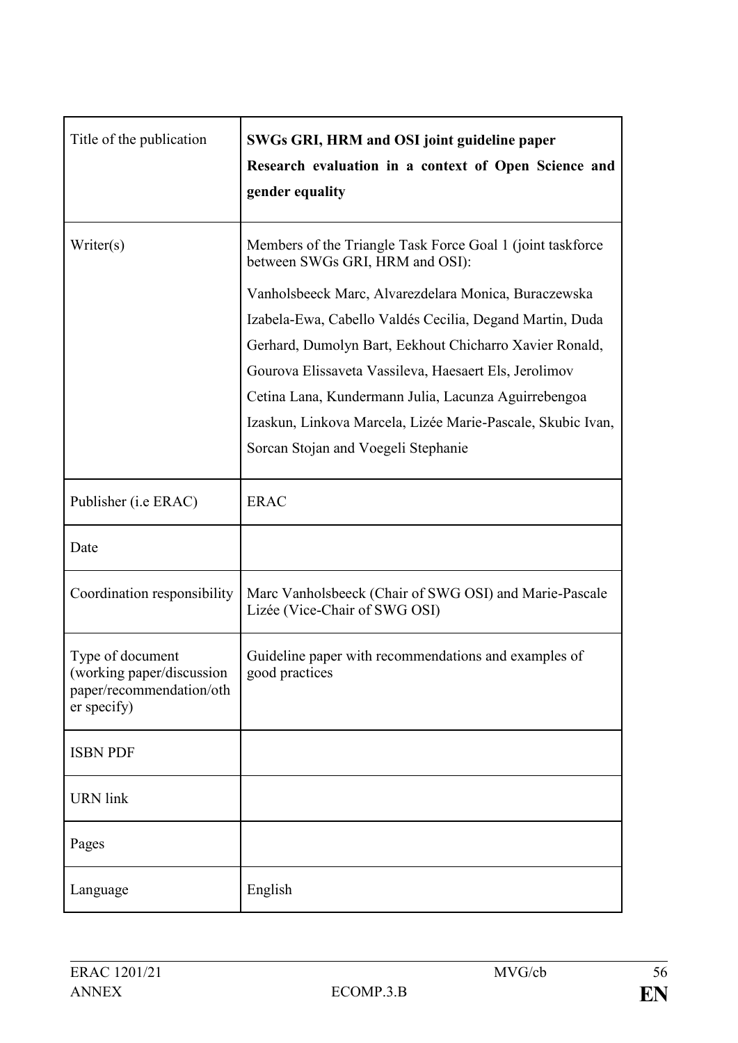| Title of the publication | **SWGs GRI, HRM and OSI joint guideline paper Research evaluation in a context of Open Science and gender equality** |
|---|---|
| Writer(s) | Members of the Triangle Task Force Goal 1 (joint taskforce between SWGs GRI, HRM and OSI):<br><br>Vanholsbeeck Marc, Alvarezdelara Monica, Buraczewska Izabela-Ewa, Cabello Valdés Cecilia, Degand Martin, Duda Gerhard, Dumolyn Bart, Eekhout Chicharro Xavier Ronald, Gourova Elissaveta Vassileva, Haesaert Els, Jerolimov Cetina Lana, Kundermann Julia, Lacunza Aguirrebengoa Izaskun, Linkova Marcela, Lizée Marie-Pascale, Skubic Ivan, Sorcan Stojan and Voegeli Stephanie |
| Publisher (i.e ERAC) | ERAC |
| Date | |
| Coordination responsibility | Marc Vanholsbeeck (Chair of SWG OSI) and Marie-Pascale Lizée (Vice-Chair of SWG OSI) |
| Type of document (working paper/discussion paper/recommendation/other specify) | Guideline paper with recommendations and examples of good practices |
| ISBN PDF | |
| URN link | |
| Pages | |
| Language | English |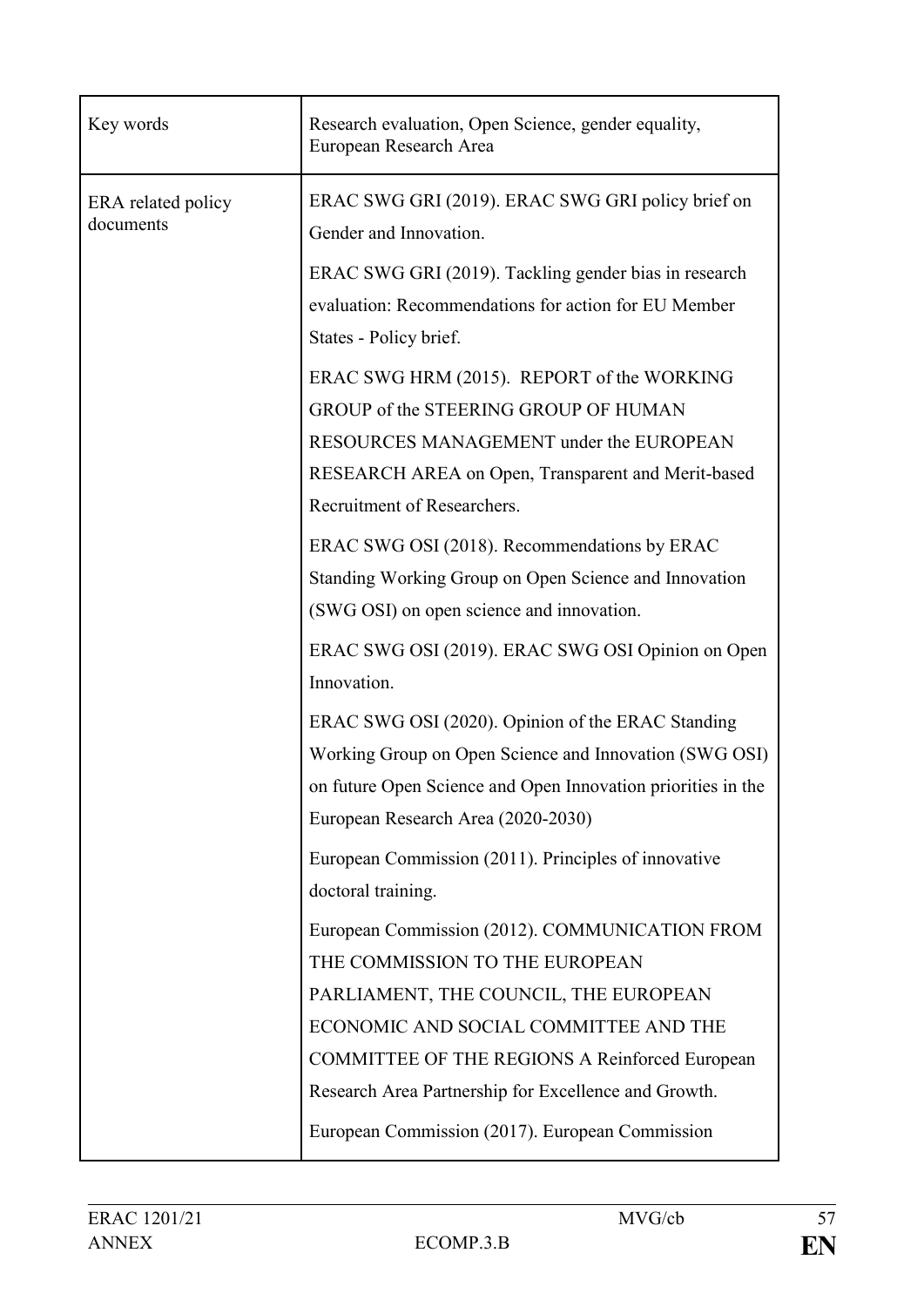| Key words | Research evaluation, Open Science, gender equality, European Research Area |
|---|---|
| ERA related policy documents | ERAC SWG GRI (2019). ERAC SWG GRI policy brief on Gender and Innovation.<br><br>ERAC SWG GRI (2019). Tackling gender bias in research evaluation: Recommendations for action for EU Member States - Policy brief.<br><br>ERAC SWG HRM (2015). REPORT of the WORKING GROUP of the STEERING GROUP OF HUMAN RESOURCES MANAGEMENT under the EUROPEAN RESEARCH AREA on Open, Transparent and Merit-based Recruitment of Researchers.<br><br>ERAC SWG OSI (2018). Recommendations by ERAC Standing Working Group on Open Science and Innovation (SWG OSI) on open science and innovation.<br><br>ERAC SWG OSI (2019). ERAC SWG OSI Opinion on Open Innovation.<br><br>ERAC SWG OSI (2020). Opinion of the ERAC Standing Working Group on Open Science and Innovation (SWG OSI) on future Open Science and Open Innovation priorities in the European Research Area (2020-2030)<br><br>European Commission (2011). Principles of innovative doctoral training.<br><br>European Commission (2012). COMMUNICATION FROM THE COMMISSION TO THE EUROPEAN PARLIAMENT, THE COUNCIL, THE EUROPEAN ECONOMIC AND SOCIAL COMMITTEE AND THE COMMITTEE OF THE REGIONS A Reinforced European Research Area Partnership for Excellence and Growth.<br><br>European Commission (2017). European Commission |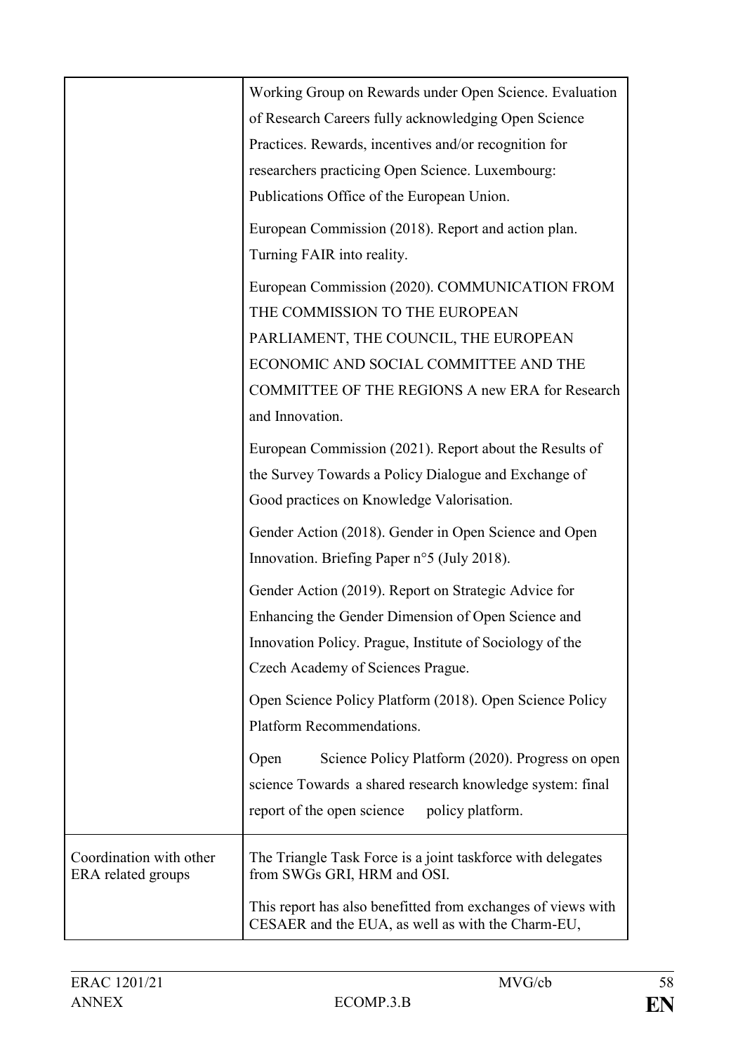| | |
|---|---|
| | Working Group on Rewards under Open Science. Evaluation of Research Careers fully acknowledging Open Science Practices. Rewards, incentives and/or recognition for researchers practicing Open Science. Luxembourg: Publications Office of the European Union.<br><br>European Commission (2018). Report and action plan. Turning FAIR into reality.<br><br>European Commission (2020). COMMUNICATION FROM THE COMMISSION TO THE EUROPEAN PARLIAMENT, THE COUNCIL, THE EUROPEAN ECONOMIC AND SOCIAL COMMITTEE AND THE COMMITTEE OF THE REGIONS A new ERA for Research and Innovation.<br><br>European Commission (2021). Report about the Results of the Survey Towards a Policy Dialogue and Exchange of Good practices on Knowledge Valorisation.<br><br>Gender Action (2018). Gender in Open Science and Open Innovation. Briefing Paper n°5 (July 2018).<br><br>Gender Action (2019). Report on Strategic Advice for Enhancing the Gender Dimension of Open Science and Innovation Policy. Prague, Institute of Sociology of the Czech Academy of Sciences Prague.<br><br>Open Science Policy Platform (2018). Open Science Policy Platform Recommendations.<br><br>Open Science Policy Platform (2020). Progress on open science Towards a shared research knowledge system: final report of the open science policy platform. |
| Coordination with other ERA related groups | The Triangle Task Force is a joint taskforce with delegates from SWGs GRI, HRM and OSI.<br><br>This report has also benefitted from exchanges of views with CESAER and the EUA, as well as with the Charm-EU, |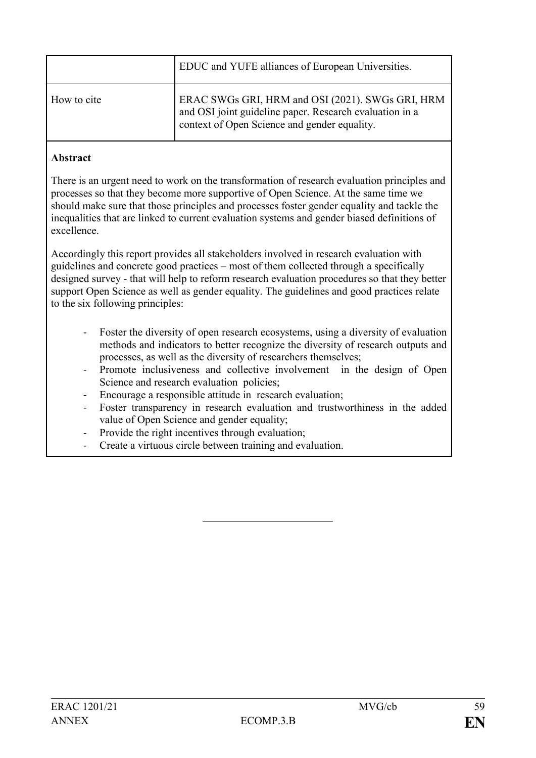| | |
|---|---|
| | EDUC and YUFE alliances of European Universities. |
| How to cite | ERAC SWGs GRI, HRM and OSI (2021). SWGs GRI, HRM and OSI joint guideline paper. Research evaluation in a context of Open Science and gender equality. |

**Abstract**

There is an urgent need to work on the transformation of research evaluation principles and processes so that they become more supportive of Open Science. At the same time we should make sure that those principles and processes foster gender equality and tackle the inequalities that are linked to current evaluation systems and gender biased definitions of excellence.

Accordingly this report provides all stakeholders involved in research evaluation with guidelines and concrete good practices – most of them collected through a specifically designed survey - that will help to reform research evaluation procedures so that they better support Open Science as well as gender equality. The guidelines and good practices relate to the six following principles:

- Foster the diversity of open research ecosystems, using a diversity of evaluation methods and indicators to better recognize the diversity of research outputs and processes, as well as the diversity of researchers themselves;
- Promote inclusiveness and collective involvement in the design of Open Science and research evaluation policies;
- Encourage a responsible attitude in research evaluation;
- Foster transparency in research evaluation and trustworthiness in the added value of Open Science and gender equality;
- Provide the right incentives through evaluation;
- Create a virtuous circle between training and evaluation.